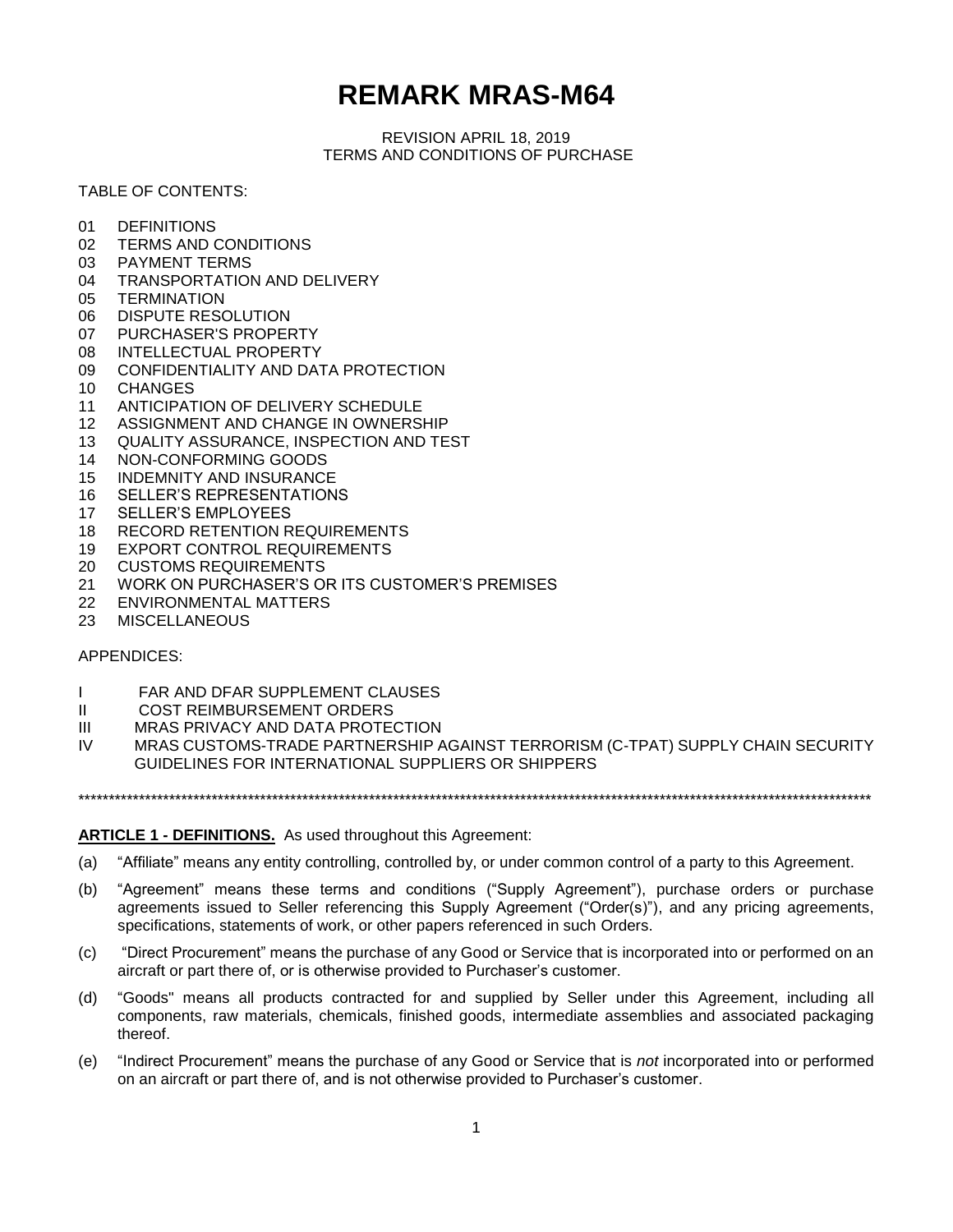# REMARK MRAS-M64

REVISION APRIL 18, 2019
TERMS AND CONDITIONS OF PURCHASE

TABLE OF CONTENTS:

01 DEFINITIONS
02 TERMS AND CONDITIONS
03 PAYMENT TERMS
04 TRANSPORTATION AND DELIVERY
05 TERMINATION
06 DISPUTE RESOLUTION
07 PURCHASER'S PROPERTY
08 INTELLECTUAL PROPERTY
09 CONFIDENTIALITY AND DATA PROTECTION
10 CHANGES
11 ANTICIPATION OF DELIVERY SCHEDULE
12 ASSIGNMENT AND CHANGE IN OWNERSHIP
13 QUALITY ASSURANCE, INSPECTION AND TEST
14 NON-CONFORMING GOODS
15 INDEMNITY AND INSURANCE
16 SELLER'S REPRESENTATIONS
17 SELLER'S EMPLOYEES
18 RECORD RETENTION REQUIREMENTS
19 EXPORT CONTROL REQUIREMENTS
20 CUSTOMS REQUIREMENTS
21 WORK ON PURCHASER'S OR ITS CUSTOMER'S PREMISES
22 ENVIRONMENTAL MATTERS
23 MISCELLANEOUS

APPENDICES:

I FAR AND DFAR SUPPLEMENT CLAUSES
II COST REIMBURSEMENT ORDERS
III MRAS PRIVACY AND DATA PROTECTION
IV MRAS CUSTOMS-TRADE PARTNERSHIP AGAINST TERRORISM (C-TPAT) SUPPLY CHAIN SECURITY GUIDELINES FOR INTERNATIONAL SUPPLIERS OR SHIPPERS

*************************************************************************************************************************************

**ARTICLE 1 - DEFINITIONS.** As used throughout this Agreement:

(a) "Affiliate" means any entity controlling, controlled by, or under common control of a party to this Agreement.

(b) "Agreement" means these terms and conditions ("Supply Agreement"), purchase orders or purchase agreements issued to Seller referencing this Supply Agreement ("Order(s)"), and any pricing agreements, specifications, statements of work, or other papers referenced in such Orders.

(c) "Direct Procurement" means the purchase of any Good or Service that is incorporated into or performed on an aircraft or part there of, or is otherwise provided to Purchaser's customer.

(d) "Goods" means all products contracted for and supplied by Seller under this Agreement, including all components, raw materials, chemicals, finished goods, intermediate assemblies and associated packaging thereof.

(e) "Indirect Procurement" means the purchase of any Good or Service that is *not* incorporated into or performed on an aircraft or part there of, and is not otherwise provided to Purchaser's customer.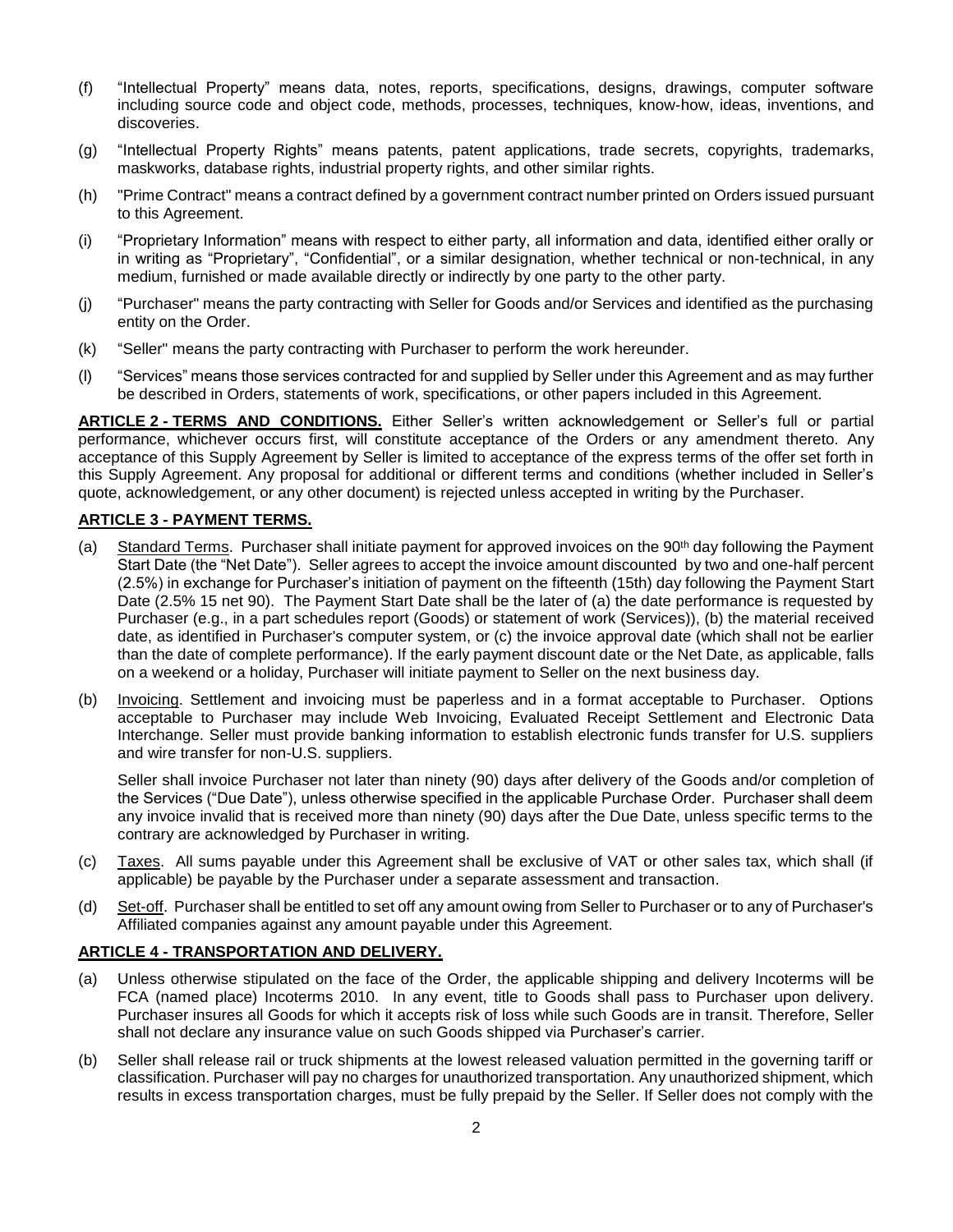(f) "Intellectual Property" means data, notes, reports, specifications, designs, drawings, computer software including source code and object code, methods, processes, techniques, know-how, ideas, inventions, and discoveries.

(g) "Intellectual Property Rights" means patents, patent applications, trade secrets, copyrights, trademarks, maskworks, database rights, industrial property rights, and other similar rights.

(h) "Prime Contract" means a contract defined by a government contract number printed on Orders issued pursuant to this Agreement.

(i) "Proprietary Information" means with respect to either party, all information and data, identified either orally or in writing as "Proprietary", "Confidential", or a similar designation, whether technical or non-technical, in any medium, furnished or made available directly or indirectly by one party to the other party.

(j) "Purchaser" means the party contracting with Seller for Goods and/or Services and identified as the purchasing entity on the Order.

(k) "Seller" means the party contracting with Purchaser to perform the work hereunder.

(l) "Services" means those services contracted for and supplied by Seller under this Agreement and as may further be described in Orders, statements of work, specifications, or other papers included in this Agreement.

**ARTICLE 2 - TERMS AND CONDITIONS.** Either Seller's written acknowledgement or Seller's full or partial performance, whichever occurs first, will constitute acceptance of the Orders or any amendment thereto. Any acceptance of this Supply Agreement by Seller is limited to acceptance of the express terms of the offer set forth in this Supply Agreement. Any proposal for additional or different terms and conditions (whether included in Seller's quote, acknowledgement, or any other document) is rejected unless accepted in writing by the Purchaser.

**ARTICLE 3 - PAYMENT TERMS.**

(a) Standard Terms. Purchaser shall initiate payment for approved invoices on the 90th day following the Payment Start Date (the "Net Date"). Seller agrees to accept the invoice amount discounted by two and one-half percent (2.5%) in exchange for Purchaser's initiation of payment on the fifteenth (15th) day following the Payment Start Date (2.5% 15 net 90). The Payment Start Date shall be the later of (a) the date performance is requested by Purchaser (e.g., in a part schedules report (Goods) or statement of work (Services)), (b) the material received date, as identified in Purchaser's computer system, or (c) the invoice approval date (which shall not be earlier than the date of complete performance). If the early payment discount date or the Net Date, as applicable, falls on a weekend or a holiday, Purchaser will initiate payment to Seller on the next business day.

(b) Invoicing. Settlement and invoicing must be paperless and in a format acceptable to Purchaser. Options acceptable to Purchaser may include Web Invoicing, Evaluated Receipt Settlement and Electronic Data Interchange. Seller must provide banking information to establish electronic funds transfer for U.S. suppliers and wire transfer for non-U.S. suppliers.

Seller shall invoice Purchaser not later than ninety (90) days after delivery of the Goods and/or completion of the Services ("Due Date"), unless otherwise specified in the applicable Purchase Order. Purchaser shall deem any invoice invalid that is received more than ninety (90) days after the Due Date, unless specific terms to the contrary are acknowledged by Purchaser in writing.

(c) Taxes. All sums payable under this Agreement shall be exclusive of VAT or other sales tax, which shall (if applicable) be payable by the Purchaser under a separate assessment and transaction.

(d) Set-off. Purchaser shall be entitled to set off any amount owing from Seller to Purchaser or to any of Purchaser's Affiliated companies against any amount payable under this Agreement.

**ARTICLE 4 - TRANSPORTATION AND DELIVERY.**

(a) Unless otherwise stipulated on the face of the Order, the applicable shipping and delivery Incoterms will be FCA (named place) Incoterms 2010. In any event, title to Goods shall pass to Purchaser upon delivery. Purchaser insures all Goods for which it accepts risk of loss while such Goods are in transit. Therefore, Seller shall not declare any insurance value on such Goods shipped via Purchaser's carrier.

(b) Seller shall release rail or truck shipments at the lowest released valuation permitted in the governing tariff or classification. Purchaser will pay no charges for unauthorized transportation. Any unauthorized shipment, which results in excess transportation charges, must be fully prepaid by the Seller. If Seller does not comply with the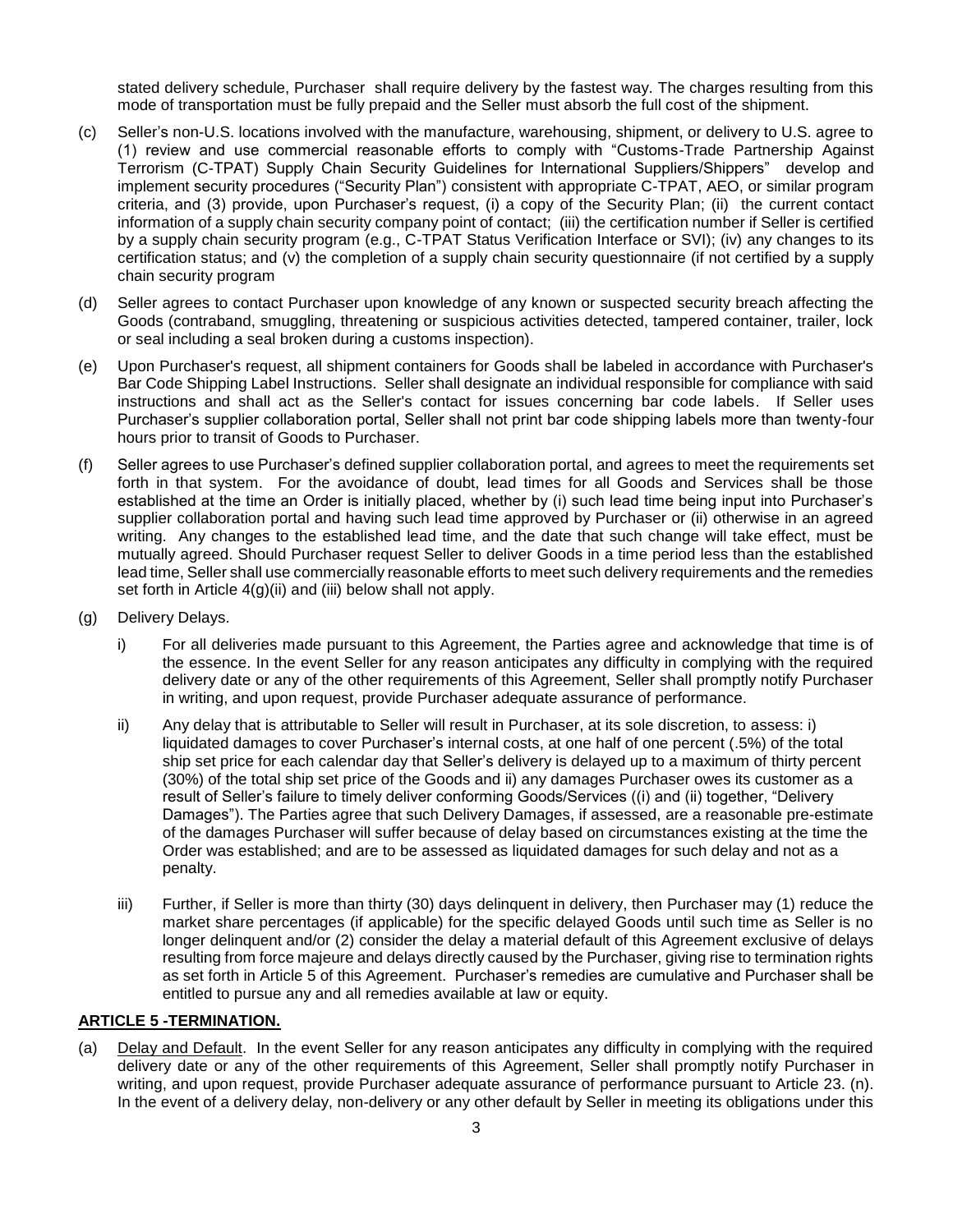stated delivery schedule, Purchaser shall require delivery by the fastest way. The charges resulting from this mode of transportation must be fully prepaid and the Seller must absorb the full cost of the shipment.

(c) Seller's non-U.S. locations involved with the manufacture, warehousing, shipment, or delivery to U.S. agree to (1) review and use commercial reasonable efforts to comply with "Customs-Trade Partnership Against Terrorism (C-TPAT) Supply Chain Security Guidelines for International Suppliers/Shippers" develop and implement security procedures ("Security Plan") consistent with appropriate C-TPAT, AEO, or similar program criteria, and (3) provide, upon Purchaser's request, (i) a copy of the Security Plan; (ii) the current contact information of a supply chain security company point of contact; (iii) the certification number if Seller is certified by a supply chain security program (e.g., C-TPAT Status Verification Interface or SVI); (iv) any changes to its certification status; and (v) the completion of a supply chain security questionnaire (if not certified by a supply chain security program

(d) Seller agrees to contact Purchaser upon knowledge of any known or suspected security breach affecting the Goods (contraband, smuggling, threatening or suspicious activities detected, tampered container, trailer, lock or seal including a seal broken during a customs inspection).

(e) Upon Purchaser's request, all shipment containers for Goods shall be labeled in accordance with Purchaser's Bar Code Shipping Label Instructions. Seller shall designate an individual responsible for compliance with said instructions and shall act as the Seller's contact for issues concerning bar code labels. If Seller uses Purchaser's supplier collaboration portal, Seller shall not print bar code shipping labels more than twenty-four hours prior to transit of Goods to Purchaser.

(f) Seller agrees to use Purchaser's defined supplier collaboration portal, and agrees to meet the requirements set forth in that system. For the avoidance of doubt, lead times for all Goods and Services shall be those established at the time an Order is initially placed, whether by (i) such lead time being input into Purchaser's supplier collaboration portal and having such lead time approved by Purchaser or (ii) otherwise in an agreed writing. Any changes to the established lead time, and the date that such change will take effect, must be mutually agreed. Should Purchaser request Seller to deliver Goods in a time period less than the established lead time, Seller shall use commercially reasonable efforts to meet such delivery requirements and the remedies set forth in Article 4(g)(ii) and (iii) below shall not apply.

(g) Delivery Delays.

i) For all deliveries made pursuant to this Agreement, the Parties agree and acknowledge that time is of the essence. In the event Seller for any reason anticipates any difficulty in complying with the required delivery date or any of the other requirements of this Agreement, Seller shall promptly notify Purchaser in writing, and upon request, provide Purchaser adequate assurance of performance.

ii) Any delay that is attributable to Seller will result in Purchaser, at its sole discretion, to assess: i) liquidated damages to cover Purchaser's internal costs, at one half of one percent (.5%) of the total ship set price for each calendar day that Seller's delivery is delayed up to a maximum of thirty percent (30%) of the total ship set price of the Goods and ii) any damages Purchaser owes its customer as a result of Seller's failure to timely deliver conforming Goods/Services ((i) and (ii) together, "Delivery Damages"). The Parties agree that such Delivery Damages, if assessed, are a reasonable pre-estimate of the damages Purchaser will suffer because of delay based on circumstances existing at the time the Order was established; and are to be assessed as liquidated damages for such delay and not as a penalty.

iii) Further, if Seller is more than thirty (30) days delinquent in delivery, then Purchaser may (1) reduce the market share percentages (if applicable) for the specific delayed Goods until such time as Seller is no longer delinquent and/or (2) consider the delay a material default of this Agreement exclusive of delays resulting from force majeure and delays directly caused by the Purchaser, giving rise to termination rights as set forth in Article 5 of this Agreement. Purchaser's remedies are cumulative and Purchaser shall be entitled to pursue any and all remedies available at law or equity.

**ARTICLE 5 -TERMINATION.**

(a) Delay and Default. In the event Seller for any reason anticipates any difficulty in complying with the required delivery date or any of the other requirements of this Agreement, Seller shall promptly notify Purchaser in writing, and upon request, provide Purchaser adequate assurance of performance pursuant to Article 23. (n). In the event of a delivery delay, non-delivery or any other default by Seller in meeting its obligations under this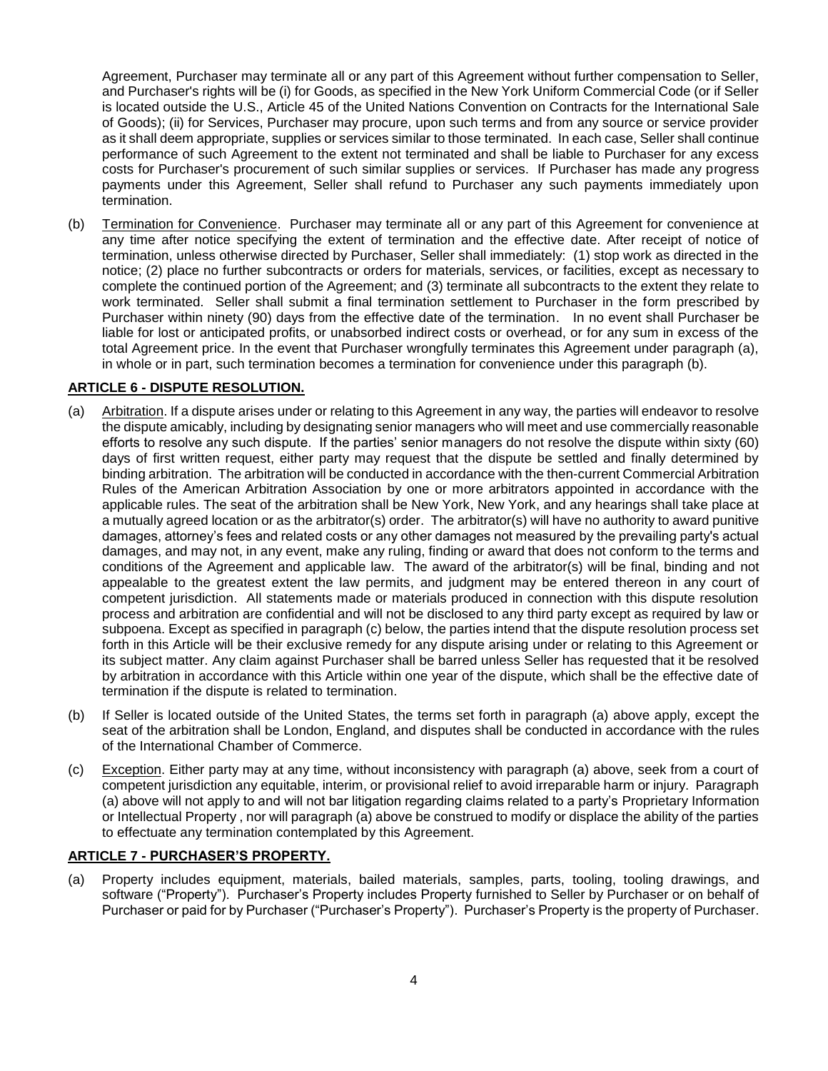Agreement, Purchaser may terminate all or any part of this Agreement without further compensation to Seller, and Purchaser's rights will be (i) for Goods, as specified in the New York Uniform Commercial Code (or if Seller is located outside the U.S., Article 45 of the United Nations Convention on Contracts for the International Sale of Goods); (ii) for Services, Purchaser may procure, upon such terms and from any source or service provider as it shall deem appropriate, supplies or services similar to those terminated. In each case, Seller shall continue performance of such Agreement to the extent not terminated and shall be liable to Purchaser for any excess costs for Purchaser's procurement of such similar supplies or services. If Purchaser has made any progress payments under this Agreement, Seller shall refund to Purchaser any such payments immediately upon termination.

(b) Termination for Convenience. Purchaser may terminate all or any part of this Agreement for convenience at any time after notice specifying the extent of termination and the effective date. After receipt of notice of termination, unless otherwise directed by Purchaser, Seller shall immediately: (1) stop work as directed in the notice; (2) place no further subcontracts or orders for materials, services, or facilities, except as necessary to complete the continued portion of the Agreement; and (3) terminate all subcontracts to the extent they relate to work terminated. Seller shall submit a final termination settlement to Purchaser in the form prescribed by Purchaser within ninety (90) days from the effective date of the termination. In no event shall Purchaser be liable for lost or anticipated profits, or unabsorbed indirect costs or overhead, or for any sum in excess of the total Agreement price. In the event that Purchaser wrongfully terminates this Agreement under paragraph (a), in whole or in part, such termination becomes a termination for convenience under this paragraph (b).

## ARTICLE 6 - DISPUTE RESOLUTION.

(a) Arbitration. If a dispute arises under or relating to this Agreement in any way, the parties will endeavor to resolve the dispute amicably, including by designating senior managers who will meet and use commercially reasonable efforts to resolve any such dispute. If the parties' senior managers do not resolve the dispute within sixty (60) days of first written request, either party may request that the dispute be settled and finally determined by binding arbitration. The arbitration will be conducted in accordance with the then-current Commercial Arbitration Rules of the American Arbitration Association by one or more arbitrators appointed in accordance with the applicable rules. The seat of the arbitration shall be New York, New York, and any hearings shall take place at a mutually agreed location or as the arbitrator(s) order. The arbitrator(s) will have no authority to award punitive damages, attorney's fees and related costs or any other damages not measured by the prevailing party's actual damages, and may not, in any event, make any ruling, finding or award that does not conform to the terms and conditions of the Agreement and applicable law. The award of the arbitrator(s) will be final, binding and not appealable to the greatest extent the law permits, and judgment may be entered thereon in any court of competent jurisdiction. All statements made or materials produced in connection with this dispute resolution process and arbitration are confidential and will not be disclosed to any third party except as required by law or subpoena. Except as specified in paragraph (c) below, the parties intend that the dispute resolution process set forth in this Article will be their exclusive remedy for any dispute arising under or relating to this Agreement or its subject matter. Any claim against Purchaser shall be barred unless Seller has requested that it be resolved by arbitration in accordance with this Article within one year of the dispute, which shall be the effective date of termination if the dispute is related to termination.

(b) If Seller is located outside of the United States, the terms set forth in paragraph (a) above apply, except the seat of the arbitration shall be London, England, and disputes shall be conducted in accordance with the rules of the International Chamber of Commerce.

(c) Exception. Either party may at any time, without inconsistency with paragraph (a) above, seek from a court of competent jurisdiction any equitable, interim, or provisional relief to avoid irreparable harm or injury. Paragraph (a) above will not apply to and will not bar litigation regarding claims related to a party's Proprietary Information or Intellectual Property , nor will paragraph (a) above be construed to modify or displace the ability of the parties to effectuate any termination contemplated by this Agreement.

## ARTICLE 7 - PURCHASER'S PROPERTY.

(a) Property includes equipment, materials, bailed materials, samples, parts, tooling, tooling drawings, and software ("Property"). Purchaser's Property includes Property furnished to Seller by Purchaser or on behalf of Purchaser or paid for by Purchaser ("Purchaser's Property"). Purchaser's Property is the property of Purchaser.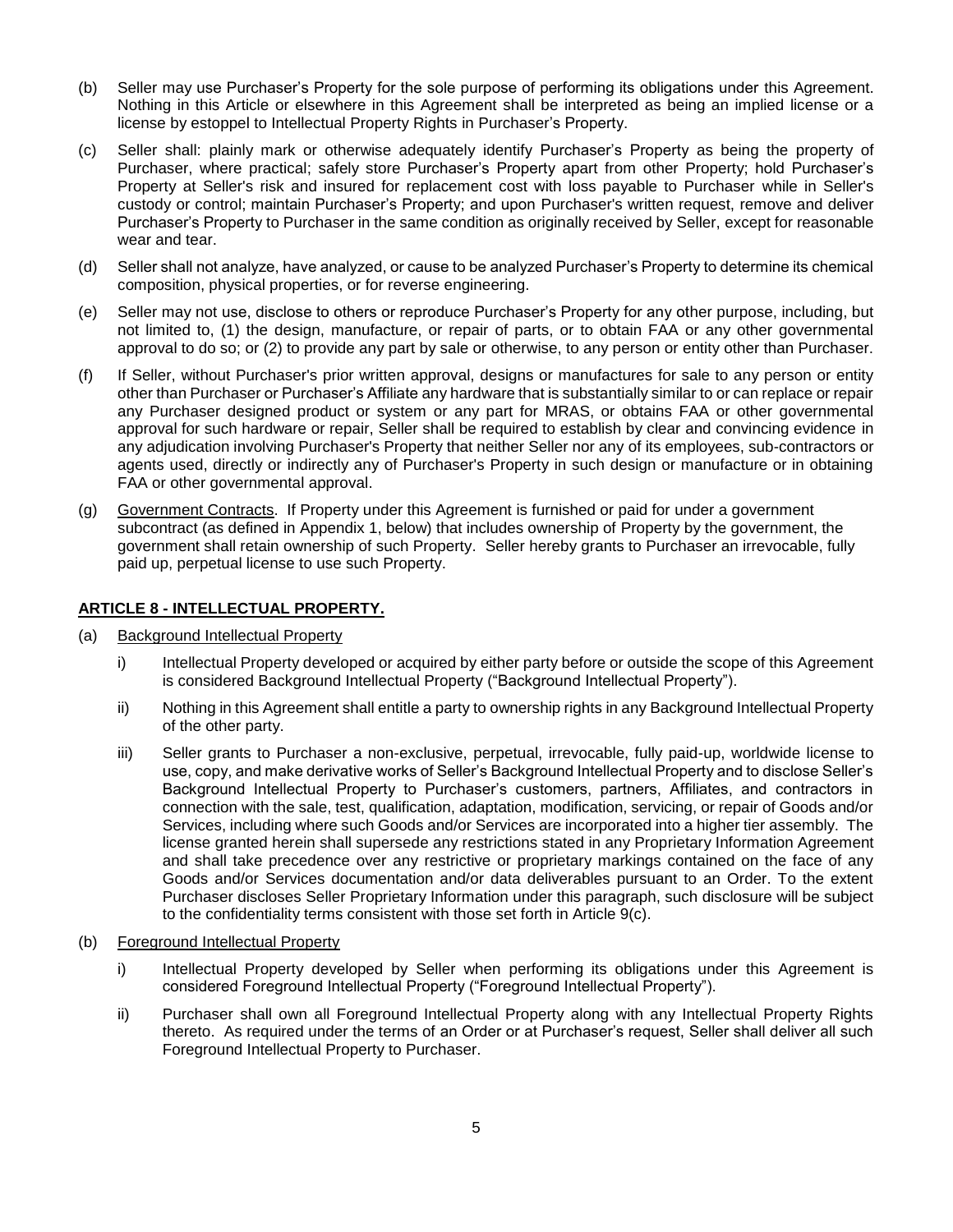(b) Seller may use Purchaser's Property for the sole purpose of performing its obligations under this Agreement. Nothing in this Article or elsewhere in this Agreement shall be interpreted as being an implied license or a license by estoppel to Intellectual Property Rights in Purchaser's Property.

(c) Seller shall: plainly mark or otherwise adequately identify Purchaser's Property as being the property of Purchaser, where practical; safely store Purchaser's Property apart from other Property; hold Purchaser's Property at Seller's risk and insured for replacement cost with loss payable to Purchaser while in Seller's custody or control; maintain Purchaser's Property; and upon Purchaser's written request, remove and deliver Purchaser's Property to Purchaser in the same condition as originally received by Seller, except for reasonable wear and tear.

(d) Seller shall not analyze, have analyzed, or cause to be analyzed Purchaser's Property to determine its chemical composition, physical properties, or for reverse engineering.

(e) Seller may not use, disclose to others or reproduce Purchaser's Property for any other purpose, including, but not limited to, (1) the design, manufacture, or repair of parts, or to obtain FAA or any other governmental approval to do so; or (2) to provide any part by sale or otherwise, to any person or entity other than Purchaser.

(f) If Seller, without Purchaser's prior written approval, designs or manufactures for sale to any person or entity other than Purchaser or Purchaser's Affiliate any hardware that is substantially similar to or can replace or repair any Purchaser designed product or system or any part for MRAS, or obtains FAA or other governmental approval for such hardware or repair, Seller shall be required to establish by clear and convincing evidence in any adjudication involving Purchaser's Property that neither Seller nor any of its employees, sub-contractors or agents used, directly or indirectly any of Purchaser's Property in such design or manufacture or in obtaining FAA or other governmental approval.

(g) Government Contracts. If Property under this Agreement is furnished or paid for under a government subcontract (as defined in Appendix 1, below) that includes ownership of Property by the government, the government shall retain ownership of such Property. Seller hereby grants to Purchaser an irrevocable, fully paid up, perpetual license to use such Property.

## ARTICLE 8 - INTELLECTUAL PROPERTY.

(a) Background Intellectual Property

i) Intellectual Property developed or acquired by either party before or outside the scope of this Agreement is considered Background Intellectual Property ("Background Intellectual Property").

ii) Nothing in this Agreement shall entitle a party to ownership rights in any Background Intellectual Property of the other party.

iii) Seller grants to Purchaser a non-exclusive, perpetual, irrevocable, fully paid-up, worldwide license to use, copy, and make derivative works of Seller's Background Intellectual Property and to disclose Seller's Background Intellectual Property to Purchaser's customers, partners, Affiliates, and contractors in connection with the sale, test, qualification, adaptation, modification, servicing, or repair of Goods and/or Services, including where such Goods and/or Services are incorporated into a higher tier assembly. The license granted herein shall supersede any restrictions stated in any Proprietary Information Agreement and shall take precedence over any restrictive or proprietary markings contained on the face of any Goods and/or Services documentation and/or data deliverables pursuant to an Order. To the extent Purchaser discloses Seller Proprietary Information under this paragraph, such disclosure will be subject to the confidentiality terms consistent with those set forth in Article 9(c).

(b) Foreground Intellectual Property

i) Intellectual Property developed by Seller when performing its obligations under this Agreement is considered Foreground Intellectual Property ("Foreground Intellectual Property").

ii) Purchaser shall own all Foreground Intellectual Property along with any Intellectual Property Rights thereto. As required under the terms of an Order or at Purchaser's request, Seller shall deliver all such Foreground Intellectual Property to Purchaser.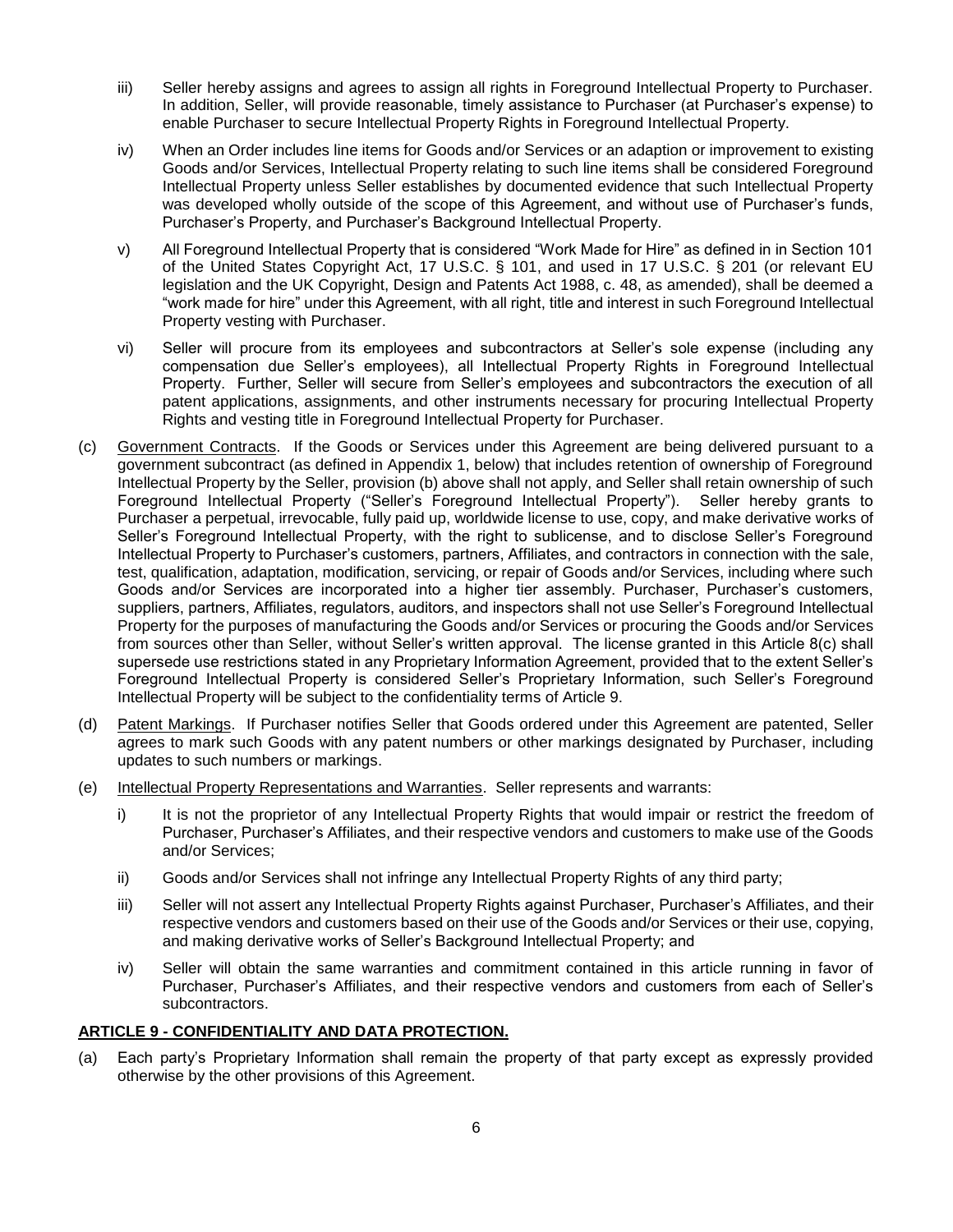iii) Seller hereby assigns and agrees to assign all rights in Foreground Intellectual Property to Purchaser. In addition, Seller, will provide reasonable, timely assistance to Purchaser (at Purchaser's expense) to enable Purchaser to secure Intellectual Property Rights in Foreground Intellectual Property.

iv) When an Order includes line items for Goods and/or Services or an adaption or improvement to existing Goods and/or Services, Intellectual Property relating to such line items shall be considered Foreground Intellectual Property unless Seller establishes by documented evidence that such Intellectual Property was developed wholly outside of the scope of this Agreement, and without use of Purchaser's funds, Purchaser's Property, and Purchaser's Background Intellectual Property.

v) All Foreground Intellectual Property that is considered "Work Made for Hire" as defined in in Section 101 of the United States Copyright Act, 17 U.S.C. § 101, and used in 17 U.S.C. § 201 (or relevant EU legislation and the UK Copyright, Design and Patents Act 1988, c. 48, as amended), shall be deemed a "work made for hire" under this Agreement, with all right, title and interest in such Foreground Intellectual Property vesting with Purchaser.

vi) Seller will procure from its employees and subcontractors at Seller's sole expense (including any compensation due Seller's employees), all Intellectual Property Rights in Foreground Intellectual Property. Further, Seller will secure from Seller's employees and subcontractors the execution of all patent applications, assignments, and other instruments necessary for procuring Intellectual Property Rights and vesting title in Foreground Intellectual Property for Purchaser.

(c) Government Contracts. If the Goods or Services under this Agreement are being delivered pursuant to a government subcontract (as defined in Appendix 1, below) that includes retention of ownership of Foreground Intellectual Property by the Seller, provision (b) above shall not apply, and Seller shall retain ownership of such Foreground Intellectual Property ("Seller's Foreground Intellectual Property"). Seller hereby grants to Purchaser a perpetual, irrevocable, fully paid up, worldwide license to use, copy, and make derivative works of Seller's Foreground Intellectual Property, with the right to sublicense, and to disclose Seller's Foreground Intellectual Property to Purchaser's customers, partners, Affiliates, and contractors in connection with the sale, test, qualification, adaptation, modification, servicing, or repair of Goods and/or Services, including where such Goods and/or Services are incorporated into a higher tier assembly. Purchaser, Purchaser's customers, suppliers, partners, Affiliates, regulators, auditors, and inspectors shall not use Seller's Foreground Intellectual Property for the purposes of manufacturing the Goods and/or Services or procuring the Goods and/or Services from sources other than Seller, without Seller's written approval. The license granted in this Article 8(c) shall supersede use restrictions stated in any Proprietary Information Agreement, provided that to the extent Seller's Foreground Intellectual Property is considered Seller's Proprietary Information, such Seller's Foreground Intellectual Property will be subject to the confidentiality terms of Article 9.

(d) Patent Markings. If Purchaser notifies Seller that Goods ordered under this Agreement are patented, Seller agrees to mark such Goods with any patent numbers or other markings designated by Purchaser, including updates to such numbers or markings.

(e) Intellectual Property Representations and Warranties. Seller represents and warrants:

i) It is not the proprietor of any Intellectual Property Rights that would impair or restrict the freedom of Purchaser, Purchaser's Affiliates, and their respective vendors and customers to make use of the Goods and/or Services;

ii) Goods and/or Services shall not infringe any Intellectual Property Rights of any third party;

iii) Seller will not assert any Intellectual Property Rights against Purchaser, Purchaser's Affiliates, and their respective vendors and customers based on their use of the Goods and/or Services or their use, copying, and making derivative works of Seller's Background Intellectual Property; and

iv) Seller will obtain the same warranties and commitment contained in this article running in favor of Purchaser, Purchaser's Affiliates, and their respective vendors and customers from each of Seller's subcontractors.

**ARTICLE 9 - CONFIDENTIALITY AND DATA PROTECTION.**

(a) Each party's Proprietary Information shall remain the property of that party except as expressly provided otherwise by the other provisions of this Agreement.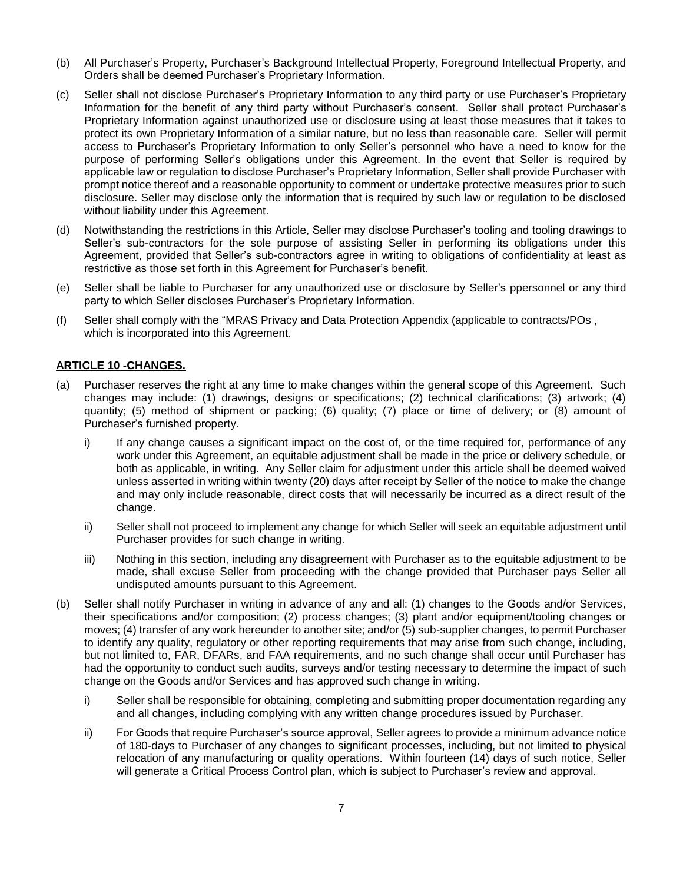(b) All Purchaser's Property, Purchaser's Background Intellectual Property, Foreground Intellectual Property, and Orders shall be deemed Purchaser's Proprietary Information.

(c) Seller shall not disclose Purchaser's Proprietary Information to any third party or use Purchaser's Proprietary Information for the benefit of any third party without Purchaser's consent. Seller shall protect Purchaser's Proprietary Information against unauthorized use or disclosure using at least those measures that it takes to protect its own Proprietary Information of a similar nature, but no less than reasonable care. Seller will permit access to Purchaser's Proprietary Information to only Seller's personnel who have a need to know for the purpose of performing Seller's obligations under this Agreement. In the event that Seller is required by applicable law or regulation to disclose Purchaser's Proprietary Information, Seller shall provide Purchaser with prompt notice thereof and a reasonable opportunity to comment or undertake protective measures prior to such disclosure. Seller may disclose only the information that is required by such law or regulation to be disclosed without liability under this Agreement.

(d) Notwithstanding the restrictions in this Article, Seller may disclose Purchaser's tooling and tooling drawings to Seller's sub-contractors for the sole purpose of assisting Seller in performing its obligations under this Agreement, provided that Seller's sub-contractors agree in writing to obligations of confidentiality at least as restrictive as those set forth in this Agreement for Purchaser's benefit.

(e) Seller shall be liable to Purchaser for any unauthorized use or disclosure by Seller's ppersonnel or any third party to which Seller discloses Purchaser's Proprietary Information.

(f) Seller shall comply with the "MRAS Privacy and Data Protection Appendix (applicable to contracts/POs , which is incorporated into this Agreement.

## ARTICLE 10 -CHANGES.

(a) Purchaser reserves the right at any time to make changes within the general scope of this Agreement. Such changes may include: (1) drawings, designs or specifications; (2) technical clarifications; (3) artwork; (4) quantity; (5) method of shipment or packing; (6) quality; (7) place or time of delivery; or (8) amount of Purchaser's furnished property.

   i) If any change causes a significant impact on the cost of, or the time required for, performance of any work under this Agreement, an equitable adjustment shall be made in the price or delivery schedule, or both as applicable, in writing. Any Seller claim for adjustment under this article shall be deemed waived unless asserted in writing within twenty (20) days after receipt by Seller of the notice to make the change and may only include reasonable, direct costs that will necessarily be incurred as a direct result of the change.

   ii) Seller shall not proceed to implement any change for which Seller will seek an equitable adjustment until Purchaser provides for such change in writing.

   iii) Nothing in this section, including any disagreement with Purchaser as to the equitable adjustment to be made, shall excuse Seller from proceeding with the change provided that Purchaser pays Seller all undisputed amounts pursuant to this Agreement.

(b) Seller shall notify Purchaser in writing in advance of any and all: (1) changes to the Goods and/or Services, their specifications and/or composition; (2) process changes; (3) plant and/or equipment/tooling changes or moves; (4) transfer of any work hereunder to another site; and/or (5) sub-supplier changes, to permit Purchaser to identify any quality, regulatory or other reporting requirements that may arise from such change, including, but not limited to, FAR, DFARs, and FAA requirements, and no such change shall occur until Purchaser has had the opportunity to conduct such audits, surveys and/or testing necessary to determine the impact of such change on the Goods and/or Services and has approved such change in writing.

   i) Seller shall be responsible for obtaining, completing and submitting proper documentation regarding any and all changes, including complying with any written change procedures issued by Purchaser.

   ii) For Goods that require Purchaser's source approval, Seller agrees to provide a minimum advance notice of 180-days to Purchaser of any changes to significant processes, including, but not limited to physical relocation of any manufacturing or quality operations. Within fourteen (14) days of such notice, Seller will generate a Critical Process Control plan, which is subject to Purchaser's review and approval.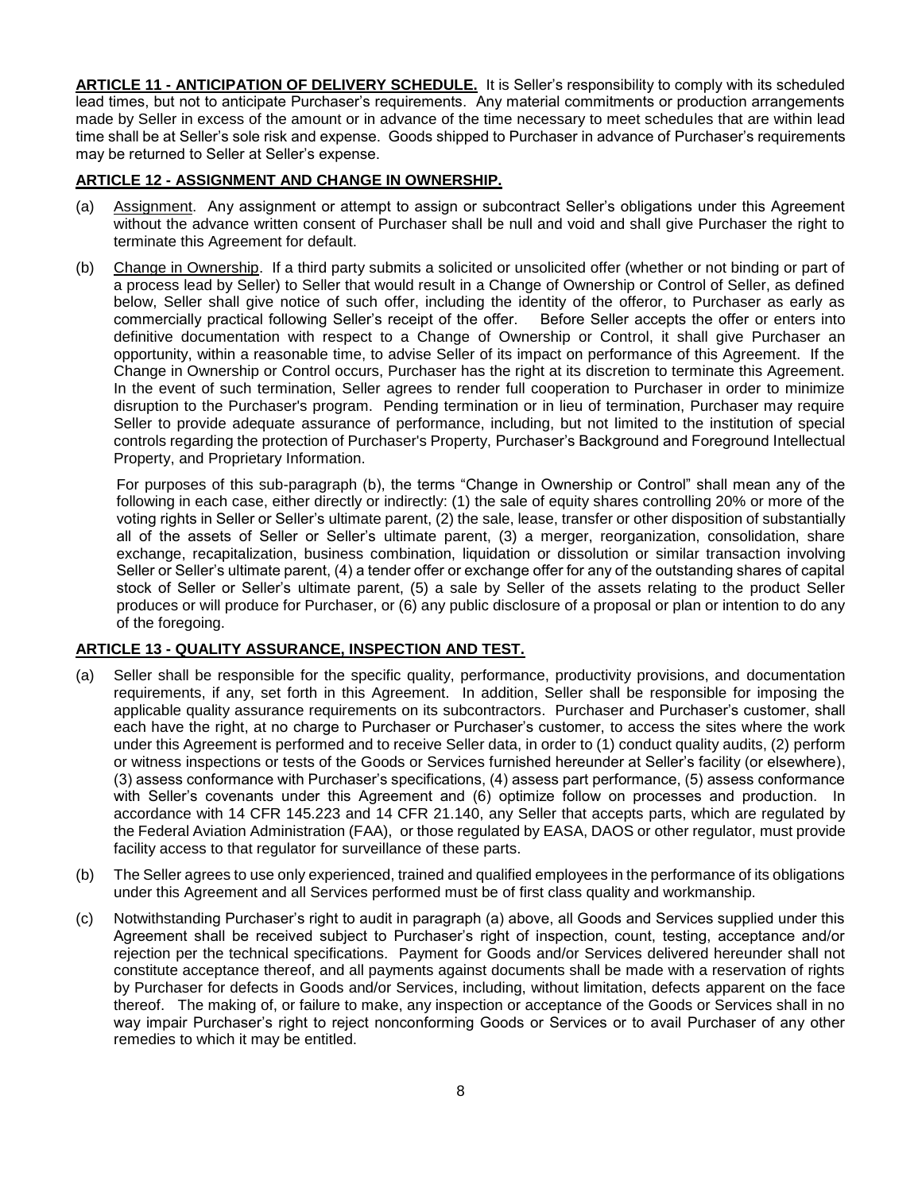**ARTICLE 11 - ANTICIPATION OF DELIVERY SCHEDULE.** It is Seller's responsibility to comply with its scheduled lead times, but not to anticipate Purchaser's requirements. Any material commitments or production arrangements made by Seller in excess of the amount or in advance of the time necessary to meet schedules that are within lead time shall be at Seller's sole risk and expense. Goods shipped to Purchaser in advance of Purchaser's requirements may be returned to Seller at Seller's expense.

**ARTICLE 12 - ASSIGNMENT AND CHANGE IN OWNERSHIP.**

(a) Assignment. Any assignment or attempt to assign or subcontract Seller's obligations under this Agreement without the advance written consent of Purchaser shall be null and void and shall give Purchaser the right to terminate this Agreement for default.

(b) Change in Ownership. If a third party submits a solicited or unsolicited offer (whether or not binding or part of a process lead by Seller) to Seller that would result in a Change of Ownership or Control of Seller, as defined below, Seller shall give notice of such offer, including the identity of the offeror, to Purchaser as early as commercially practical following Seller's receipt of the offer. Before Seller accepts the offer or enters into definitive documentation with respect to a Change of Ownership or Control, it shall give Purchaser an opportunity, within a reasonable time, to advise Seller of its impact on performance of this Agreement. If the Change in Ownership or Control occurs, Purchaser has the right at its discretion to terminate this Agreement. In the event of such termination, Seller agrees to render full cooperation to Purchaser in order to minimize disruption to the Purchaser's program. Pending termination or in lieu of termination, Purchaser may require Seller to provide adequate assurance of performance, including, but not limited to the institution of special controls regarding the protection of Purchaser's Property, Purchaser's Background and Foreground Intellectual Property, and Proprietary Information.

For purposes of this sub-paragraph (b), the terms "Change in Ownership or Control" shall mean any of the following in each case, either directly or indirectly: (1) the sale of equity shares controlling 20% or more of the voting rights in Seller or Seller's ultimate parent, (2) the sale, lease, transfer or other disposition of substantially all of the assets of Seller or Seller's ultimate parent, (3) a merger, reorganization, consolidation, share exchange, recapitalization, business combination, liquidation or dissolution or similar transaction involving Seller or Seller's ultimate parent, (4) a tender offer or exchange offer for any of the outstanding shares of capital stock of Seller or Seller's ultimate parent, (5) a sale by Seller of the assets relating to the product Seller produces or will produce for Purchaser, or (6) any public disclosure of a proposal or plan or intention to do any of the foregoing.

**ARTICLE 13 - QUALITY ASSURANCE, INSPECTION AND TEST.**

(a) Seller shall be responsible for the specific quality, performance, productivity provisions, and documentation requirements, if any, set forth in this Agreement. In addition, Seller shall be responsible for imposing the applicable quality assurance requirements on its subcontractors. Purchaser and Purchaser's customer, shall each have the right, at no charge to Purchaser or Purchaser's customer, to access the sites where the work under this Agreement is performed and to receive Seller data, in order to (1) conduct quality audits, (2) perform or witness inspections or tests of the Goods or Services furnished hereunder at Seller's facility (or elsewhere), (3) assess conformance with Purchaser's specifications, (4) assess part performance, (5) assess conformance with Seller's covenants under this Agreement and (6) optimize follow on processes and production. In accordance with 14 CFR 145.223 and 14 CFR 21.140, any Seller that accepts parts, which are regulated by the Federal Aviation Administration (FAA), or those regulated by EASA, DAOS or other regulator, must provide facility access to that regulator for surveillance of these parts.

(b) The Seller agrees to use only experienced, trained and qualified employees in the performance of its obligations under this Agreement and all Services performed must be of first class quality and workmanship.

(c) Notwithstanding Purchaser's right to audit in paragraph (a) above, all Goods and Services supplied under this Agreement shall be received subject to Purchaser's right of inspection, count, testing, acceptance and/or rejection per the technical specifications. Payment for Goods and/or Services delivered hereunder shall not constitute acceptance thereof, and all payments against documents shall be made with a reservation of rights by Purchaser for defects in Goods and/or Services, including, without limitation, defects apparent on the face thereof. The making of, or failure to make, any inspection or acceptance of the Goods or Services shall in no way impair Purchaser's right to reject nonconforming Goods or Services or to avail Purchaser of any other remedies to which it may be entitled.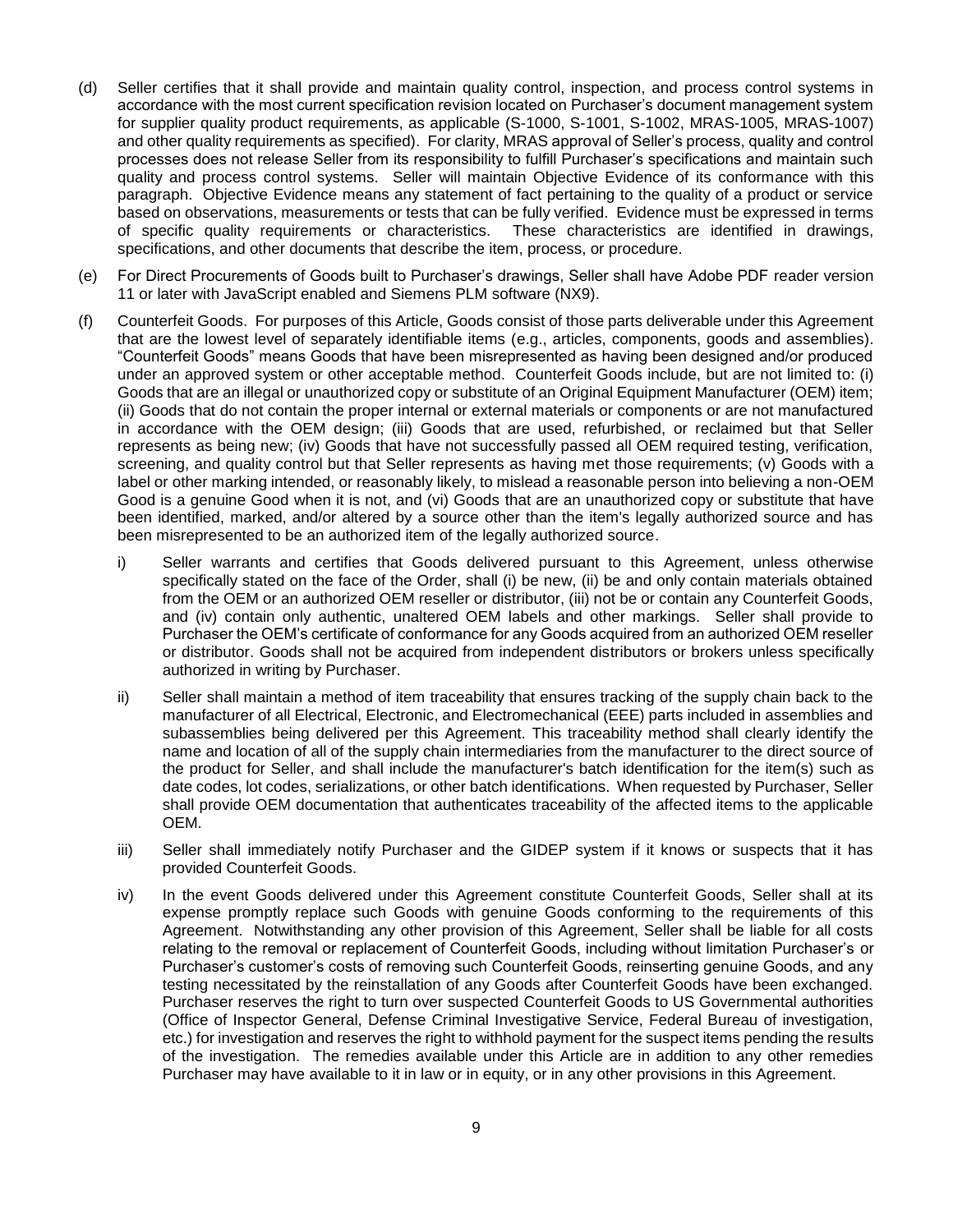(d) Seller certifies that it shall provide and maintain quality control, inspection, and process control systems in accordance with the most current specification revision located on Purchaser's document management system for supplier quality product requirements, as applicable (S-1000, S-1001, S-1002, MRAS-1005, MRAS-1007) and other quality requirements as specified). For clarity, MRAS approval of Seller's process, quality and control processes does not release Seller from its responsibility to fulfill Purchaser's specifications and maintain such quality and process control systems. Seller will maintain Objective Evidence of its conformance with this paragraph. Objective Evidence means any statement of fact pertaining to the quality of a product or service based on observations, measurements or tests that can be fully verified. Evidence must be expressed in terms of specific quality requirements or characteristics. These characteristics are identified in drawings, specifications, and other documents that describe the item, process, or procedure.

(e) For Direct Procurements of Goods built to Purchaser's drawings, Seller shall have Adobe PDF reader version 11 or later with JavaScript enabled and Siemens PLM software (NX9).

(f) Counterfeit Goods. For purposes of this Article, Goods consist of those parts deliverable under this Agreement that are the lowest level of separately identifiable items (e.g., articles, components, goods and assemblies). "Counterfeit Goods" means Goods that have been misrepresented as having been designed and/or produced under an approved system or other acceptable method. Counterfeit Goods include, but are not limited to: (i) Goods that are an illegal or unauthorized copy or substitute of an Original Equipment Manufacturer (OEM) item; (ii) Goods that do not contain the proper internal or external materials or components or are not manufactured in accordance with the OEM design; (iii) Goods that are used, refurbished, or reclaimed but that Seller represents as being new; (iv) Goods that have not successfully passed all OEM required testing, verification, screening, and quality control but that Seller represents as having met those requirements; (v) Goods with a label or other marking intended, or reasonably likely, to mislead a reasonable person into believing a non-OEM Good is a genuine Good when it is not, and (vi) Goods that are an unauthorized copy or substitute that have been identified, marked, and/or altered by a source other than the item's legally authorized source and has been misrepresented to be an authorized item of the legally authorized source.

   i) Seller warrants and certifies that Goods delivered pursuant to this Agreement, unless otherwise specifically stated on the face of the Order, shall (i) be new, (ii) be and only contain materials obtained from the OEM or an authorized OEM reseller or distributor, (iii) not be or contain any Counterfeit Goods, and (iv) contain only authentic, unaltered OEM labels and other markings. Seller shall provide to Purchaser the OEM's certificate of conformance for any Goods acquired from an authorized OEM reseller or distributor. Goods shall not be acquired from independent distributors or brokers unless specifically authorized in writing by Purchaser.

   ii) Seller shall maintain a method of item traceability that ensures tracking of the supply chain back to the manufacturer of all Electrical, Electronic, and Electromechanical (EEE) parts included in assemblies and subassemblies being delivered per this Agreement. This traceability method shall clearly identify the name and location of all of the supply chain intermediaries from the manufacturer to the direct source of the product for Seller, and shall include the manufacturer's batch identification for the item(s) such as date codes, lot codes, serializations, or other batch identifications. When requested by Purchaser, Seller shall provide OEM documentation that authenticates traceability of the affected items to the applicable OEM.

   iii) Seller shall immediately notify Purchaser and the GIDEP system if it knows or suspects that it has provided Counterfeit Goods.

   iv) In the event Goods delivered under this Agreement constitute Counterfeit Goods, Seller shall at its expense promptly replace such Goods with genuine Goods conforming to the requirements of this Agreement. Notwithstanding any other provision of this Agreement, Seller shall be liable for all costs relating to the removal or replacement of Counterfeit Goods, including without limitation Purchaser's or Purchaser's customer's costs of removing such Counterfeit Goods, reinserting genuine Goods, and any testing necessitated by the reinstallation of any Goods after Counterfeit Goods have been exchanged. Purchaser reserves the right to turn over suspected Counterfeit Goods to US Governmental authorities (Office of Inspector General, Defense Criminal Investigative Service, Federal Bureau of investigation, etc.) for investigation and reserves the right to withhold payment for the suspect items pending the results of the investigation. The remedies available under this Article are in addition to any other remedies Purchaser may have available to it in law or in equity, or in any other provisions in this Agreement.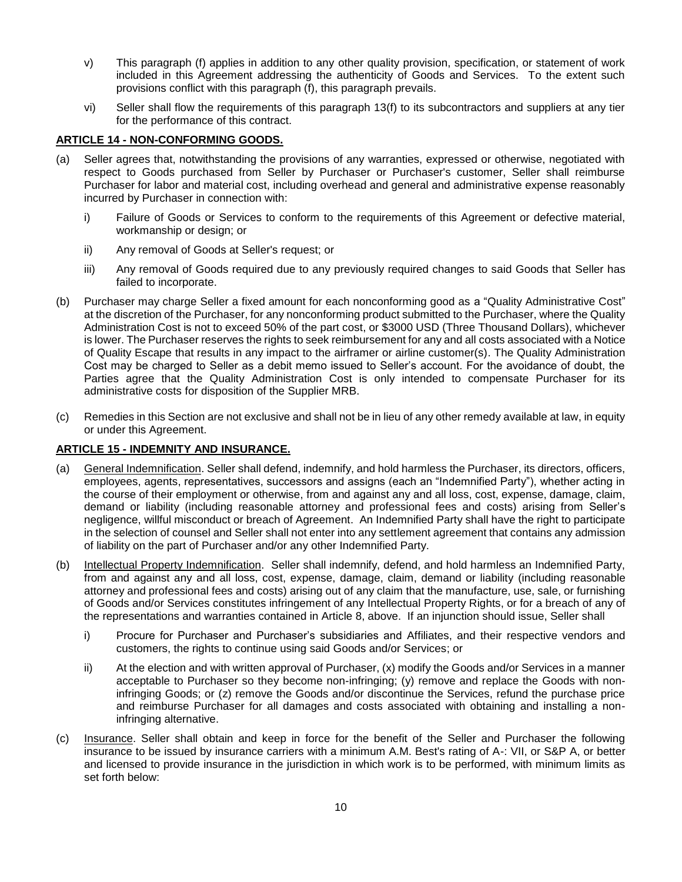v) This paragraph (f) applies in addition to any other quality provision, specification, or statement of work included in this Agreement addressing the authenticity of Goods and Services. To the extent such provisions conflict with this paragraph (f), this paragraph prevails.

vi) Seller shall flow the requirements of this paragraph 13(f) to its subcontractors and suppliers at any tier for the performance of this contract.

## ARTICLE 14 - NON-CONFORMING GOODS.

(a) Seller agrees that, notwithstanding the provisions of any warranties, expressed or otherwise, negotiated with respect to Goods purchased from Seller by Purchaser or Purchaser's customer, Seller shall reimburse Purchaser for labor and material cost, including overhead and general and administrative expense reasonably incurred by Purchaser in connection with:

i) Failure of Goods or Services to conform to the requirements of this Agreement or defective material, workmanship or design; or

ii) Any removal of Goods at Seller's request; or

iii) Any removal of Goods required due to any previously required changes to said Goods that Seller has failed to incorporate.

(b) Purchaser may charge Seller a fixed amount for each nonconforming good as a "Quality Administrative Cost" at the discretion of the Purchaser, for any nonconforming product submitted to the Purchaser, where the Quality Administration Cost is not to exceed 50% of the part cost, or $3000 USD (Three Thousand Dollars), whichever is lower. The Purchaser reserves the rights to seek reimbursement for any and all costs associated with a Notice of Quality Escape that results in any impact to the airframer or airline customer(s). The Quality Administration Cost may be charged to Seller as a debit memo issued to Seller's account. For the avoidance of doubt, the Parties agree that the Quality Administration Cost is only intended to compensate Purchaser for its administrative costs for disposition of the Supplier MRB.

(c) Remedies in this Section are not exclusive and shall not be in lieu of any other remedy available at law, in equity or under this Agreement.

## ARTICLE 15 - INDEMNITY AND INSURANCE.

(a) General Indemnification. Seller shall defend, indemnify, and hold harmless the Purchaser, its directors, officers, employees, agents, representatives, successors and assigns (each an "Indemnified Party"), whether acting in the course of their employment or otherwise, from and against any and all loss, cost, expense, damage, claim, demand or liability (including reasonable attorney and professional fees and costs) arising from Seller's negligence, willful misconduct or breach of Agreement. An Indemnified Party shall have the right to participate in the selection of counsel and Seller shall not enter into any settlement agreement that contains any admission of liability on the part of Purchaser and/or any other Indemnified Party.

(b) Intellectual Property Indemnification. Seller shall indemnify, defend, and hold harmless an Indemnified Party, from and against any and all loss, cost, expense, damage, claim, demand or liability (including reasonable attorney and professional fees and costs) arising out of any claim that the manufacture, use, sale, or furnishing of Goods and/or Services constitutes infringement of any Intellectual Property Rights, or for a breach of any of the representations and warranties contained in Article 8, above. If an injunction should issue, Seller shall

i) Procure for Purchaser and Purchaser's subsidiaries and Affiliates, and their respective vendors and customers, the rights to continue using said Goods and/or Services; or

ii) At the election and with written approval of Purchaser, (x) modify the Goods and/or Services in a manner acceptable to Purchaser so they become non-infringing; (y) remove and replace the Goods with non-infringing Goods; or (z) remove the Goods and/or discontinue the Services, refund the purchase price and reimburse Purchaser for all damages and costs associated with obtaining and installing a non-infringing alternative.

(c) Insurance. Seller shall obtain and keep in force for the benefit of the Seller and Purchaser the following insurance to be issued by insurance carriers with a minimum A.M. Best's rating of A-: VII, or S&P A, or better and licensed to provide insurance in the jurisdiction in which work is to be performed, with minimum limits as set forth below: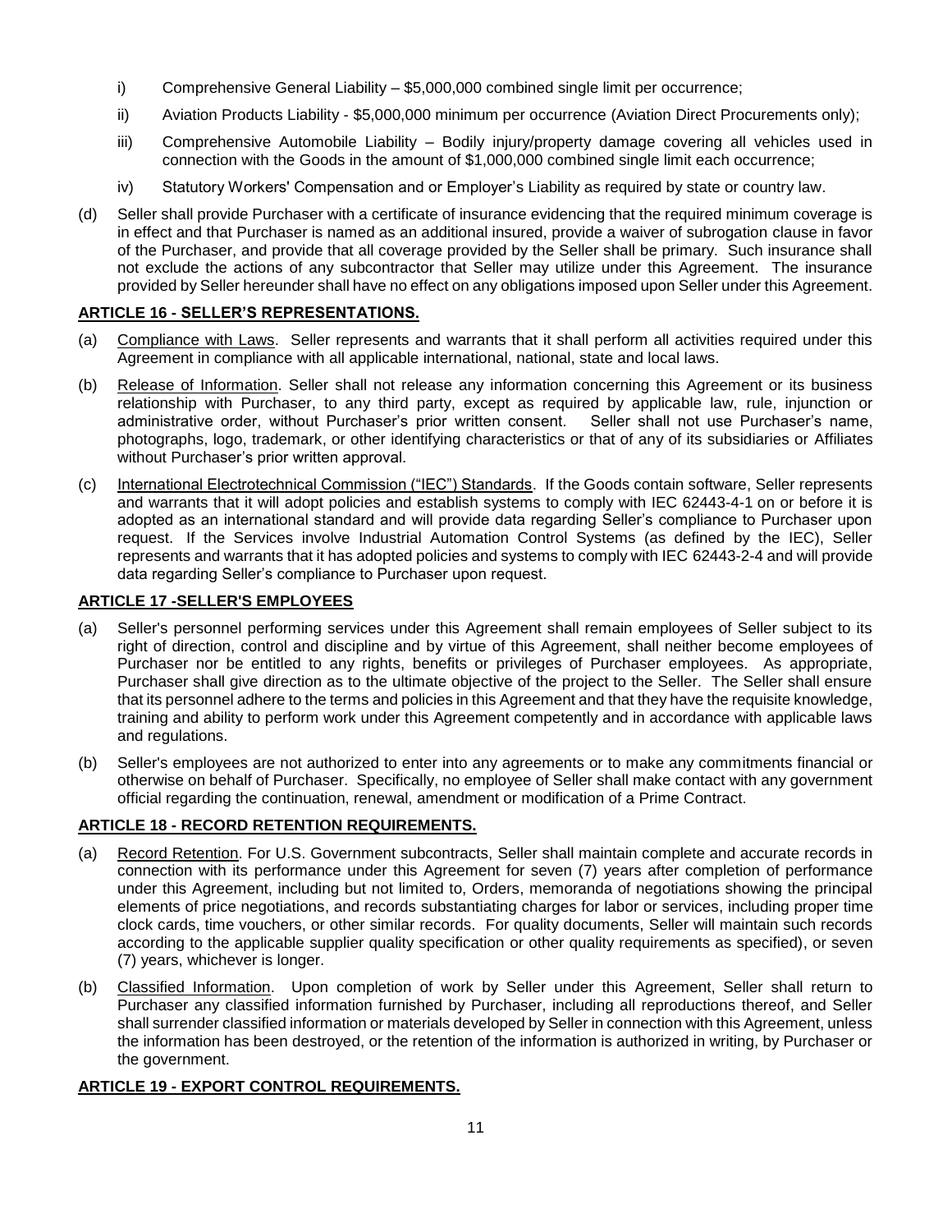i) Comprehensive General Liability – $5,000,000 combined single limit per occurrence;

ii) Aviation Products Liability - $5,000,000 minimum per occurrence (Aviation Direct Procurements only);

iii) Comprehensive Automobile Liability – Bodily injury/property damage covering all vehicles used in connection with the Goods in the amount of $1,000,000 combined single limit each occurrence;

iv) Statutory Workers' Compensation and or Employer's Liability as required by state or country law.

(d) Seller shall provide Purchaser with a certificate of insurance evidencing that the required minimum coverage is in effect and that Purchaser is named as an additional insured, provide a waiver of subrogation clause in favor of the Purchaser, and provide that all coverage provided by the Seller shall be primary. Such insurance shall not exclude the actions of any subcontractor that Seller may utilize under this Agreement. The insurance provided by Seller hereunder shall have no effect on any obligations imposed upon Seller under this Agreement.

## ARTICLE 16 - SELLER'S REPRESENTATIONS.

(a) Compliance with Laws. Seller represents and warrants that it shall perform all activities required under this Agreement in compliance with all applicable international, national, state and local laws.

(b) Release of Information. Seller shall not release any information concerning this Agreement or its business relationship with Purchaser, to any third party, except as required by applicable law, rule, injunction or administrative order, without Purchaser's prior written consent. Seller shall not use Purchaser's name, photographs, logo, trademark, or other identifying characteristics or that of any of its subsidiaries or Affiliates without Purchaser's prior written approval.

(c) International Electrotechnical Commission ("IEC") Standards. If the Goods contain software, Seller represents and warrants that it will adopt policies and establish systems to comply with IEC 62443-4-1 on or before it is adopted as an international standard and will provide data regarding Seller's compliance to Purchaser upon request. If the Services involve Industrial Automation Control Systems (as defined by the IEC), Seller represents and warrants that it has adopted policies and systems to comply with IEC 62443-2-4 and will provide data regarding Seller's compliance to Purchaser upon request.

## ARTICLE 17 -SELLER'S EMPLOYEES

(a) Seller's personnel performing services under this Agreement shall remain employees of Seller subject to its right of direction, control and discipline and by virtue of this Agreement, shall neither become employees of Purchaser nor be entitled to any rights, benefits or privileges of Purchaser employees. As appropriate, Purchaser shall give direction as to the ultimate objective of the project to the Seller. The Seller shall ensure that its personnel adhere to the terms and policies in this Agreement and that they have the requisite knowledge, training and ability to perform work under this Agreement competently and in accordance with applicable laws and regulations.

(b) Seller's employees are not authorized to enter into any agreements or to make any commitments financial or otherwise on behalf of Purchaser. Specifically, no employee of Seller shall make contact with any government official regarding the continuation, renewal, amendment or modification of a Prime Contract.

## ARTICLE 18 - RECORD RETENTION REQUIREMENTS.

(a) Record Retention. For U.S. Government subcontracts, Seller shall maintain complete and accurate records in connection with its performance under this Agreement for seven (7) years after completion of performance under this Agreement, including but not limited to, Orders, memoranda of negotiations showing the principal elements of price negotiations, and records substantiating charges for labor or services, including proper time clock cards, time vouchers, or other similar records. For quality documents, Seller will maintain such records according to the applicable supplier quality specification or other quality requirements as specified), or seven (7) years, whichever is longer.

(b) Classified Information. Upon completion of work by Seller under this Agreement, Seller shall return to Purchaser any classified information furnished by Purchaser, including all reproductions thereof, and Seller shall surrender classified information or materials developed by Seller in connection with this Agreement, unless the information has been destroyed, or the retention of the information is authorized in writing, by Purchaser or the government.

## ARTICLE 19 - EXPORT CONTROL REQUIREMENTS.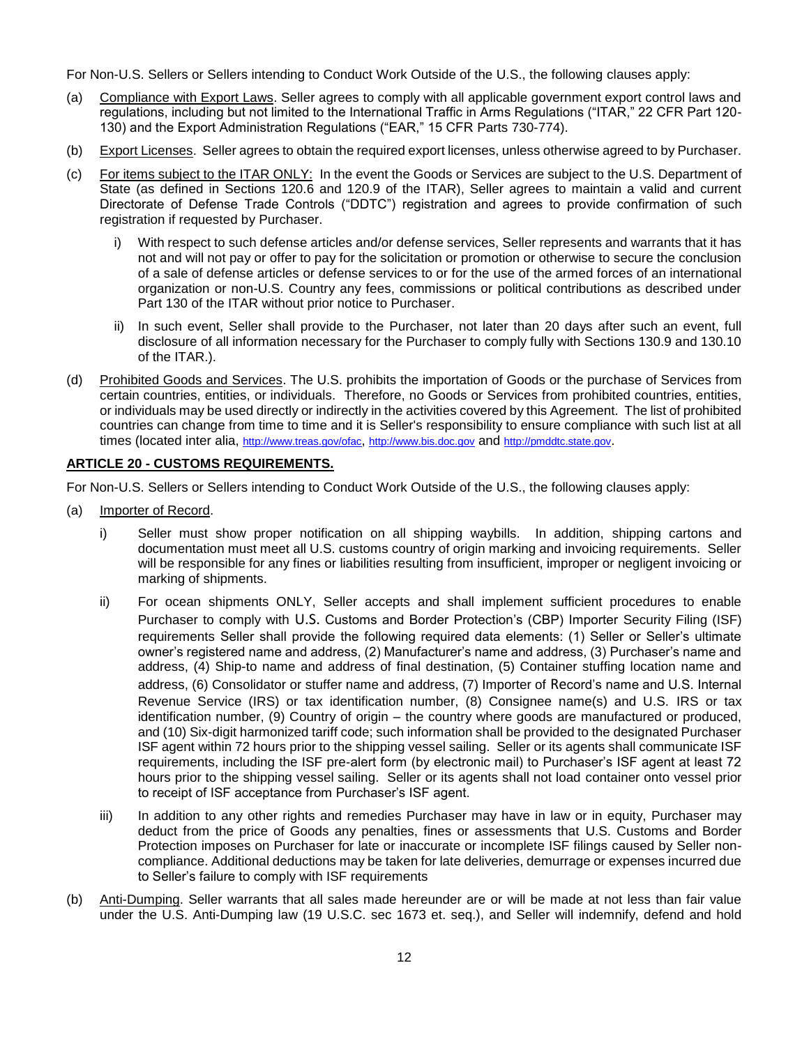For Non-U.S. Sellers or Sellers intending to Conduct Work Outside of the U.S., the following clauses apply:

(a) Compliance with Export Laws. Seller agrees to comply with all applicable government export control laws and regulations, including but not limited to the International Traffic in Arms Regulations ("ITAR," 22 CFR Part 120-130) and the Export Administration Regulations ("EAR," 15 CFR Parts 730-774).

(b) Export Licenses. Seller agrees to obtain the required export licenses, unless otherwise agreed to by Purchaser.

(c) For items subject to the ITAR ONLY: In the event the Goods or Services are subject to the U.S. Department of State (as defined in Sections 120.6 and 120.9 of the ITAR), Seller agrees to maintain a valid and current Directorate of Defense Trade Controls ("DDTC") registration and agrees to provide confirmation of such registration if requested by Purchaser.

   i) With respect to such defense articles and/or defense services, Seller represents and warrants that it has not and will not pay or offer to pay for the solicitation or promotion or otherwise to secure the conclusion of a sale of defense articles or defense services to or for the use of the armed forces of an international organization or non-U.S. Country any fees, commissions or political contributions as described under Part 130 of the ITAR without prior notice to Purchaser.

   ii) In such event, Seller shall provide to the Purchaser, not later than 20 days after such an event, full disclosure of all information necessary for the Purchaser to comply fully with Sections 130.9 and 130.10 of the ITAR.).

(d) Prohibited Goods and Services. The U.S. prohibits the importation of Goods or the purchase of Services from certain countries, entities, or individuals. Therefore, no Goods or Services from prohibited countries, entities, or individuals may be used directly or indirectly in the activities covered by this Agreement. The list of prohibited countries can change from time to time and it is Seller's responsibility to ensure compliance with such list at all times (located inter alia, http://www.treas.gov/ofac, http://www.bis.doc.gov and http://pmddtc.state.gov.

## ARTICLE 20 - CUSTOMS REQUIREMENTS.

For Non-U.S. Sellers or Sellers intending to Conduct Work Outside of the U.S., the following clauses apply:

(a) Importer of Record.

   i) Seller must show proper notification on all shipping waybills. In addition, shipping cartons and documentation must meet all U.S. customs country of origin marking and invoicing requirements. Seller will be responsible for any fines or liabilities resulting from insufficient, improper or negligent invoicing or marking of shipments.

   ii) For ocean shipments ONLY, Seller accepts and shall implement sufficient procedures to enable Purchaser to comply with U.S. Customs and Border Protection's (CBP) Importer Security Filing (ISF) requirements Seller shall provide the following required data elements: (1) Seller or Seller's ultimate owner's registered name and address, (2) Manufacturer's name and address, (3) Purchaser's name and address, (4) Ship-to name and address of final destination, (5) Container stuffing location name and address, (6) Consolidator or stuffer name and address, (7) Importer of Record's name and U.S. Internal Revenue Service (IRS) or tax identification number, (8) Consignee name(s) and U.S. IRS or tax identification number, (9) Country of origin – the country where goods are manufactured or produced, and (10) Six-digit harmonized tariff code; such information shall be provided to the designated Purchaser ISF agent within 72 hours prior to the shipping vessel sailing. Seller or its agents shall communicate ISF requirements, including the ISF pre-alert form (by electronic mail) to Purchaser's ISF agent at least 72 hours prior to the shipping vessel sailing. Seller or its agents shall not load container onto vessel prior to receipt of ISF acceptance from Purchaser's ISF agent.

   iii) In addition to any other rights and remedies Purchaser may have in law or in equity, Purchaser may deduct from the price of Goods any penalties, fines or assessments that U.S. Customs and Border Protection imposes on Purchaser for late or inaccurate or incomplete ISF filings caused by Seller non-compliance. Additional deductions may be taken for late deliveries, demurrage or expenses incurred due to Seller's failure to comply with ISF requirements

(b) Anti-Dumping. Seller warrants that all sales made hereunder are or will be made at not less than fair value under the U.S. Anti-Dumping law (19 U.S.C. sec 1673 et. seq.), and Seller will indemnify, defend and hold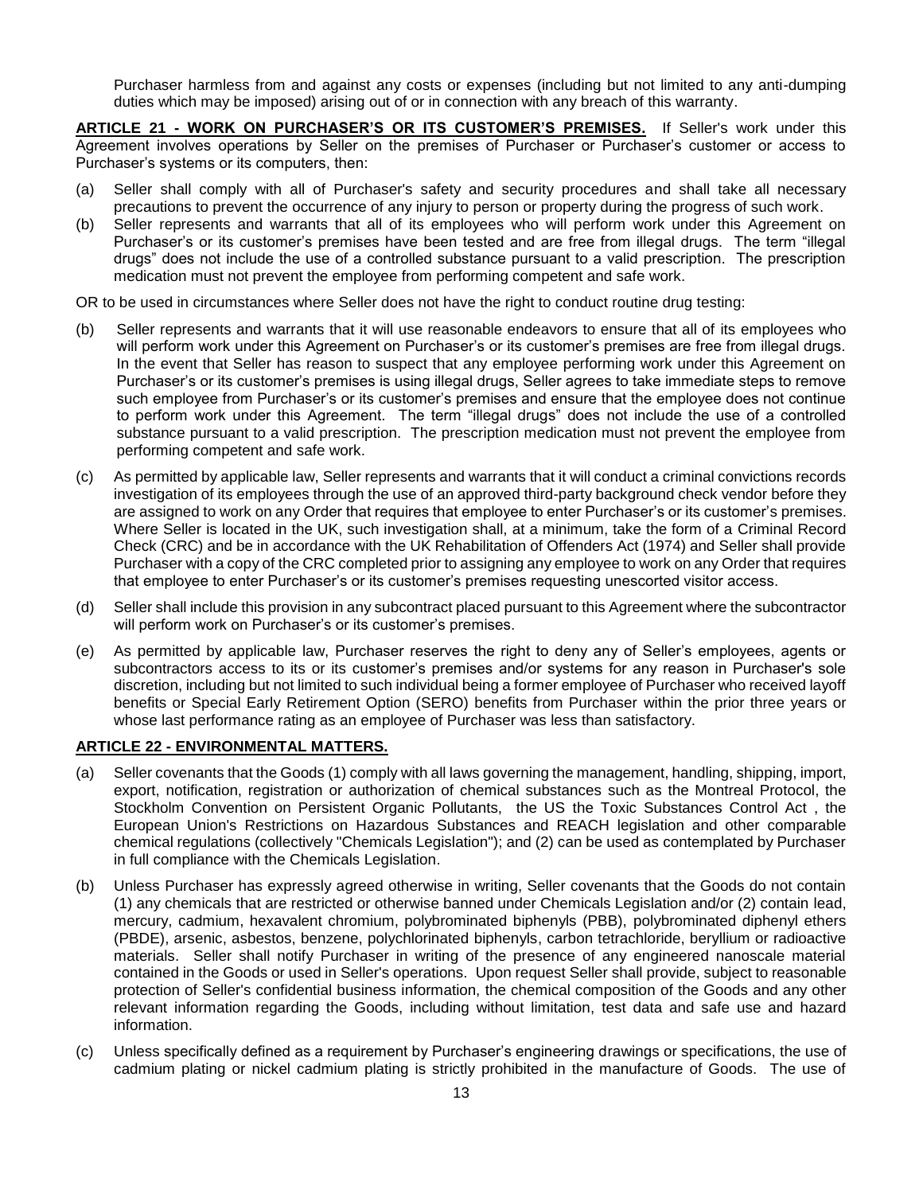Purchaser harmless from and against any costs or expenses (including but not limited to any anti-dumping duties which may be imposed) arising out of or in connection with any breach of this warranty.

**ARTICLE 21 - WORK ON PURCHASER'S OR ITS CUSTOMER'S PREMISES.** If Seller's work under this Agreement involves operations by Seller on the premises of Purchaser or Purchaser's customer or access to Purchaser's systems or its computers, then:

(a) Seller shall comply with all of Purchaser's safety and security procedures and shall take all necessary precautions to prevent the occurrence of any injury to person or property during the progress of such work.

(b) Seller represents and warrants that all of its employees who will perform work under this Agreement on Purchaser's or its customer's premises have been tested and are free from illegal drugs. The term "illegal drugs" does not include the use of a controlled substance pursuant to a valid prescription. The prescription medication must not prevent the employee from performing competent and safe work.

OR to be used in circumstances where Seller does not have the right to conduct routine drug testing:

(b) Seller represents and warrants that it will use reasonable endeavors to ensure that all of its employees who will perform work under this Agreement on Purchaser's or its customer's premises are free from illegal drugs. In the event that Seller has reason to suspect that any employee performing work under this Agreement on Purchaser's or its customer's premises is using illegal drugs, Seller agrees to take immediate steps to remove such employee from Purchaser's or its customer's premises and ensure that the employee does not continue to perform work under this Agreement. The term "illegal drugs" does not include the use of a controlled substance pursuant to a valid prescription. The prescription medication must not prevent the employee from performing competent and safe work.

(c) As permitted by applicable law, Seller represents and warrants that it will conduct a criminal convictions records investigation of its employees through the use of an approved third-party background check vendor before they are assigned to work on any Order that requires that employee to enter Purchaser's or its customer's premises. Where Seller is located in the UK, such investigation shall, at a minimum, take the form of a Criminal Record Check (CRC) and be in accordance with the UK Rehabilitation of Offenders Act (1974) and Seller shall provide Purchaser with a copy of the CRC completed prior to assigning any employee to work on any Order that requires that employee to enter Purchaser's or its customer's premises requesting unescorted visitor access.

(d) Seller shall include this provision in any subcontract placed pursuant to this Agreement where the subcontractor will perform work on Purchaser's or its customer's premises.

(e) As permitted by applicable law, Purchaser reserves the right to deny any of Seller's employees, agents or subcontractors access to its or its customer's premises and/or systems for any reason in Purchaser's sole discretion, including but not limited to such individual being a former employee of Purchaser who received layoff benefits or Special Early Retirement Option (SERO) benefits from Purchaser within the prior three years or whose last performance rating as an employee of Purchaser was less than satisfactory.

**ARTICLE 22 - ENVIRONMENTAL MATTERS.**

(a) Seller covenants that the Goods (1) comply with all laws governing the management, handling, shipping, import, export, notification, registration or authorization of chemical substances such as the Montreal Protocol, the Stockholm Convention on Persistent Organic Pollutants, the US the Toxic Substances Control Act , the European Union's Restrictions on Hazardous Substances and REACH legislation and other comparable chemical regulations (collectively "Chemicals Legislation"); and (2) can be used as contemplated by Purchaser in full compliance with the Chemicals Legislation.

(b) Unless Purchaser has expressly agreed otherwise in writing, Seller covenants that the Goods do not contain (1) any chemicals that are restricted or otherwise banned under Chemicals Legislation and/or (2) contain lead, mercury, cadmium, hexavalent chromium, polybrominated biphenyls (PBB), polybrominated diphenyl ethers (PBDE), arsenic, asbestos, benzene, polychlorinated biphenyls, carbon tetrachloride, beryllium or radioactive materials. Seller shall notify Purchaser in writing of the presence of any engineered nanoscale material contained in the Goods or used in Seller's operations. Upon request Seller shall provide, subject to reasonable protection of Seller's confidential business information, the chemical composition of the Goods and any other relevant information regarding the Goods, including without limitation, test data and safe use and hazard information.

(c) Unless specifically defined as a requirement by Purchaser's engineering drawings or specifications, the use of cadmium plating or nickel cadmium plating is strictly prohibited in the manufacture of Goods. The use of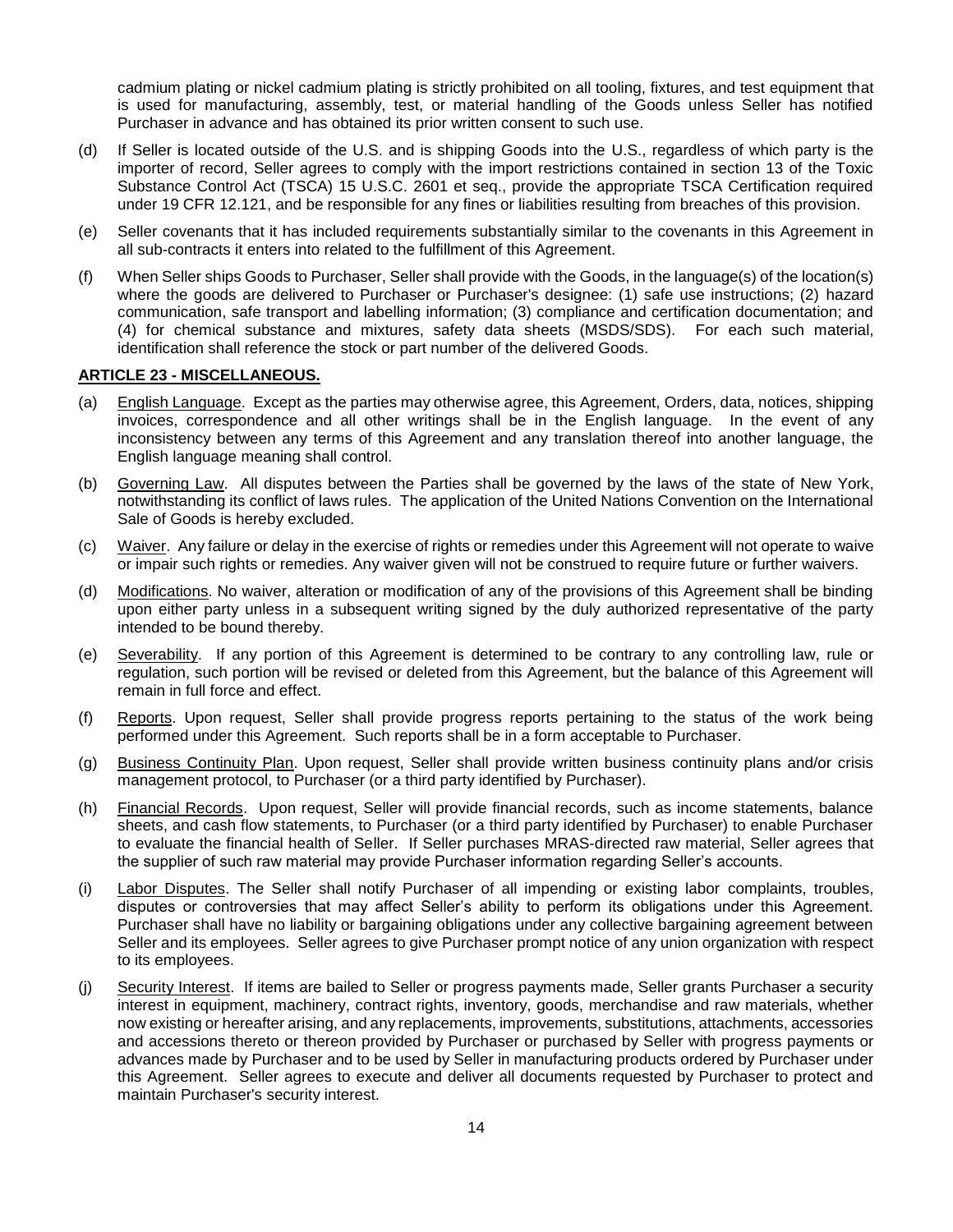cadmium plating or nickel cadmium plating is strictly prohibited on all tooling, fixtures, and test equipment that is used for manufacturing, assembly, test, or material handling of the Goods unless Seller has notified Purchaser in advance and has obtained its prior written consent to such use.

(d) If Seller is located outside of the U.S. and is shipping Goods into the U.S., regardless of which party is the importer of record, Seller agrees to comply with the import restrictions contained in section 13 of the Toxic Substance Control Act (TSCA) 15 U.S.C. 2601 et seq., provide the appropriate TSCA Certification required under 19 CFR 12.121, and be responsible for any fines or liabilities resulting from breaches of this provision.

(e) Seller covenants that it has included requirements substantially similar to the covenants in this Agreement in all sub-contracts it enters into related to the fulfillment of this Agreement.

(f) When Seller ships Goods to Purchaser, Seller shall provide with the Goods, in the language(s) of the location(s) where the goods are delivered to Purchaser or Purchaser's designee: (1) safe use instructions; (2) hazard communication, safe transport and labelling information; (3) compliance and certification documentation; and (4) for chemical substance and mixtures, safety data sheets (MSDS/SDS). For each such material, identification shall reference the stock or part number of the delivered Goods.

**ARTICLE 23 - MISCELLANEOUS.**

(a) English Language. Except as the parties may otherwise agree, this Agreement, Orders, data, notices, shipping invoices, correspondence and all other writings shall be in the English language. In the event of any inconsistency between any terms of this Agreement and any translation thereof into another language, the English language meaning shall control.

(b) Governing Law. All disputes between the Parties shall be governed by the laws of the state of New York, notwithstanding its conflict of laws rules. The application of the United Nations Convention on the International Sale of Goods is hereby excluded.

(c) Waiver. Any failure or delay in the exercise of rights or remedies under this Agreement will not operate to waive or impair such rights or remedies. Any waiver given will not be construed to require future or further waivers.

(d) Modifications. No waiver, alteration or modification of any of the provisions of this Agreement shall be binding upon either party unless in a subsequent writing signed by the duly authorized representative of the party intended to be bound thereby.

(e) Severability. If any portion of this Agreement is determined to be contrary to any controlling law, rule or regulation, such portion will be revised or deleted from this Agreement, but the balance of this Agreement will remain in full force and effect.

(f) Reports. Upon request, Seller shall provide progress reports pertaining to the status of the work being performed under this Agreement. Such reports shall be in a form acceptable to Purchaser.

(g) Business Continuity Plan. Upon request, Seller shall provide written business continuity plans and/or crisis management protocol, to Purchaser (or a third party identified by Purchaser).

(h) Financial Records. Upon request, Seller will provide financial records, such as income statements, balance sheets, and cash flow statements, to Purchaser (or a third party identified by Purchaser) to enable Purchaser to evaluate the financial health of Seller. If Seller purchases MRAS-directed raw material, Seller agrees that the supplier of such raw material may provide Purchaser information regarding Seller's accounts.

(i) Labor Disputes. The Seller shall notify Purchaser of all impending or existing labor complaints, troubles, disputes or controversies that may affect Seller's ability to perform its obligations under this Agreement. Purchaser shall have no liability or bargaining obligations under any collective bargaining agreement between Seller and its employees. Seller agrees to give Purchaser prompt notice of any union organization with respect to its employees.

(j) Security Interest. If items are bailed to Seller or progress payments made, Seller grants Purchaser a security interest in equipment, machinery, contract rights, inventory, goods, merchandise and raw materials, whether now existing or hereafter arising, and any replacements, improvements, substitutions, attachments, accessories and accessions thereto or thereon provided by Purchaser or purchased by Seller with progress payments or advances made by Purchaser and to be used by Seller in manufacturing products ordered by Purchaser under this Agreement. Seller agrees to execute and deliver all documents requested by Purchaser to protect and maintain Purchaser's security interest.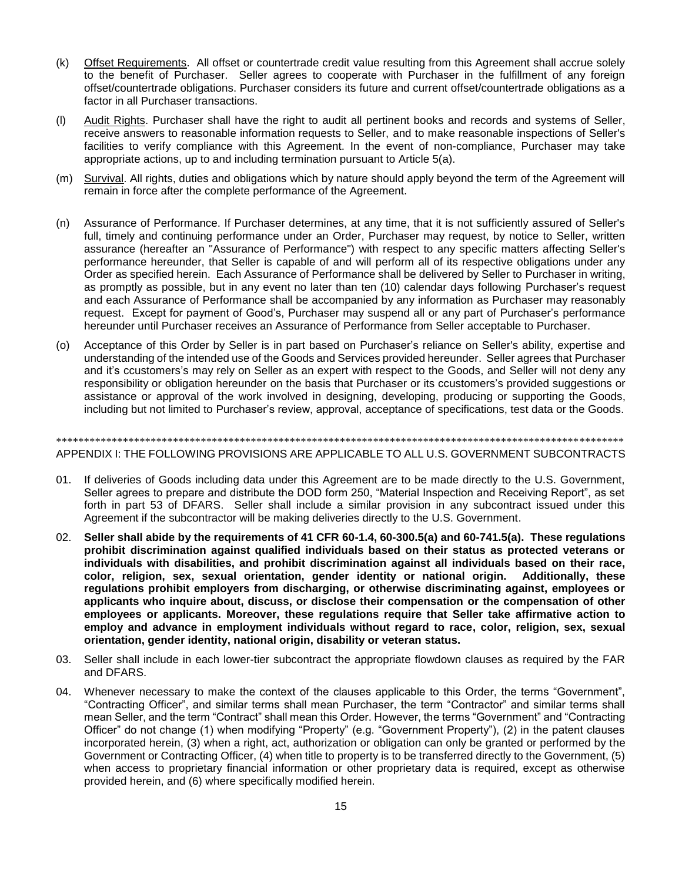(k) Offset Requirements. All offset or countertrade credit value resulting from this Agreement shall accrue solely to the benefit of Purchaser. Seller agrees to cooperate with Purchaser in the fulfillment of any foreign offset/countertrade obligations. Purchaser considers its future and current offset/countertrade obligations as a factor in all Purchaser transactions.

(l) Audit Rights. Purchaser shall have the right to audit all pertinent books and records and systems of Seller, receive answers to reasonable information requests to Seller, and to make reasonable inspections of Seller's facilities to verify compliance with this Agreement. In the event of non-compliance, Purchaser may take appropriate actions, up to and including termination pursuant to Article 5(a).

(m) Survival. All rights, duties and obligations which by nature should apply beyond the term of the Agreement will remain in force after the complete performance of the Agreement.

(n) Assurance of Performance. If Purchaser determines, at any time, that it is not sufficiently assured of Seller's full, timely and continuing performance under an Order, Purchaser may request, by notice to Seller, written assurance (hereafter an "Assurance of Performance") with respect to any specific matters affecting Seller's performance hereunder, that Seller is capable of and will perform all of its respective obligations under any Order as specified herein. Each Assurance of Performance shall be delivered by Seller to Purchaser in writing, as promptly as possible, but in any event no later than ten (10) calendar days following Purchaser's request and each Assurance of Performance shall be accompanied by any information as Purchaser may reasonably request. Except for payment of Good's, Purchaser may suspend all or any part of Purchaser's performance hereunder until Purchaser receives an Assurance of Performance from Seller acceptable to Purchaser.

(o) Acceptance of this Order by Seller is in part based on Purchaser's reliance on Seller's ability, expertise and understanding of the intended use of the Goods and Services provided hereunder. Seller agrees that Purchaser and it's ccustomers's may rely on Seller as an expert with respect to the Goods, and Seller will not deny any responsibility or obligation hereunder on the basis that Purchaser or its ccustomers's provided suggestions or assistance or approval of the work involved in designing, developing, producing or supporting the Goods, including but not limited to Purchaser's review, approval, acceptance of specifications, test data or the Goods.

*****************************************************************************************************

APPENDIX I: THE FOLLOWING PROVISIONS ARE APPLICABLE TO ALL U.S. GOVERNMENT SUBCONTRACTS

01. If deliveries of Goods including data under this Agreement are to be made directly to the U.S. Government, Seller agrees to prepare and distribute the DOD form 250, "Material Inspection and Receiving Report", as set forth in part 53 of DFARS. Seller shall include a similar provision in any subcontract issued under this Agreement if the subcontractor will be making deliveries directly to the U.S. Government.

02. **Seller shall abide by the requirements of 41 CFR 60-1.4, 60-300.5(a) and 60-741.5(a). These regulations prohibit discrimination against qualified individuals based on their status as protected veterans or individuals with disabilities, and prohibit discrimination against all individuals based on their race, color, religion, sex, sexual orientation, gender identity or national origin. Additionally, these regulations prohibit employers from discharging, or otherwise discriminating against, employees or applicants who inquire about, discuss, or disclose their compensation or the compensation of other employees or applicants. Moreover, these regulations require that Seller take affirmative action to employ and advance in employment individuals without regard to race, color, religion, sex, sexual orientation, gender identity, national origin, disability or veteran status.**

03. Seller shall include in each lower-tier subcontract the appropriate flowdown clauses as required by the FAR and DFARS.

04. Whenever necessary to make the context of the clauses applicable to this Order, the terms "Government", "Contracting Officer", and similar terms shall mean Purchaser, the term "Contractor" and similar terms shall mean Seller, and the term "Contract" shall mean this Order. However, the terms "Government" and "Contracting Officer" do not change (1) when modifying "Property" (e.g. "Government Property"), (2) in the patent clauses incorporated herein, (3) when a right, act, authorization or obligation can only be granted or performed by the Government or Contracting Officer, (4) when title to property is to be transferred directly to the Government, (5) when access to proprietary financial information or other proprietary data is required, except as otherwise provided herein, and (6) where specifically modified herein.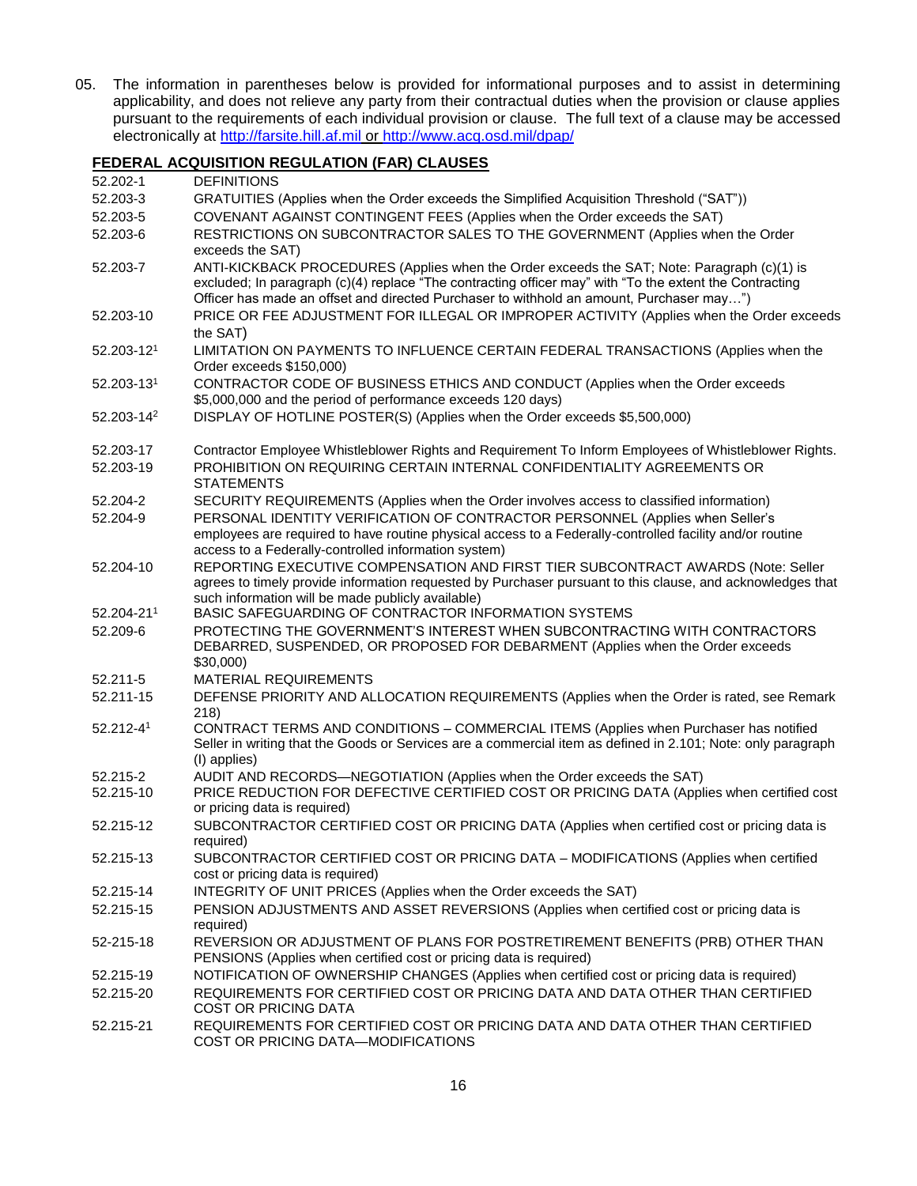05. The information in parentheses below is provided for informational purposes and to assist in determining applicability, and does not relieve any party from their contractual duties when the provision or clause applies pursuant to the requirements of each individual provision or clause. The full text of a clause may be accessed electronically at http://farsite.hill.af.mil or http://www.acq.osd.mil/dpap/

**FEDERAL ACQUISITION REGULATION (FAR) CLAUSES**

| | |
|---|---|
| 52.202-1 | DEFINITIONS |
| 52.203-3 | GRATUITIES (Applies when the Order exceeds the Simplified Acquisition Threshold ("SAT")) |
| 52.203-5 | COVENANT AGAINST CONTINGENT FEES (Applies when the Order exceeds the SAT) |
| 52.203-6 | RESTRICTIONS ON SUBCONTRACTOR SALES TO THE GOVERNMENT (Applies when the Order exceeds the SAT) |
| 52.203-7 | ANTI-KICKBACK PROCEDURES (Applies when the Order exceeds the SAT; Note: Paragraph (c)(1) is excluded; In paragraph (c)(4) replace "The contracting officer may" with "To the extent the Contracting Officer has made an offset and directed Purchaser to withhold an amount, Purchaser may…") |
| 52.203-10 | PRICE OR FEE ADJUSTMENT FOR ILLEGAL OR IMPROPER ACTIVITY (Applies when the Order exceeds the SAT) |
| 52.203-12[1] | LIMITATION ON PAYMENTS TO INFLUENCE CERTAIN FEDERAL TRANSACTIONS (Applies when the Order exceeds $150,000) |
| 52.203-13[1] | CONTRACTOR CODE OF BUSINESS ETHICS AND CONDUCT (Applies when the Order exceeds $5,000,000 and the period of performance exceeds 120 days) |
| 52.203-14[2] | DISPLAY OF HOTLINE POSTER(S) (Applies when the Order exceeds $5,500,000) |
| 52.203-17 | Contractor Employee Whistleblower Rights and Requirement To Inform Employees of Whistleblower Rights. |
| 52.203-19 | PROHIBITION ON REQUIRING CERTAIN INTERNAL CONFIDENTIALITY AGREEMENTS OR STATEMENTS |
| 52.204-2 | SECURITY REQUIREMENTS (Applies when the Order involves access to classified information) |
| 52.204-9 | PERSONAL IDENTITY VERIFICATION OF CONTRACTOR PERSONNEL (Applies when Seller's employees are required to have routine physical access to a Federally-controlled facility and/or routine access to a Federally-controlled information system) |
| 52.204-10 | REPORTING EXECUTIVE COMPENSATION AND FIRST TIER SUBCONTRACT AWARDS (Note: Seller agrees to timely provide information requested by Purchaser pursuant to this clause, and acknowledges that such information will be made publicly available) |
| 52.204-21[1] | BASIC SAFEGUARDING OF CONTRACTOR INFORMATION SYSTEMS |
| 52.209-6 | PROTECTING THE GOVERNMENT'S INTEREST WHEN SUBCONTRACTING WITH CONTRACTORS DEBARRED, SUSPENDED, OR PROPOSED FOR DEBARMENT (Applies when the Order exceeds $30,000) |
| 52.211-5 | MATERIAL REQUIREMENTS |
| 52.211-15 | DEFENSE PRIORITY AND ALLOCATION REQUIREMENTS (Applies when the Order is rated, see Remark 218) |
| 52.212-4[1] | CONTRACT TERMS AND CONDITIONS – COMMERCIAL ITEMS (Applies when Purchaser has notified Seller in writing that the Goods or Services are a commercial item as defined in 2.101; Note: only paragraph (I) applies) |
| 52.215-2 | AUDIT AND RECORDS—NEGOTIATION (Applies when the Order exceeds the SAT) |
| 52.215-10 | PRICE REDUCTION FOR DEFECTIVE CERTIFIED COST OR PRICING DATA (Applies when certified cost or pricing data is required) |
| 52.215-12 | SUBCONTRACTOR CERTIFIED COST OR PRICING DATA (Applies when certified cost or pricing data is required) |
| 52.215-13 | SUBCONTRACTOR CERTIFIED COST OR PRICING DATA – MODIFICATIONS (Applies when certified cost or pricing data is required) |
| 52.215-14 | INTEGRITY OF UNIT PRICES (Applies when the Order exceeds the SAT) |
| 52.215-15 | PENSION ADJUSTMENTS AND ASSET REVERSIONS (Applies when certified cost or pricing data is required) |
| 52-215-18 | REVERSION OR ADJUSTMENT OF PLANS FOR POSTRETIREMENT BENEFITS (PRB) OTHER THAN PENSIONS (Applies when certified cost or pricing data is required) |
| 52.215-19 | NOTIFICATION OF OWNERSHIP CHANGES (Applies when certified cost or pricing data is required) |
| 52.215-20 | REQUIREMENTS FOR CERTIFIED COST OR PRICING DATA AND DATA OTHER THAN CERTIFIED COST OR PRICING DATA |
| 52.215-21 | REQUIREMENTS FOR CERTIFIED COST OR PRICING DATA AND DATA OTHER THAN CERTIFIED COST OR PRICING DATA—MODIFICATIONS |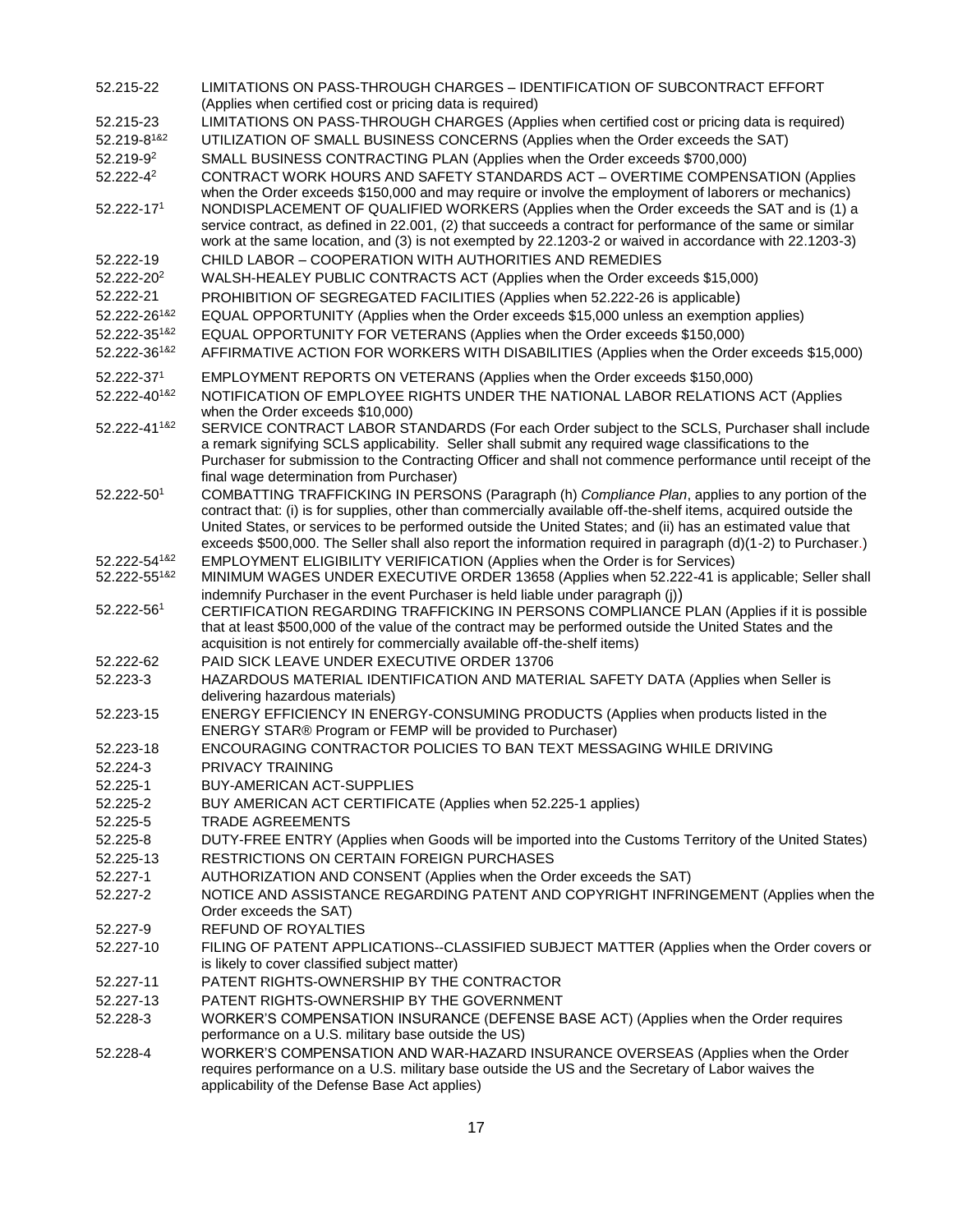52.215-22 LIMITATIONS ON PASS-THROUGH CHARGES – IDENTIFICATION OF SUBCONTRACT EFFORT (Applies when certified cost or pricing data is required)

52.215-23 LIMITATIONS ON PASS-THROUGH CHARGES (Applies when certified cost or pricing data is required)

52.219-8[1&2] UTILIZATION OF SMALL BUSINESS CONCERNS (Applies when the Order exceeds the SAT)

52.219-9[2] SMALL BUSINESS CONTRACTING PLAN (Applies when the Order exceeds $700,000)

52.222-4[2] CONTRACT WORK HOURS AND SAFETY STANDARDS ACT – OVERTIME COMPENSATION (Applies when the Order exceeds $150,000 and may require or involve the employment of laborers or mechanics)

52.222-17[1] NONDISPLACEMENT OF QUALIFIED WORKERS (Applies when the Order exceeds the SAT and is (1) a service contract, as defined in 22.001, (2) that succeeds a contract for performance of the same or similar work at the same location, and (3) is not exempted by 22.1203-2 or waived in accordance with 22.1203-3)

52.222-19 CHILD LABOR – COOPERATION WITH AUTHORITIES AND REMEDIES

52.222-20[2] WALSH-HEALEY PUBLIC CONTRACTS ACT (Applies when the Order exceeds $15,000)

52.222-21 PROHIBITION OF SEGREGATED FACILITIES (Applies when 52.222-26 is applicable)

52.222-26[1&2] EQUAL OPPORTUNITY (Applies when the Order exceeds $15,000 unless an exemption applies)

52.222-35[1&2] EQUAL OPPORTUNITY FOR VETERANS (Applies when the Order exceeds $150,000)

52.222-36[1&2] AFFIRMATIVE ACTION FOR WORKERS WITH DISABILITIES (Applies when the Order exceeds $15,000)

52.222-37[1] EMPLOYMENT REPORTS ON VETERANS (Applies when the Order exceeds $150,000)

52.222-40[1&2] NOTIFICATION OF EMPLOYEE RIGHTS UNDER THE NATIONAL LABOR RELATIONS ACT (Applies when the Order exceeds $10,000)

52.222-41[1&2] SERVICE CONTRACT LABOR STANDARDS (For each Order subject to the SCLS, Purchaser shall include a remark signifying SCLS applicability. Seller shall submit any required wage classifications to the Purchaser for submission to the Contracting Officer and shall not commence performance until receipt of the final wage determination from Purchaser)

52.222-50[1] COMBATTING TRAFFICKING IN PERSONS (Paragraph (h) *Compliance Plan*, applies to any portion of the contract that: (i) is for supplies, other than commercially available off-the-shelf items, acquired outside the United States, or services to be performed outside the United States; and (ii) has an estimated value that exceeds $500,000. The Seller shall also report the information required in paragraph (d)(1-2) to Purchaser.)

52.222-54[1&2] EMPLOYMENT ELIGIBILITY VERIFICATION (Applies when the Order is for Services)

52.222-55[1&2] MINIMUM WAGES UNDER EXECUTIVE ORDER 13658 (Applies when 52.222-41 is applicable; Seller shall indemnify Purchaser in the event Purchaser is held liable under paragraph (j))

52.222-56[1] CERTIFICATION REGARDING TRAFFICKING IN PERSONS COMPLIANCE PLAN (Applies if it is possible that at least $500,000 of the value of the contract may be performed outside the United States and the acquisition is not entirely for commercially available off-the-shelf items)

52.222-62 PAID SICK LEAVE UNDER EXECUTIVE ORDER 13706

52.223-3 HAZARDOUS MATERIAL IDENTIFICATION AND MATERIAL SAFETY DATA (Applies when Seller is delivering hazardous materials)

52.223-15 ENERGY EFFICIENCY IN ENERGY-CONSUMING PRODUCTS (Applies when products listed in the ENERGY STAR® Program or FEMP will be provided to Purchaser)

52.223-18 ENCOURAGING CONTRACTOR POLICIES TO BAN TEXT MESSAGING WHILE DRIVING

52.224-3 PRIVACY TRAINING

52.225-1 BUY-AMERICAN ACT-SUPPLIES

52.225-2 BUY AMERICAN ACT CERTIFICATE (Applies when 52.225-1 applies)

52.225-5 TRADE AGREEMENTS

52.225-8 DUTY-FREE ENTRY (Applies when Goods will be imported into the Customs Territory of the United States)

52.225-13 RESTRICTIONS ON CERTAIN FOREIGN PURCHASES

52.227-1 AUTHORIZATION AND CONSENT (Applies when the Order exceeds the SAT)

52.227-2 NOTICE AND ASSISTANCE REGARDING PATENT AND COPYRIGHT INFRINGEMENT (Applies when the Order exceeds the SAT)

52.227-9 REFUND OF ROYALTIES

52.227-10 FILING OF PATENT APPLICATIONS--CLASSIFIED SUBJECT MATTER (Applies when the Order covers or is likely to cover classified subject matter)

52.227-11 PATENT RIGHTS-OWNERSHIP BY THE CONTRACTOR

52.227-13 PATENT RIGHTS-OWNERSHIP BY THE GOVERNMENT

52.228-3 WORKER'S COMPENSATION INSURANCE (DEFENSE BASE ACT) (Applies when the Order requires performance on a U.S. military base outside the US)

52.228-4 WORKER'S COMPENSATION AND WAR-HAZARD INSURANCE OVERSEAS (Applies when the Order requires performance on a U.S. military base outside the US and the Secretary of Labor waives the applicability of the Defense Base Act applies)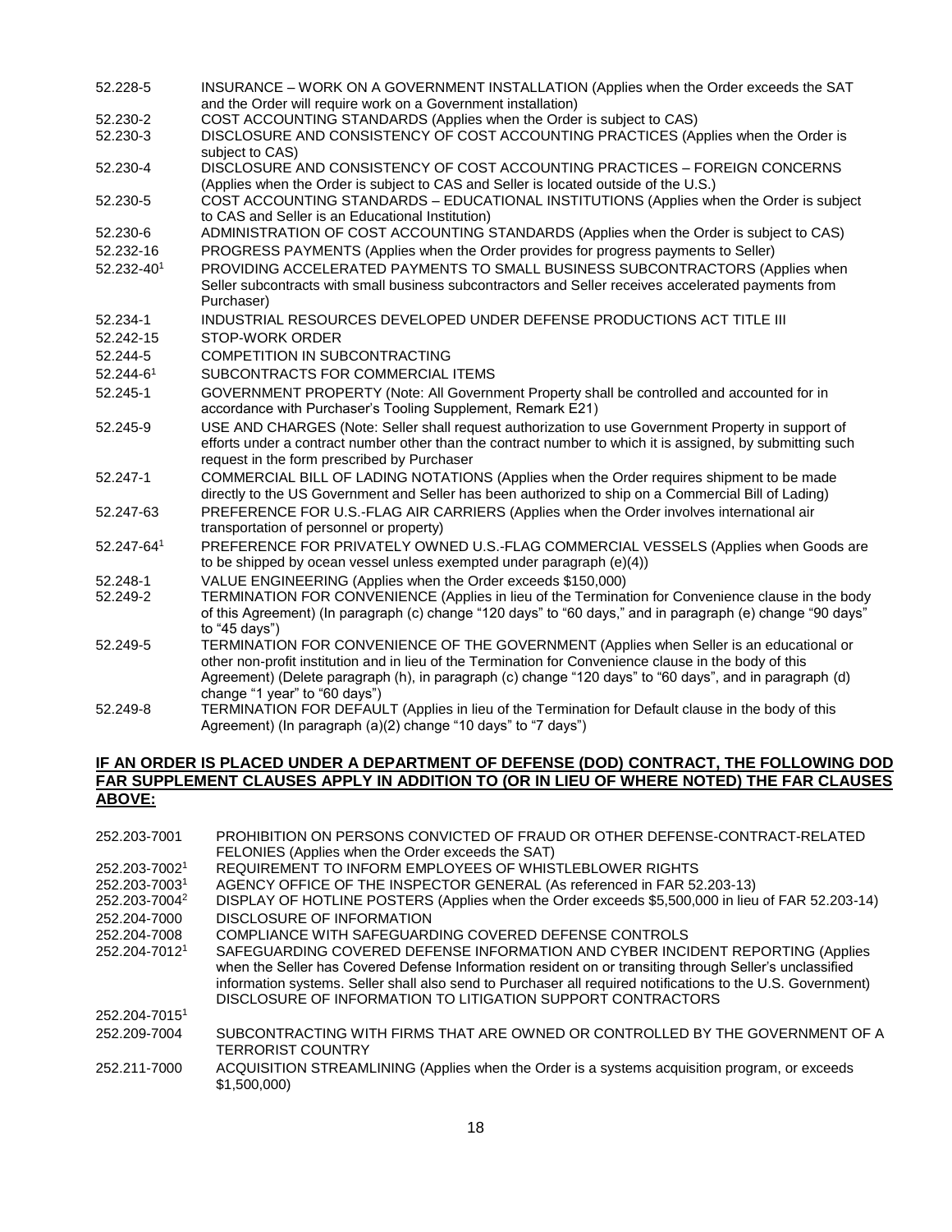| | |
|---|---|
| 52.228-5 | INSURANCE – WORK ON A GOVERNMENT INSTALLATION (Applies when the Order exceeds the SAT and the Order will require work on a Government installation) |
| 52.230-2 | COST ACCOUNTING STANDARDS (Applies when the Order is subject to CAS) |
| 52.230-3 | DISCLOSURE AND CONSISTENCY OF COST ACCOUNTING PRACTICES (Applies when the Order is subject to CAS) |
| 52.230-4 | DISCLOSURE AND CONSISTENCY OF COST ACCOUNTING PRACTICES – FOREIGN CONCERNS (Applies when the Order is subject to CAS and Seller is located outside of the U.S.) |
| 52.230-5 | COST ACCOUNTING STANDARDS – EDUCATIONAL INSTITUTIONS (Applies when the Order is subject to CAS and Seller is an Educational Institution) |
| 52.230-6 | ADMINISTRATION OF COST ACCOUNTING STANDARDS (Applies when the Order is subject to CAS) |
| 52.232-16 | PROGRESS PAYMENTS (Applies when the Order provides for progress payments to Seller) |
| 52.232-40[1] | PROVIDING ACCELERATED PAYMENTS TO SMALL BUSINESS SUBCONTRACTORS (Applies when Seller subcontracts with small business subcontractors and Seller receives accelerated payments from Purchaser) |
| 52.234-1 | INDUSTRIAL RESOURCES DEVELOPED UNDER DEFENSE PRODUCTIONS ACT TITLE III |
| 52.242-15 | STOP-WORK ORDER |
| 52.244-5 | COMPETITION IN SUBCONTRACTING |
| 52.244-6[1] | SUBCONTRACTS FOR COMMERCIAL ITEMS |
| 52.245-1 | GOVERNMENT PROPERTY (Note: All Government Property shall be controlled and accounted for in accordance with Purchaser's Tooling Supplement, Remark E21) |
| 52.245-9 | USE AND CHARGES (Note: Seller shall request authorization to use Government Property in support of efforts under a contract number other than the contract number to which it is assigned, by submitting such request in the form prescribed by Purchaser |
| 52.247-1 | COMMERCIAL BILL OF LADING NOTATIONS (Applies when the Order requires shipment to be made directly to the US Government and Seller has been authorized to ship on a Commercial Bill of Lading) |
| 52.247-63 | PREFERENCE FOR U.S.-FLAG AIR CARRIERS (Applies when the Order involves international air transportation of personnel or property) |
| 52.247-64[1] | PREFERENCE FOR PRIVATELY OWNED U.S.-FLAG COMMERCIAL VESSELS (Applies when Goods are to be shipped by ocean vessel unless exempted under paragraph (e)(4)) |
| 52.248-1 | VALUE ENGINEERING (Applies when the Order exceeds $150,000) |
| 52.249-2 | TERMINATION FOR CONVENIENCE (Applies in lieu of the Termination for Convenience clause in the body of this Agreement) (In paragraph (c) change "120 days" to "60 days," and in paragraph (e) change "90 days" to "45 days") |
| 52.249-5 | TERMINATION FOR CONVENIENCE OF THE GOVERNMENT (Applies when Seller is an educational or other non-profit institution and in lieu of the Termination for Convenience clause in the body of this Agreement) (Delete paragraph (h), in paragraph (c) change "120 days" to "60 days", and in paragraph (d) change "1 year" to "60 days") |
| 52.249-8 | TERMINATION FOR DEFAULT (Applies in lieu of the Termination for Default clause in the body of this Agreement) (In paragraph (a)(2) change "10 days" to "7 days") |

**IF AN ORDER IS PLACED UNDER A DEPARTMENT OF DEFENSE (DOD) CONTRACT, THE FOLLOWING DOD FAR SUPPLEMENT CLAUSES APPLY IN ADDITION TO (OR IN LIEU OF WHERE NOTED) THE FAR CLAUSES ABOVE:**

| | |
|---|---|
| 252.203-7001 | PROHIBITION ON PERSONS CONVICTED OF FRAUD OR OTHER DEFENSE-CONTRACT-RELATED FELONIES (Applies when the Order exceeds the SAT) |
| 252.203-7002[1] | REQUIREMENT TO INFORM EMPLOYEES OF WHISTLEBLOWER RIGHTS |
| 252.203-7003[1] | AGENCY OFFICE OF THE INSPECTOR GENERAL (As referenced in FAR 52.203-13) |
| 252.203-7004[2] | DISPLAY OF HOTLINE POSTERS (Applies when the Order exceeds $5,500,000 in lieu of FAR 52.203-14) |
| 252.204-7000 | DISCLOSURE OF INFORMATION |
| 252.204-7008 | COMPLIANCE WITH SAFEGUARDING COVERED DEFENSE CONTROLS |
| 252.204-7012[1] | SAFEGUARDING COVERED DEFENSE INFORMATION AND CYBER INCIDENT REPORTING (Applies when the Seller has Covered Defense Information resident on or transiting through Seller's unclassified information systems. Seller shall also send to Purchaser all required notifications to the U.S. Government) |
| 252.204-7015[1] | DISCLOSURE OF INFORMATION TO LITIGATION SUPPORT CONTRACTORS |
| 252.209-7004 | SUBCONTRACTING WITH FIRMS THAT ARE OWNED OR CONTROLLED BY THE GOVERNMENT OF A TERRORIST COUNTRY |
| 252.211-7000 | ACQUISITION STREAMLINING (Applies when the Order is a systems acquisition program, or exceeds $1,500,000) |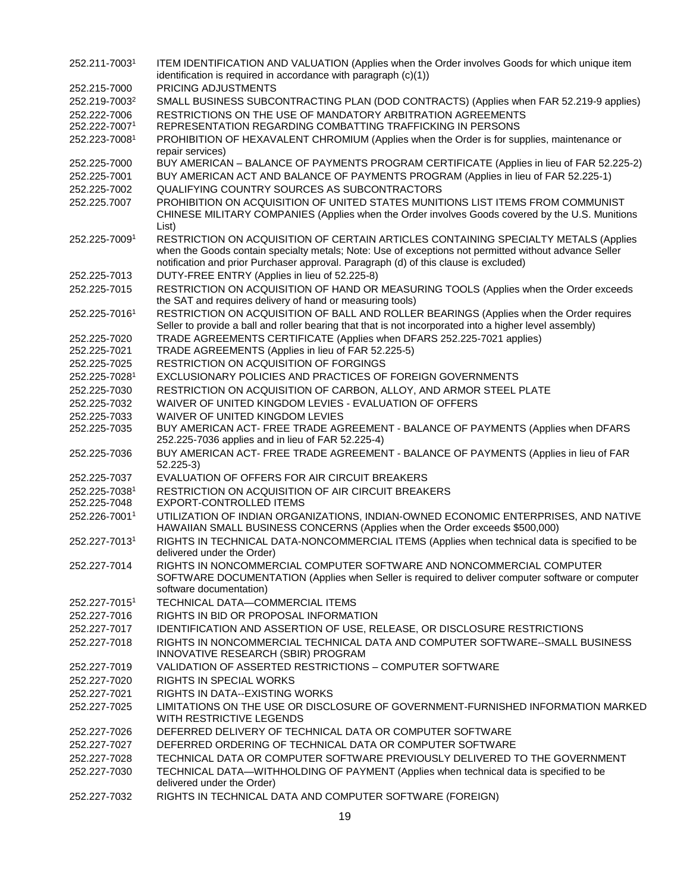| | |
|---|---|
| 252.211-7003[1] | ITEM IDENTIFICATION AND VALUATION (Applies when the Order involves Goods for which unique item identification is required in accordance with paragraph (c)(1)) |
| 252.215-7000 | PRICING ADJUSTMENTS |
| 252.219-7003[2] | SMALL BUSINESS SUBCONTRACTING PLAN (DOD CONTRACTS) (Applies when FAR 52.219-9 applies) |
| 252.222-7006 | RESTRICTIONS ON THE USE OF MANDATORY ARBITRATION AGREEMENTS |
| 252.222-7007[1] | REPRESENTATION REGARDING COMBATTING TRAFFICKING IN PERSONS |
| 252.223-7008[1] | PROHIBITION OF HEXAVALENT CHROMIUM (Applies when the Order is for supplies, maintenance or repair services) |
| 252.225-7000 | BUY AMERICAN – BALANCE OF PAYMENTS PROGRAM CERTIFICATE (Applies in lieu of FAR 52.225-2) |
| 252.225-7001 | BUY AMERICAN ACT AND BALANCE OF PAYMENTS PROGRAM (Applies in lieu of FAR 52.225-1) |
| 252.225-7002 | QUALIFYING COUNTRY SOURCES AS SUBCONTRACTORS |
| 252.225.7007 | PROHIBITION ON ACQUISITION OF UNITED STATES MUNITIONS LIST ITEMS FROM COMMUNIST CHINESE MILITARY COMPANIES (Applies when the Order involves Goods covered by the U.S. Munitions List) |
| 252.225-7009[1] | RESTRICTION ON ACQUISITION OF CERTAIN ARTICLES CONTAINING SPECIALTY METALS (Applies when the Goods contain specialty metals; Note: Use of exceptions not permitted without advance Seller notification and prior Purchaser approval. Paragraph (d) of this clause is excluded) |
| 252.225-7013 | DUTY-FREE ENTRY (Applies in lieu of 52.225-8) |
| 252.225-7015 | RESTRICTION ON ACQUISITION OF HAND OR MEASURING TOOLS (Applies when the Order exceeds the SAT and requires delivery of hand or measuring tools) |
| 252.225-7016[1] | RESTRICTION ON ACQUISITION OF BALL AND ROLLER BEARINGS (Applies when the Order requires Seller to provide a ball and roller bearing that that is not incorporated into a higher level assembly) |
| 252.225-7020 | TRADE AGREEMENTS CERTIFICATE (Applies when DFARS 252.225-7021 applies) |
| 252.225-7021 | TRADE AGREEMENTS (Applies in lieu of FAR 52.225-5) |
| 252.225-7025 | RESTRICTION ON ACQUISITION OF FORGINGS |
| 252.225-7028[1] | EXCLUSIONARY POLICIES AND PRACTICES OF FOREIGN GOVERNMENTS |
| 252.225-7030 | RESTRICTION ON ACQUISITION OF CARBON, ALLOY, AND ARMOR STEEL PLATE |
| 252.225-7032 | WAIVER OF UNITED KINGDOM LEVIES - EVALUATION OF OFFERS |
| 252.225-7033 | WAIVER OF UNITED KINGDOM LEVIES |
| 252.225-7035 | BUY AMERICAN ACT- FREE TRADE AGREEMENT - BALANCE OF PAYMENTS (Applies when DFARS 252.225-7036 applies and in lieu of FAR 52.225-4) |
| 252.225-7036 | BUY AMERICAN ACT- FREE TRADE AGREEMENT - BALANCE OF PAYMENTS (Applies in lieu of FAR 52.225-3) |
| 252.225-7037 | EVALUATION OF OFFERS FOR AIR CIRCUIT BREAKERS |
| 252.225-7038[1] | RESTRICTION ON ACQUISITION OF AIR CIRCUIT BREAKERS |
| 252.225-7048 | EXPORT-CONTROLLED ITEMS |
| 252.226-7001[1] | UTILIZATION OF INDIAN ORGANIZATIONS, INDIAN-OWNED ECONOMIC ENTERPRISES, AND NATIVE HAWAIIAN SMALL BUSINESS CONCERNS (Applies when the Order exceeds $500,000) |
| 252.227-7013[1] | RIGHTS IN TECHNICAL DATA-NONCOMMERCIAL ITEMS (Applies when technical data is specified to be delivered under the Order) |
| 252.227-7014 | RIGHTS IN NONCOMMERCIAL COMPUTER SOFTWARE AND NONCOMMERCIAL COMPUTER SOFTWARE DOCUMENTATION (Applies when Seller is required to deliver computer software or computer software documentation) |
| 252.227-7015[1] | TECHNICAL DATA—COMMERCIAL ITEMS |
| 252.227-7016 | RIGHTS IN BID OR PROPOSAL INFORMATION |
| 252.227-7017 | IDENTIFICATION AND ASSERTION OF USE, RELEASE, OR DISCLOSURE RESTRICTIONS |
| 252.227-7018 | RIGHTS IN NONCOMMERCIAL TECHNICAL DATA AND COMPUTER SOFTWARE--SMALL BUSINESS INNOVATIVE RESEARCH (SBIR) PROGRAM |
| 252.227-7019 | VALIDATION OF ASSERTED RESTRICTIONS – COMPUTER SOFTWARE |
| 252.227-7020 | RIGHTS IN SPECIAL WORKS |
| 252.227-7021 | RIGHTS IN DATA--EXISTING WORKS |
| 252.227-7025 | LIMITATIONS ON THE USE OR DISCLOSURE OF GOVERNMENT-FURNISHED INFORMATION MARKED WITH RESTRICTIVE LEGENDS |
| 252.227-7026 | DEFERRED DELIVERY OF TECHNICAL DATA OR COMPUTER SOFTWARE |
| 252.227-7027 | DEFERRED ORDERING OF TECHNICAL DATA OR COMPUTER SOFTWARE |
| 252.227-7028 | TECHNICAL DATA OR COMPUTER SOFTWARE PREVIOUSLY DELIVERED TO THE GOVERNMENT |
| 252.227-7030 | TECHNICAL DATA—WITHHOLDING OF PAYMENT (Applies when technical data is specified to be delivered under the Order) |
| 252.227-7032 | RIGHTS IN TECHNICAL DATA AND COMPUTER SOFTWARE (FOREIGN) |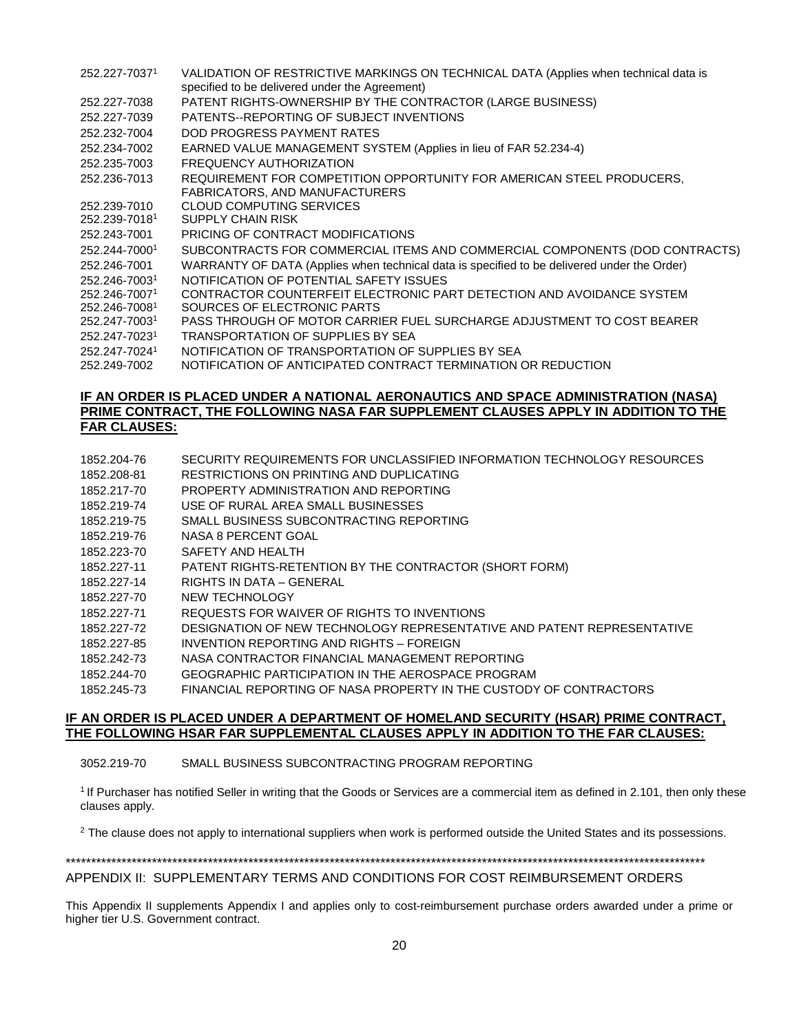| | |
|---|---|
| 252.227-7037[1] | VALIDATION OF RESTRICTIVE MARKINGS ON TECHNICAL DATA (Applies when technical data is specified to be delivered under the Agreement) |
| 252.227-7038 | PATENT RIGHTS-OWNERSHIP BY THE CONTRACTOR (LARGE BUSINESS) |
| 252.227-7039 | PATENTS--REPORTING OF SUBJECT INVENTIONS |
| 252.232-7004 | DOD PROGRESS PAYMENT RATES |
| 252.234-7002 | EARNED VALUE MANAGEMENT SYSTEM (Applies in lieu of FAR 52.234-4) |
| 252.235-7003 | FREQUENCY AUTHORIZATION |
| 252.236-7013 | REQUIREMENT FOR COMPETITION OPPORTUNITY FOR AMERICAN STEEL PRODUCERS, FABRICATORS, AND MANUFACTURERS |
| 252.239-7010 | CLOUD COMPUTING SERVICES |
| 252.239-7018[1] | SUPPLY CHAIN RISK |
| 252.243-7001 | PRICING OF CONTRACT MODIFICATIONS |
| 252.244-7000[1] | SUBCONTRACTS FOR COMMERCIAL ITEMS AND COMMERCIAL COMPONENTS (DOD CONTRACTS) |
| 252.246-7001 | WARRANTY OF DATA (Applies when technical data is specified to be delivered under the Order) |
| 252.246-7003[1] | NOTIFICATION OF POTENTIAL SAFETY ISSUES |
| 252.246-7007[1] | CONTRACTOR COUNTERFEIT ELECTRONIC PART DETECTION AND AVOIDANCE SYSTEM |
| 252.246-7008[1] | SOURCES OF ELECTRONIC PARTS |
| 252.247-7003[1] | PASS THROUGH OF MOTOR CARRIER FUEL SURCHARGE ADJUSTMENT TO COST BEARER |
| 252.247-7023[1] | TRANSPORTATION OF SUPPLIES BY SEA |
| 252.247-7024[1] | NOTIFICATION OF TRANSPORTATION OF SUPPLIES BY SEA |
| 252.249-7002 | NOTIFICATION OF ANTICIPATED CONTRACT TERMINATION OR REDUCTION |

**IF AN ORDER IS PLACED UNDER A NATIONAL AERONAUTICS AND SPACE ADMINISTRATION (NASA) PRIME CONTRACT, THE FOLLOWING NASA FAR SUPPLEMENT CLAUSES APPLY IN ADDITION TO THE FAR CLAUSES:**

| | |
|---|---|
| 1852.204-76 | SECURITY REQUIREMENTS FOR UNCLASSIFIED INFORMATION TECHNOLOGY RESOURCES |
| 1852.208-81 | RESTRICTIONS ON PRINTING AND DUPLICATING |
| 1852.217-70 | PROPERTY ADMINISTRATION AND REPORTING |
| 1852.219-74 | USE OF RURAL AREA SMALL BUSINESSES |
| 1852.219-75 | SMALL BUSINESS SUBCONTRACTING REPORTING |
| 1852.219-76 | NASA 8 PERCENT GOAL |
| 1852.223-70 | SAFETY AND HEALTH |
| 1852.227-11 | PATENT RIGHTS-RETENTION BY THE CONTRACTOR (SHORT FORM) |
| 1852.227-14 | RIGHTS IN DATA – GENERAL |
| 1852.227-70 | NEW TECHNOLOGY |
| 1852.227-71 | REQUESTS FOR WAIVER OF RIGHTS TO INVENTIONS |
| 1852.227-72 | DESIGNATION OF NEW TECHNOLOGY REPRESENTATIVE AND PATENT REPRESENTATIVE |
| 1852.227-85 | INVENTION REPORTING AND RIGHTS – FOREIGN |
| 1852.242-73 | NASA CONTRACTOR FINANCIAL MANAGEMENT REPORTING |
| 1852.244-70 | GEOGRAPHIC PARTICIPATION IN THE AEROSPACE PROGRAM |
| 1852.245-73 | FINANCIAL REPORTING OF NASA PROPERTY IN THE CUSTODY OF CONTRACTORS |

**IF AN ORDER IS PLACED UNDER A DEPARTMENT OF HOMELAND SECURITY (HSAR) PRIME CONTRACT, THE FOLLOWING HSAR FAR SUPPLEMENTAL CLAUSES APPLY IN ADDITION TO THE FAR CLAUSES:**

| | |
|---|---|
| 3052.219-70 | SMALL BUSINESS SUBCONTRACTING PROGRAM REPORTING |

[1] If Purchaser has notified Seller in writing that the Goods or Services are a commercial item as defined in 2.101, then only these clauses apply.

[2] The clause does not apply to international suppliers when work is performed outside the United States and its possessions.

*************************************************************************************************************************************

APPENDIX II: SUPPLEMENTARY TERMS AND CONDITIONS FOR COST REIMBURSEMENT ORDERS

This Appendix II supplements Appendix I and applies only to cost-reimbursement purchase orders awarded under a prime or higher tier U.S. Government contract.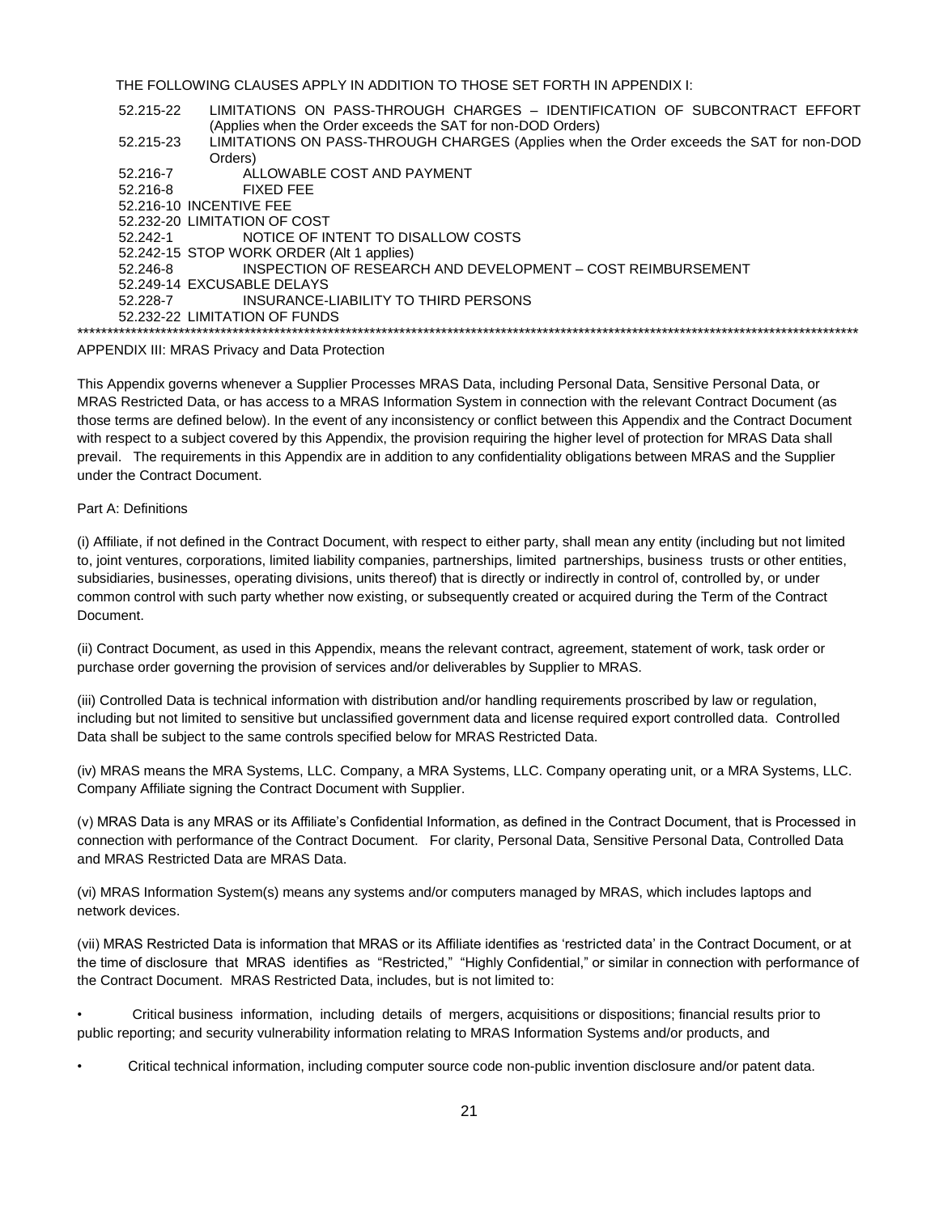THE FOLLOWING CLAUSES APPLY IN ADDITION TO THOSE SET FORTH IN APPENDIX I:

| | |
|---|---|
| 52.215-22 | LIMITATIONS ON PASS-THROUGH CHARGES – IDENTIFICATION OF SUBCONTRACT EFFORT (Applies when the Order exceeds the SAT for non-DOD Orders) |
| 52.215-23 | LIMITATIONS ON PASS-THROUGH CHARGES (Applies when the Order exceeds the SAT for non-DOD Orders) |
| 52.216-7 | ALLOWABLE COST AND PAYMENT |
| 52.216-8 | FIXED FEE |
| 52.216-10 | INCENTIVE FEE |
| 52.232-20 | LIMITATION OF COST |
| 52.242-1 | NOTICE OF INTENT TO DISALLOW COSTS |
| 52.242-15 | STOP WORK ORDER (Alt 1 applies) |
| 52.246-8 | INSPECTION OF RESEARCH AND DEVELOPMENT – COST REIMBURSEMENT |
| 52.249-14 | EXCUSABLE DELAYS |
| 52.228-7 | INSURANCE-LIABILITY TO THIRD PERSONS |
| 52.232-22 | LIMITATION OF FUNDS |

***

APPENDIX III: MRAS Privacy and Data Protection

This Appendix governs whenever a Supplier Processes MRAS Data, including Personal Data, Sensitive Personal Data, or MRAS Restricted Data, or has access to a MRAS Information System in connection with the relevant Contract Document (as those terms are defined below). In the event of any inconsistency or conflict between this Appendix and the Contract Document with respect to a subject covered by this Appendix, the provision requiring the higher level of protection for MRAS Data shall prevail. The requirements in this Appendix are in addition to any confidentiality obligations between MRAS and the Supplier under the Contract Document.

Part A: Definitions

(i) Affiliate, if not defined in the Contract Document, with respect to either party, shall mean any entity (including but not limited to, joint ventures, corporations, limited liability companies, partnerships, limited partnerships, business trusts or other entities, subsidiaries, businesses, operating divisions, units thereof) that is directly or indirectly in control of, controlled by, or under common control with such party whether now existing, or subsequently created or acquired during the Term of the Contract Document.

(ii) Contract Document, as used in this Appendix, means the relevant contract, agreement, statement of work, task order or purchase order governing the provision of services and/or deliverables by Supplier to MRAS.

(iii) Controlled Data is technical information with distribution and/or handling requirements proscribed by law or regulation, including but not limited to sensitive but unclassified government data and license required export controlled data. Controlled Data shall be subject to the same controls specified below for MRAS Restricted Data.

(iv) MRAS means the MRA Systems, LLC. Company, a MRA Systems, LLC. Company operating unit, or a MRA Systems, LLC. Company Affiliate signing the Contract Document with Supplier.

(v) MRAS Data is any MRAS or its Affiliate's Confidential Information, as defined in the Contract Document, that is Processed in connection with performance of the Contract Document. For clarity, Personal Data, Sensitive Personal Data, Controlled Data and MRAS Restricted Data are MRAS Data.

(vi) MRAS Information System(s) means any systems and/or computers managed by MRAS, which includes laptops and network devices.

(vii) MRAS Restricted Data is information that MRAS or its Affiliate identifies as 'restricted data' in the Contract Document, or at the time of disclosure that MRAS identifies as "Restricted," "Highly Confidential," or similar in connection with performance of the Contract Document. MRAS Restricted Data, includes, but is not limited to:

- Critical business information, including details of mergers, acquisitions or dispositions; financial results prior to public reporting; and security vulnerability information relating to MRAS Information Systems and/or products, and
- Critical technical information, including computer source code non-public invention disclosure and/or patent data.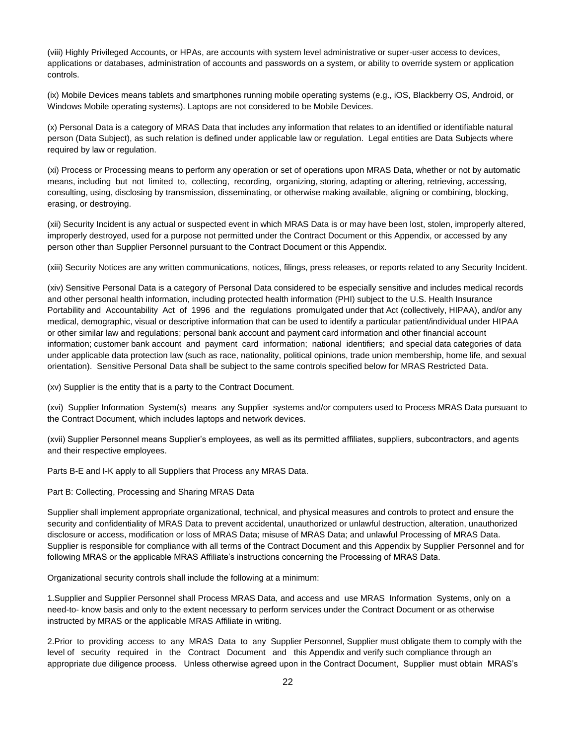(viii) Highly Privileged Accounts, or HPAs, are accounts with system level administrative or super-user access to devices, applications or databases, administration of accounts and passwords on a system, or ability to override system or application controls.

(ix) Mobile Devices means tablets and smartphones running mobile operating systems (e.g., iOS, Blackberry OS, Android, or Windows Mobile operating systems). Laptops are not considered to be Mobile Devices.

(x) Personal Data is a category of MRAS Data that includes any information that relates to an identified or identifiable natural person (Data Subject), as such relation is defined under applicable law or regulation. Legal entities are Data Subjects where required by law or regulation.

(xi) Process or Processing means to perform any operation or set of operations upon MRAS Data, whether or not by automatic means, including but not limited to, collecting, recording, organizing, storing, adapting or altering, retrieving, accessing, consulting, using, disclosing by transmission, disseminating, or otherwise making available, aligning or combining, blocking, erasing, or destroying.

(xii) Security Incident is any actual or suspected event in which MRAS Data is or may have been lost, stolen, improperly altered, improperly destroyed, used for a purpose not permitted under the Contract Document or this Appendix, or accessed by any person other than Supplier Personnel pursuant to the Contract Document or this Appendix.

(xiii) Security Notices are any written communications, notices, filings, press releases, or reports related to any Security Incident.

(xiv) Sensitive Personal Data is a category of Personal Data considered to be especially sensitive and includes medical records and other personal health information, including protected health information (PHI) subject to the U.S. Health Insurance Portability and Accountability Act of 1996 and the regulations promulgated under that Act (collectively, HIPAA), and/or any medical, demographic, visual or descriptive information that can be used to identify a particular patient/individual under HIPAA or other similar law and regulations; personal bank account and payment card information and other financial account information; customer bank account and payment card information; national identifiers; and special data categories of data under applicable data protection law (such as race, nationality, political opinions, trade union membership, home life, and sexual orientation). Sensitive Personal Data shall be subject to the same controls specified below for MRAS Restricted Data.

(xv) Supplier is the entity that is a party to the Contract Document.

(xvi) Supplier Information System(s) means any Supplier systems and/or computers used to Process MRAS Data pursuant to the Contract Document, which includes laptops and network devices.

(xvii) Supplier Personnel means Supplier's employees, as well as its permitted affiliates, suppliers, subcontractors, and agents and their respective employees.

Parts B-E and I-K apply to all Suppliers that Process any MRAS Data.

Part B: Collecting, Processing and Sharing MRAS Data

Supplier shall implement appropriate organizational, technical, and physical measures and controls to protect and ensure the security and confidentiality of MRAS Data to prevent accidental, unauthorized or unlawful destruction, alteration, unauthorized disclosure or access, modification or loss of MRAS Data; misuse of MRAS Data; and unlawful Processing of MRAS Data. Supplier is responsible for compliance with all terms of the Contract Document and this Appendix by Supplier Personnel and for following MRAS or the applicable MRAS Affiliate's instructions concerning the Processing of MRAS Data.

Organizational security controls shall include the following at a minimum:

1. Supplier and Supplier Personnel shall Process MRAS Data, and access and use MRAS Information Systems, only on a need-to- know basis and only to the extent necessary to perform services under the Contract Document or as otherwise instructed by MRAS or the applicable MRAS Affiliate in writing.

2. Prior to providing access to any MRAS Data to any Supplier Personnel, Supplier must obligate them to comply with the level of security required in the Contract Document and this Appendix and verify such compliance through an appropriate due diligence process. Unless otherwise agreed upon in the Contract Document, Supplier must obtain MRAS's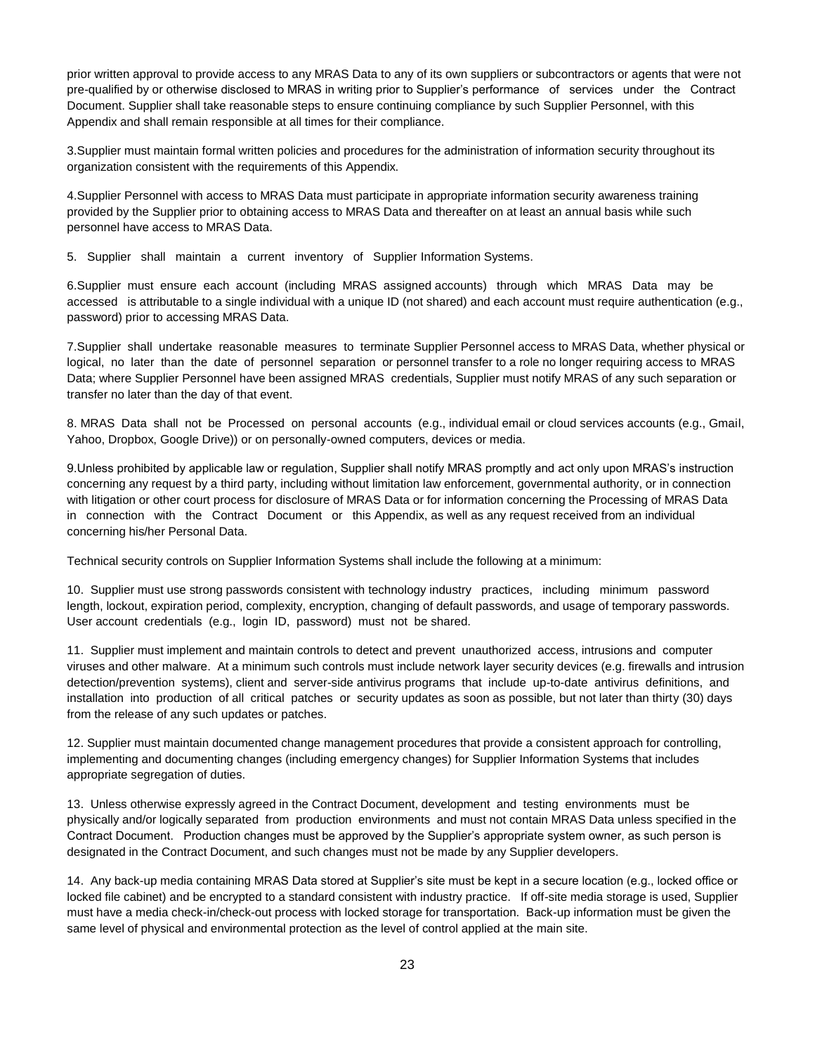prior written approval to provide access to any MRAS Data to any of its own suppliers or subcontractors or agents that were not pre-qualified by or otherwise disclosed to MRAS in writing prior to Supplier's performance of services under the Contract Document. Supplier shall take reasonable steps to ensure continuing compliance by such Supplier Personnel, with this Appendix and shall remain responsible at all times for their compliance.

3.Supplier must maintain formal written policies and procedures for the administration of information security throughout its organization consistent with the requirements of this Appendix.

4.Supplier Personnel with access to MRAS Data must participate in appropriate information security awareness training provided by the Supplier prior to obtaining access to MRAS Data and thereafter on at least an annual basis while such personnel have access to MRAS Data.

5. Supplier shall maintain a current inventory of Supplier Information Systems.

6.Supplier must ensure each account (including MRAS assigned accounts) through which MRAS Data may be accessed is attributable to a single individual with a unique ID (not shared) and each account must require authentication (e.g., password) prior to accessing MRAS Data.

7.Supplier shall undertake reasonable measures to terminate Supplier Personnel access to MRAS Data, whether physical or logical, no later than the date of personnel separation or personnel transfer to a role no longer requiring access to MRAS Data; where Supplier Personnel have been assigned MRAS credentials, Supplier must notify MRAS of any such separation or transfer no later than the day of that event.

8. MRAS Data shall not be Processed on personal accounts (e.g., individual email or cloud services accounts (e.g., Gmail, Yahoo, Dropbox, Google Drive)) or on personally-owned computers, devices or media.

9.Unless prohibited by applicable law or regulation, Supplier shall notify MRAS promptly and act only upon MRAS's instruction concerning any request by a third party, including without limitation law enforcement, governmental authority, or in connection with litigation or other court process for disclosure of MRAS Data or for information concerning the Processing of MRAS Data in connection with the Contract Document or this Appendix, as well as any request received from an individual concerning his/her Personal Data.

Technical security controls on Supplier Information Systems shall include the following at a minimum:

10. Supplier must use strong passwords consistent with technology industry practices, including minimum password length, lockout, expiration period, complexity, encryption, changing of default passwords, and usage of temporary passwords. User account credentials (e.g., login ID, password) must not be shared.

11. Supplier must implement and maintain controls to detect and prevent unauthorized access, intrusions and computer viruses and other malware. At a minimum such controls must include network layer security devices (e.g. firewalls and intrusion detection/prevention systems), client and server-side antivirus programs that include up-to-date antivirus definitions, and installation into production of all critical patches or security updates as soon as possible, but not later than thirty (30) days from the release of any such updates or patches.

12. Supplier must maintain documented change management procedures that provide a consistent approach for controlling, implementing and documenting changes (including emergency changes) for Supplier Information Systems that includes appropriate segregation of duties.

13. Unless otherwise expressly agreed in the Contract Document, development and testing environments must be physically and/or logically separated from production environments and must not contain MRAS Data unless specified in the Contract Document. Production changes must be approved by the Supplier's appropriate system owner, as such person is designated in the Contract Document, and such changes must not be made by any Supplier developers.

14. Any back-up media containing MRAS Data stored at Supplier's site must be kept in a secure location (e.g., locked office or locked file cabinet) and be encrypted to a standard consistent with industry practice. If off-site media storage is used, Supplier must have a media check-in/check-out process with locked storage for transportation. Back-up information must be given the same level of physical and environmental protection as the level of control applied at the main site.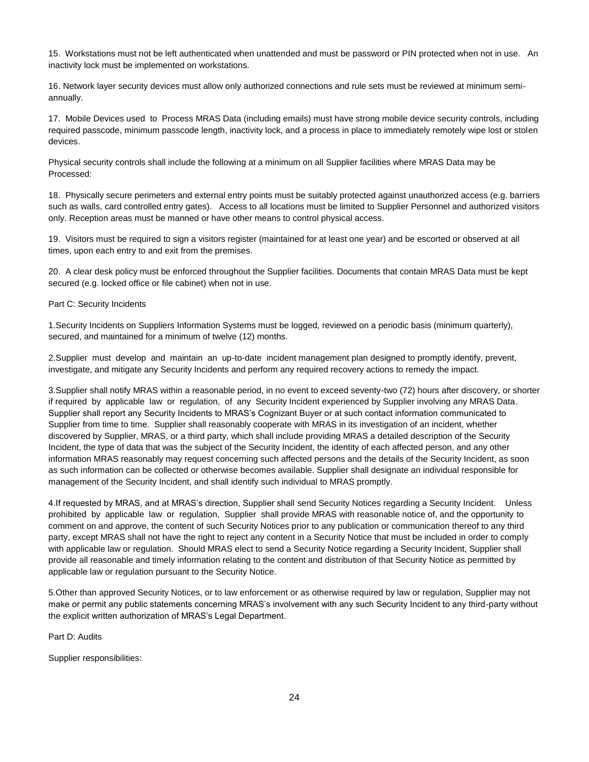15. Workstations must not be left authenticated when unattended and must be password or PIN protected when not in use. An inactivity lock must be implemented on workstations.

16. Network layer security devices must allow only authorized connections and rule sets must be reviewed at minimum semi-annually.

17. Mobile Devices used to Process MRAS Data (including emails) must have strong mobile device security controls, including required passcode, minimum passcode length, inactivity lock, and a process in place to immediately remotely wipe lost or stolen devices.

Physical security controls shall include the following at a minimum on all Supplier facilities where MRAS Data may be Processed:

18. Physically secure perimeters and external entry points must be suitably protected against unauthorized access (e.g. barriers such as walls, card controlled entry gates). Access to all locations must be limited to Supplier Personnel and authorized visitors only. Reception areas must be manned or have other means to control physical access.

19. Visitors must be required to sign a visitors register (maintained for at least one year) and be escorted or observed at all times, upon each entry to and exit from the premises.

20. A clear desk policy must be enforced throughout the Supplier facilities. Documents that contain MRAS Data must be kept secured (e.g. locked office or file cabinet) when not in use.

Part C: Security Incidents

1.Security Incidents on Suppliers Information Systems must be logged, reviewed on a periodic basis (minimum quarterly), secured, and maintained for a minimum of twelve (12) months.

2.Supplier must develop and maintain an up-to-date incident management plan designed to promptly identify, prevent, investigate, and mitigate any Security Incidents and perform any required recovery actions to remedy the impact.

3.Supplier shall notify MRAS within a reasonable period, in no event to exceed seventy-two (72) hours after discovery, or shorter if required by applicable law or regulation, of any Security Incident experienced by Supplier involving any MRAS Data. Supplier shall report any Security Incidents to MRAS's Cognizant Buyer or at such contact information communicated to Supplier from time to time. Supplier shall reasonably cooperate with MRAS in its investigation of an incident, whether discovered by Supplier, MRAS, or a third party, which shall include providing MRAS a detailed description of the Security Incident, the type of data that was the subject of the Security Incident, the identity of each affected person, and any other information MRAS reasonably may request concerning such affected persons and the details of the Security Incident, as soon as such information can be collected or otherwise becomes available. Supplier shall designate an individual responsible for management of the Security Incident, and shall identify such individual to MRAS promptly.

4.If requested by MRAS, and at MRAS's direction, Supplier shall send Security Notices regarding a Security Incident. Unless prohibited by applicable law or regulation, Supplier shall provide MRAS with reasonable notice of, and the opportunity to comment on and approve, the content of such Security Notices prior to any publication or communication thereof to any third party, except MRAS shall not have the right to reject any content in a Security Notice that must be included in order to comply with applicable law or regulation. Should MRAS elect to send a Security Notice regarding a Security Incident, Supplier shall provide all reasonable and timely information relating to the content and distribution of that Security Notice as permitted by applicable law or regulation pursuant to the Security Notice.

5.Other than approved Security Notices, or to law enforcement or as otherwise required by law or regulation, Supplier may not make or permit any public statements concerning MRAS's involvement with any such Security Incident to any third-party without the explicit written authorization of MRAS's Legal Department.

Part D: Audits

Supplier responsibilities: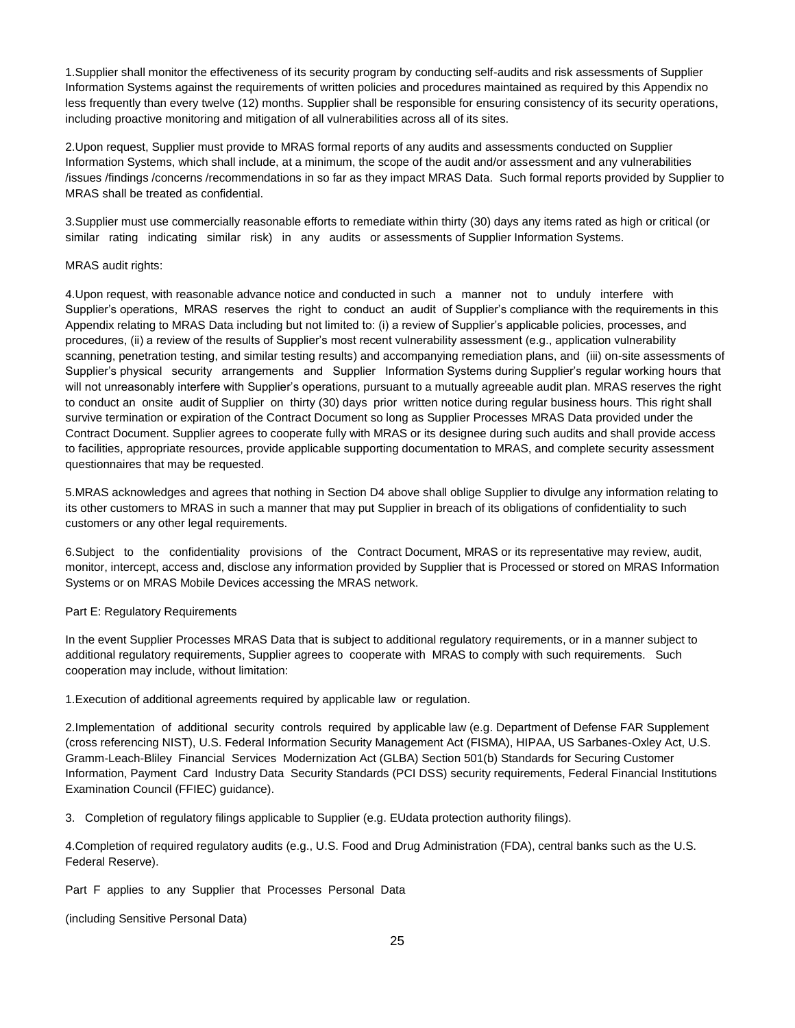1.Supplier shall monitor the effectiveness of its security program by conducting self-audits and risk assessments of Supplier Information Systems against the requirements of written policies and procedures maintained as required by this Appendix no less frequently than every twelve (12) months. Supplier shall be responsible for ensuring consistency of its security operations, including proactive monitoring and mitigation of all vulnerabilities across all of its sites.

2.Upon request, Supplier must provide to MRAS formal reports of any audits and assessments conducted on Supplier Information Systems, which shall include, at a minimum, the scope of the audit and/or assessment and any vulnerabilities /issues /findings /concerns /recommendations in so far as they impact MRAS Data. Such formal reports provided by Supplier to MRAS shall be treated as confidential.

3.Supplier must use commercially reasonable efforts to remediate within thirty (30) days any items rated as high or critical (or similar rating indicating similar risk) in any audits or assessments of Supplier Information Systems.

MRAS audit rights:

4.Upon request, with reasonable advance notice and conducted in such a manner not to unduly interfere with Supplier's operations, MRAS reserves the right to conduct an audit of Supplier's compliance with the requirements in this Appendix relating to MRAS Data including but not limited to: (i) a review of Supplier's applicable policies, processes, and procedures, (ii) a review of the results of Supplier's most recent vulnerability assessment (e.g., application vulnerability scanning, penetration testing, and similar testing results) and accompanying remediation plans, and (iii) on-site assessments of Supplier's physical security arrangements and Supplier Information Systems during Supplier's regular working hours that will not unreasonably interfere with Supplier's operations, pursuant to a mutually agreeable audit plan. MRAS reserves the right to conduct an onsite audit of Supplier on thirty (30) days prior written notice during regular business hours. This right shall survive termination or expiration of the Contract Document so long as Supplier Processes MRAS Data provided under the Contract Document. Supplier agrees to cooperate fully with MRAS or its designee during such audits and shall provide access to facilities, appropriate resources, provide applicable supporting documentation to MRAS, and complete security assessment questionnaires that may be requested.

5.MRAS acknowledges and agrees that nothing in Section D4 above shall oblige Supplier to divulge any information relating to its other customers to MRAS in such a manner that may put Supplier in breach of its obligations of confidentiality to such customers or any other legal requirements.

6.Subject to the confidentiality provisions of the Contract Document, MRAS or its representative may review, audit, monitor, intercept, access and, disclose any information provided by Supplier that is Processed or stored on MRAS Information Systems or on MRAS Mobile Devices accessing the MRAS network.

Part E: Regulatory Requirements

In the event Supplier Processes MRAS Data that is subject to additional regulatory requirements, or in a manner subject to additional regulatory requirements, Supplier agrees to cooperate with MRAS to comply with such requirements. Such cooperation may include, without limitation:

1.Execution of additional agreements required by applicable law or regulation.

2.Implementation of additional security controls required by applicable law (e.g. Department of Defense FAR Supplement (cross referencing NIST), U.S. Federal Information Security Management Act (FISMA), HIPAA, US Sarbanes-Oxley Act, U.S. Gramm-Leach-Bliley Financial Services Modernization Act (GLBA) Section 501(b) Standards for Securing Customer Information, Payment Card Industry Data Security Standards (PCI DSS) security requirements, Federal Financial Institutions Examination Council (FFIEC) guidance).

3. Completion of regulatory filings applicable to Supplier (e.g. EUdata protection authority filings).

4.Completion of required regulatory audits (e.g., U.S. Food and Drug Administration (FDA), central banks such as the U.S. Federal Reserve).

Part F applies to any Supplier that Processes Personal Data

(including Sensitive Personal Data)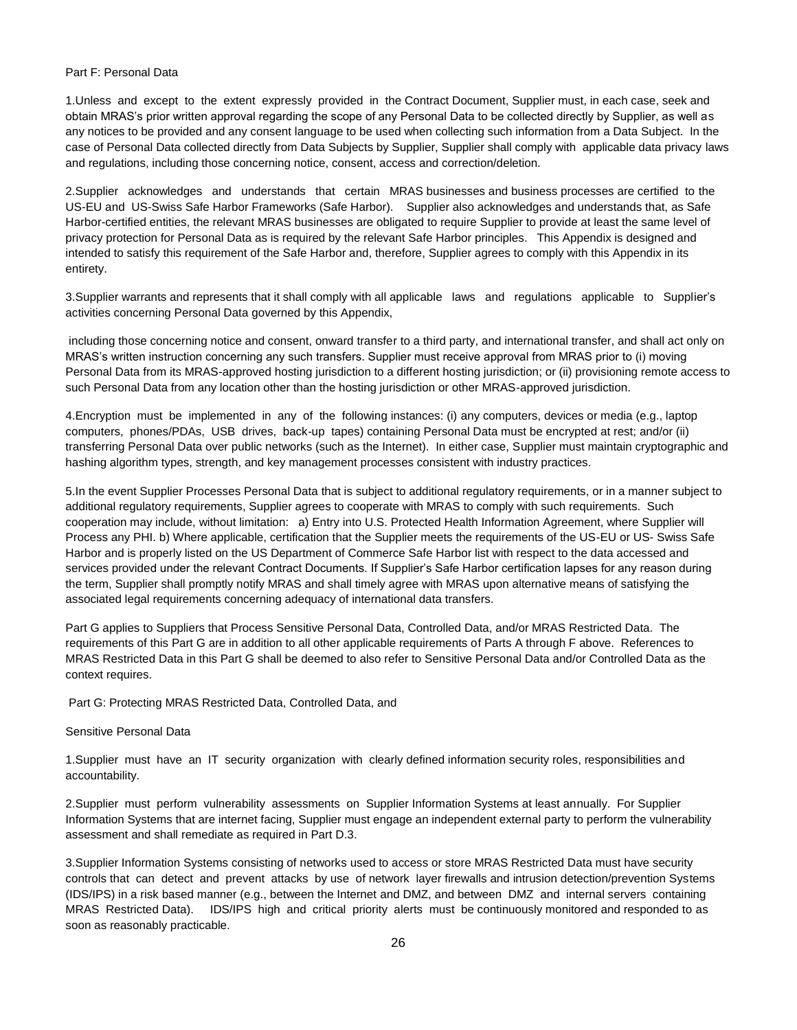## Part F: Personal Data

1.Unless and except to the extent expressly provided in the Contract Document, Supplier must, in each case, seek and obtain MRAS's prior written approval regarding the scope of any Personal Data to be collected directly by Supplier, as well as any notices to be provided and any consent language to be used when collecting such information from a Data Subject. In the case of Personal Data collected directly from Data Subjects by Supplier, Supplier shall comply with applicable data privacy laws and regulations, including those concerning notice, consent, access and correction/deletion.

2.Supplier acknowledges and understands that certain MRAS businesses and business processes are certified to the US-EU and US-Swiss Safe Harbor Frameworks (Safe Harbor). Supplier also acknowledges and understands that, as Safe Harbor-certified entities, the relevant MRAS businesses are obligated to require Supplier to provide at least the same level of privacy protection for Personal Data as is required by the relevant Safe Harbor principles. This Appendix is designed and intended to satisfy this requirement of the Safe Harbor and, therefore, Supplier agrees to comply with this Appendix in its entirety.

3.Supplier warrants and represents that it shall comply with all applicable laws and regulations applicable to Supplier's activities concerning Personal Data governed by this Appendix,

including those concerning notice and consent, onward transfer to a third party, and international transfer, and shall act only on MRAS's written instruction concerning any such transfers. Supplier must receive approval from MRAS prior to (i) moving Personal Data from its MRAS-approved hosting jurisdiction to a different hosting jurisdiction; or (ii) provisioning remote access to such Personal Data from any location other than the hosting jurisdiction or other MRAS-approved jurisdiction.

4.Encryption must be implemented in any of the following instances: (i) any computers, devices or media (e.g., laptop computers, phones/PDAs, USB drives, back-up tapes) containing Personal Data must be encrypted at rest; and/or (ii) transferring Personal Data over public networks (such as the Internet). In either case, Supplier must maintain cryptographic and hashing algorithm types, strength, and key management processes consistent with industry practices.

5.In the event Supplier Processes Personal Data that is subject to additional regulatory requirements, or in a manner subject to additional regulatory requirements, Supplier agrees to cooperate with MRAS to comply with such requirements. Such cooperation may include, without limitation: a) Entry into U.S. Protected Health Information Agreement, where Supplier will Process any PHI. b) Where applicable, certification that the Supplier meets the requirements of the US-EU or US- Swiss Safe Harbor and is properly listed on the US Department of Commerce Safe Harbor list with respect to the data accessed and services provided under the relevant Contract Documents. If Supplier's Safe Harbor certification lapses for any reason during the term, Supplier shall promptly notify MRAS and shall timely agree with MRAS upon alternative means of satisfying the associated legal requirements concerning adequacy of international data transfers.

Part G applies to Suppliers that Process Sensitive Personal Data, Controlled Data, and/or MRAS Restricted Data. The requirements of this Part G are in addition to all other applicable requirements of Parts A through F above. References to MRAS Restricted Data in this Part G shall be deemed to also refer to Sensitive Personal Data and/or Controlled Data as the context requires.

## Part G: Protecting MRAS Restricted Data, Controlled Data, and Sensitive Personal Data

1.Supplier must have an IT security organization with clearly defined information security roles, responsibilities and accountability.

2.Supplier must perform vulnerability assessments on Supplier Information Systems at least annually. For Supplier Information Systems that are internet facing, Supplier must engage an independent external party to perform the vulnerability assessment and shall remediate as required in Part D.3.

3.Supplier Information Systems consisting of networks used to access or store MRAS Restricted Data must have security controls that can detect and prevent attacks by use of network layer firewalls and intrusion detection/prevention Systems (IDS/IPS) in a risk based manner (e.g., between the Internet and DMZ, and between DMZ and internal servers containing MRAS Restricted Data). IDS/IPS high and critical priority alerts must be continuously monitored and responded to as soon as reasonably practicable.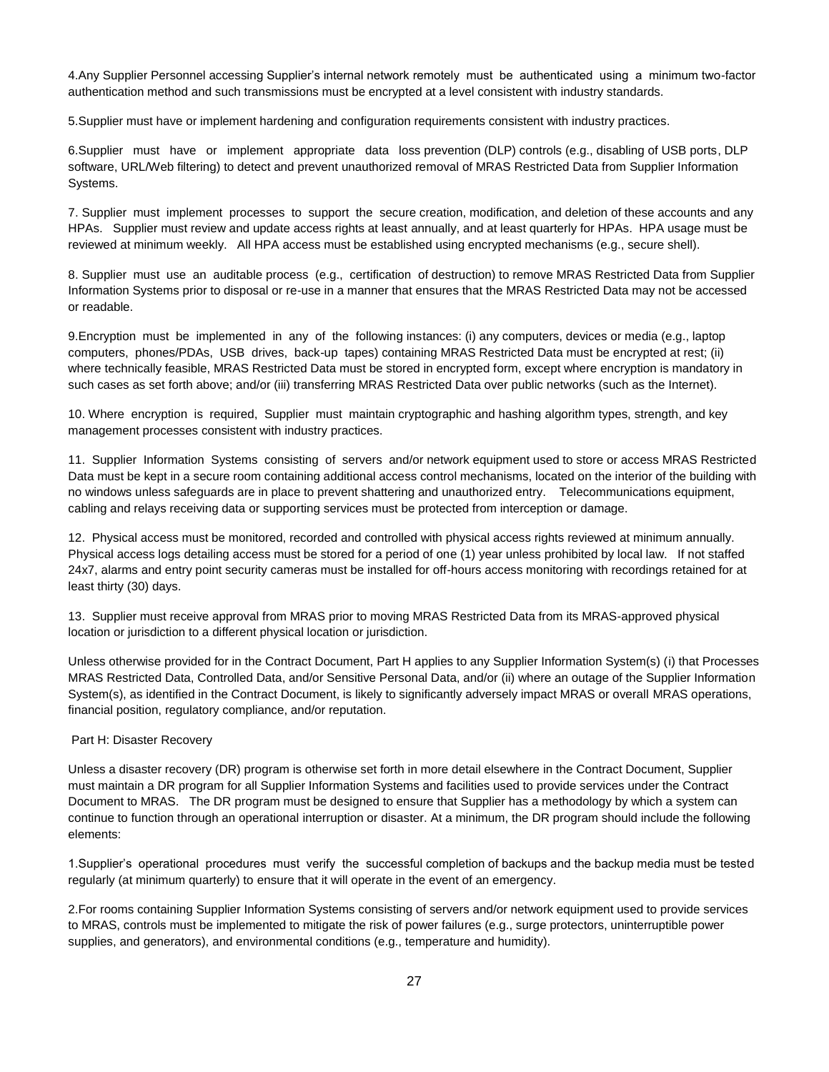4.Any Supplier Personnel accessing Supplier's internal network remotely must be authenticated using a minimum two-factor authentication method and such transmissions must be encrypted at a level consistent with industry standards.

5.Supplier must have or implement hardening and configuration requirements consistent with industry practices.

6.Supplier must have or implement appropriate data loss prevention (DLP) controls (e.g., disabling of USB ports, DLP software, URL/Web filtering) to detect and prevent unauthorized removal of MRAS Restricted Data from Supplier Information Systems.

7. Supplier must implement processes to support the secure creation, modification, and deletion of these accounts and any HPAs. Supplier must review and update access rights at least annually, and at least quarterly for HPAs. HPA usage must be reviewed at minimum weekly. All HPA access must be established using encrypted mechanisms (e.g., secure shell).

8. Supplier must use an auditable process (e.g., certification of destruction) to remove MRAS Restricted Data from Supplier Information Systems prior to disposal or re-use in a manner that ensures that the MRAS Restricted Data may not be accessed or readable.

9.Encryption must be implemented in any of the following instances: (i) any computers, devices or media (e.g., laptop computers, phones/PDAs, USB drives, back-up tapes) containing MRAS Restricted Data must be encrypted at rest; (ii) where technically feasible, MRAS Restricted Data must be stored in encrypted form, except where encryption is mandatory in such cases as set forth above; and/or (iii) transferring MRAS Restricted Data over public networks (such as the Internet).

10. Where encryption is required, Supplier must maintain cryptographic and hashing algorithm types, strength, and key management processes consistent with industry practices.

11. Supplier Information Systems consisting of servers and/or network equipment used to store or access MRAS Restricted Data must be kept in a secure room containing additional access control mechanisms, located on the interior of the building with no windows unless safeguards are in place to prevent shattering and unauthorized entry. Telecommunications equipment, cabling and relays receiving data or supporting services must be protected from interception or damage.

12. Physical access must be monitored, recorded and controlled with physical access rights reviewed at minimum annually. Physical access logs detailing access must be stored for a period of one (1) year unless prohibited by local law. If not staffed 24x7, alarms and entry point security cameras must be installed for off-hours access monitoring with recordings retained for at least thirty (30) days.

13. Supplier must receive approval from MRAS prior to moving MRAS Restricted Data from its MRAS-approved physical location or jurisdiction to a different physical location or jurisdiction.

Unless otherwise provided for in the Contract Document, Part H applies to any Supplier Information System(s) (i) that Processes MRAS Restricted Data, Controlled Data, and/or Sensitive Personal Data, and/or (ii) where an outage of the Supplier Information System(s), as identified in the Contract Document, is likely to significantly adversely impact MRAS or overall MRAS operations, financial position, regulatory compliance, and/or reputation.

## Part H: Disaster Recovery

Unless a disaster recovery (DR) program is otherwise set forth in more detail elsewhere in the Contract Document, Supplier must maintain a DR program for all Supplier Information Systems and facilities used to provide services under the Contract Document to MRAS. The DR program must be designed to ensure that Supplier has a methodology by which a system can continue to function through an operational interruption or disaster. At a minimum, the DR program should include the following elements:

1.Supplier's operational procedures must verify the successful completion of backups and the backup media must be tested regularly (at minimum quarterly) to ensure that it will operate in the event of an emergency.

2.For rooms containing Supplier Information Systems consisting of servers and/or network equipment used to provide services to MRAS, controls must be implemented to mitigate the risk of power failures (e.g., surge protectors, uninterruptible power supplies, and generators), and environmental conditions (e.g., temperature and humidity).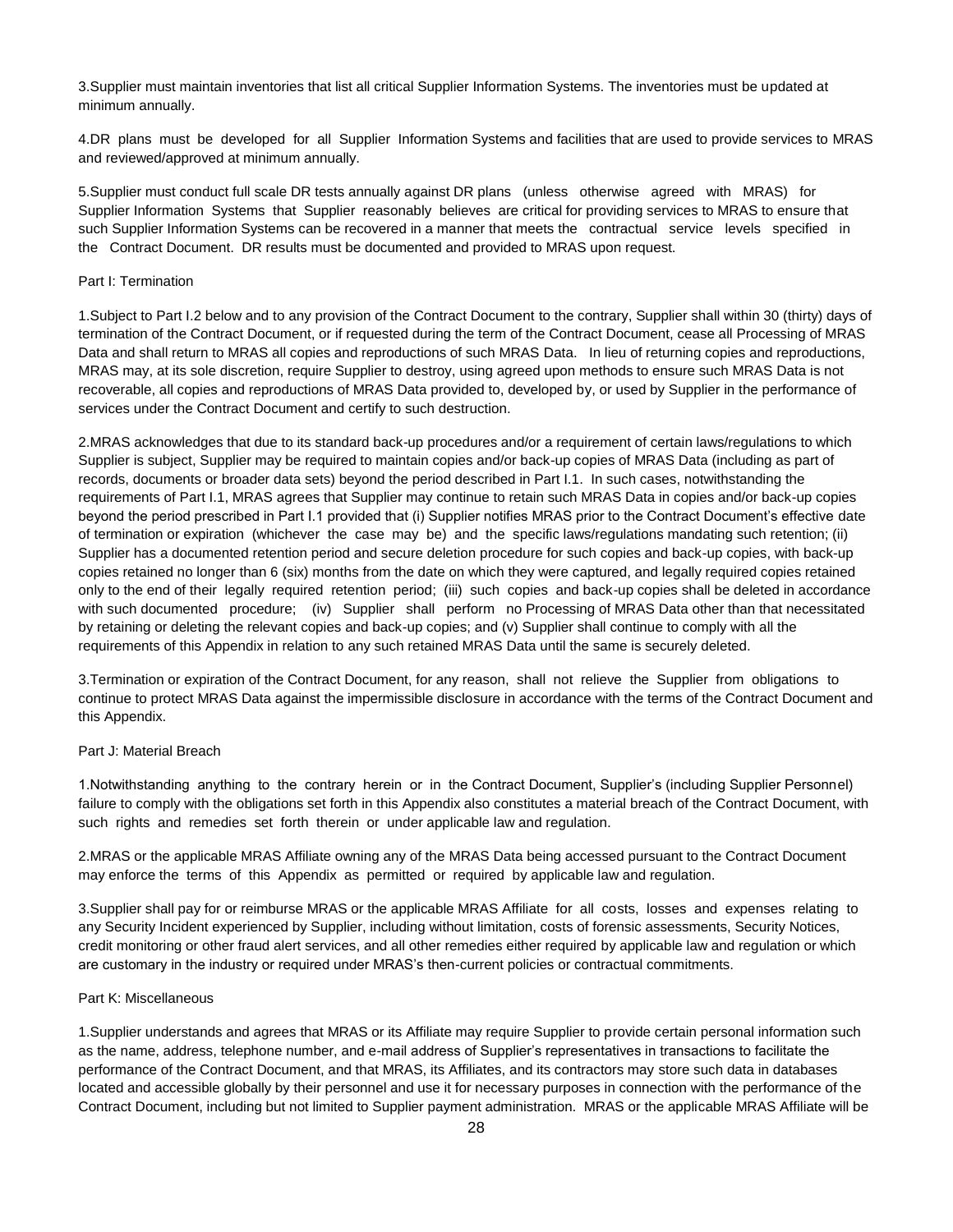3.Supplier must maintain inventories that list all critical Supplier Information Systems. The inventories must be updated at minimum annually.

4.DR plans must be developed for all Supplier Information Systems and facilities that are used to provide services to MRAS and reviewed/approved at minimum annually.

5.Supplier must conduct full scale DR tests annually against DR plans (unless otherwise agreed with MRAS) for Supplier Information Systems that Supplier reasonably believes are critical for providing services to MRAS to ensure that such Supplier Information Systems can be recovered in a manner that meets the contractual service levels specified in the Contract Document. DR results must be documented and provided to MRAS upon request.

Part I: Termination

1.Subject to Part I.2 below and to any provision of the Contract Document to the contrary, Supplier shall within 30 (thirty) days of termination of the Contract Document, or if requested during the term of the Contract Document, cease all Processing of MRAS Data and shall return to MRAS all copies and reproductions of such MRAS Data. In lieu of returning copies and reproductions, MRAS may, at its sole discretion, require Supplier to destroy, using agreed upon methods to ensure such MRAS Data is not recoverable, all copies and reproductions of MRAS Data provided to, developed by, or used by Supplier in the performance of services under the Contract Document and certify to such destruction.

2.MRAS acknowledges that due to its standard back-up procedures and/or a requirement of certain laws/regulations to which Supplier is subject, Supplier may be required to maintain copies and/or back-up copies of MRAS Data (including as part of records, documents or broader data sets) beyond the period described in Part I.1. In such cases, notwithstanding the requirements of Part I.1, MRAS agrees that Supplier may continue to retain such MRAS Data in copies and/or back-up copies beyond the period prescribed in Part I.1 provided that (i) Supplier notifies MRAS prior to the Contract Document's effective date of termination or expiration (whichever the case may be) and the specific laws/regulations mandating such retention; (ii) Supplier has a documented retention period and secure deletion procedure for such copies and back-up copies, with back-up copies retained no longer than 6 (six) months from the date on which they were captured, and legally required copies retained only to the end of their legally required retention period; (iii) such copies and back-up copies shall be deleted in accordance with such documented procedure; (iv) Supplier shall perform no Processing of MRAS Data other than that necessitated by retaining or deleting the relevant copies and back-up copies; and (v) Supplier shall continue to comply with all the requirements of this Appendix in relation to any such retained MRAS Data until the same is securely deleted.

3.Termination or expiration of the Contract Document, for any reason, shall not relieve the Supplier from obligations to continue to protect MRAS Data against the impermissible disclosure in accordance with the terms of the Contract Document and this Appendix.

Part J: Material Breach

1.Notwithstanding anything to the contrary herein or in the Contract Document, Supplier's (including Supplier Personnel) failure to comply with the obligations set forth in this Appendix also constitutes a material breach of the Contract Document, with such rights and remedies set forth therein or under applicable law and regulation.

2.MRAS or the applicable MRAS Affiliate owning any of the MRAS Data being accessed pursuant to the Contract Document may enforce the terms of this Appendix as permitted or required by applicable law and regulation.

3.Supplier shall pay for or reimburse MRAS or the applicable MRAS Affiliate for all costs, losses and expenses relating to any Security Incident experienced by Supplier, including without limitation, costs of forensic assessments, Security Notices, credit monitoring or other fraud alert services, and all other remedies either required by applicable law and regulation or which are customary in the industry or required under MRAS's then-current policies or contractual commitments.

Part K: Miscellaneous

1.Supplier understands and agrees that MRAS or its Affiliate may require Supplier to provide certain personal information such as the name, address, telephone number, and e-mail address of Supplier's representatives in transactions to facilitate the performance of the Contract Document, and that MRAS, its Affiliates, and its contractors may store such data in databases located and accessible globally by their personnel and use it for necessary purposes in connection with the performance of the Contract Document, including but not limited to Supplier payment administration. MRAS or the applicable MRAS Affiliate will be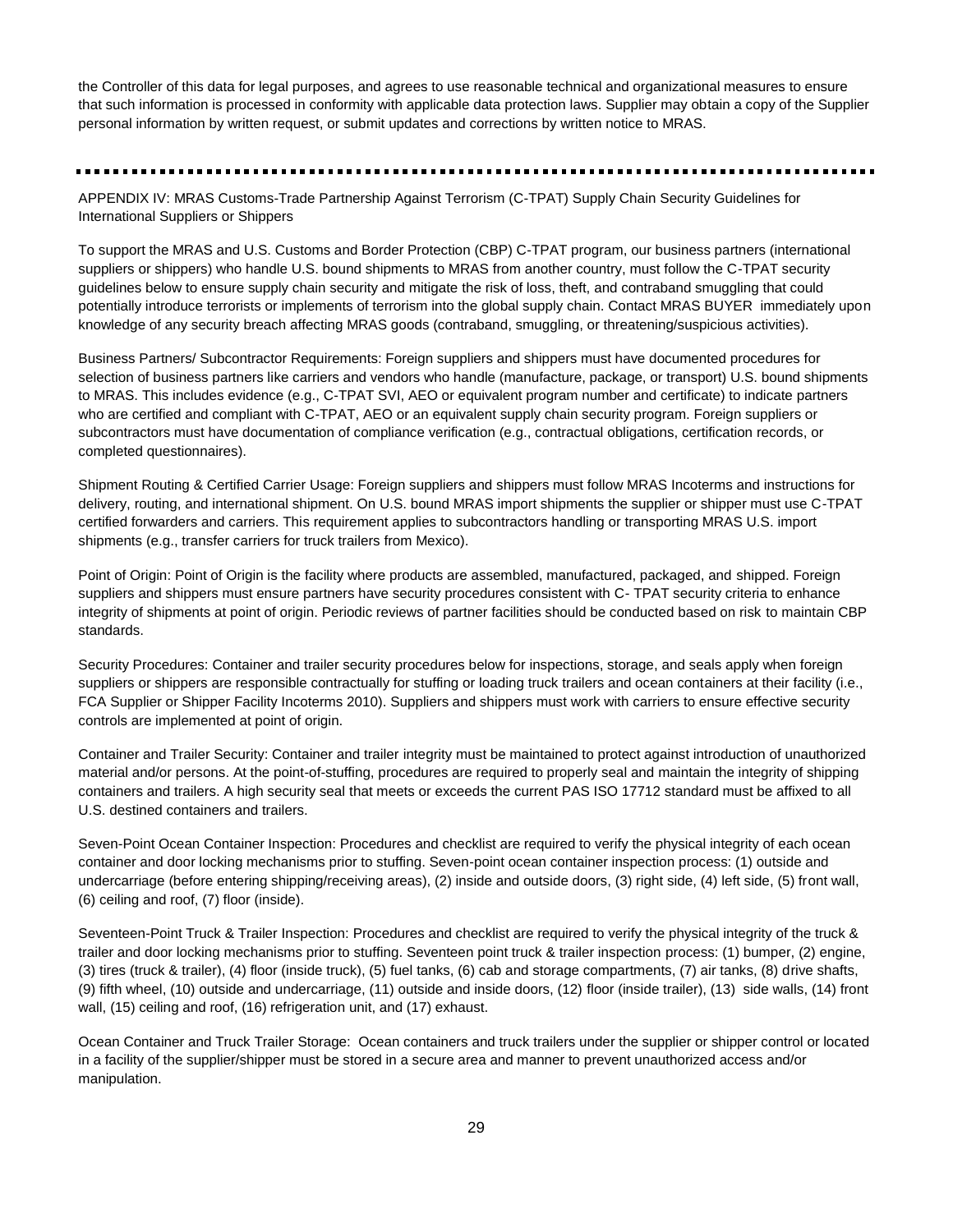the Controller of this data for legal purposes, and agrees to use reasonable technical and organizational measures to ensure that such information is processed in conformity with applicable data protection laws. Supplier may obtain a copy of the Supplier personal information by written request, or submit updates and corrections by written notice to MRAS.

---

APPENDIX IV: MRAS Customs-Trade Partnership Against Terrorism (C-TPAT) Supply Chain Security Guidelines for International Suppliers or Shippers

To support the MRAS and U.S. Customs and Border Protection (CBP) C-TPAT program, our business partners (international suppliers or shippers) who handle U.S. bound shipments to MRAS from another country, must follow the C-TPAT security guidelines below to ensure supply chain security and mitigate the risk of loss, theft, and contraband smuggling that could potentially introduce terrorists or implements of terrorism into the global supply chain. Contact MRAS BUYER immediately upon knowledge of any security breach affecting MRAS goods (contraband, smuggling, or threatening/suspicious activities).

Business Partners/ Subcontractor Requirements: Foreign suppliers and shippers must have documented procedures for selection of business partners like carriers and vendors who handle (manufacture, package, or transport) U.S. bound shipments to MRAS. This includes evidence (e.g., C-TPAT SVI, AEO or equivalent program number and certificate) to indicate partners who are certified and compliant with C-TPAT, AEO or an equivalent supply chain security program. Foreign suppliers or subcontractors must have documentation of compliance verification (e.g., contractual obligations, certification records, or completed questionnaires).

Shipment Routing & Certified Carrier Usage: Foreign suppliers and shippers must follow MRAS Incoterms and instructions for delivery, routing, and international shipment. On U.S. bound MRAS import shipments the supplier or shipper must use C-TPAT certified forwarders and carriers. This requirement applies to subcontractors handling or transporting MRAS U.S. import shipments (e.g., transfer carriers for truck trailers from Mexico).

Point of Origin: Point of Origin is the facility where products are assembled, manufactured, packaged, and shipped. Foreign suppliers and shippers must ensure partners have security procedures consistent with C- TPAT security criteria to enhance integrity of shipments at point of origin. Periodic reviews of partner facilities should be conducted based on risk to maintain CBP standards.

Security Procedures: Container and trailer security procedures below for inspections, storage, and seals apply when foreign suppliers or shippers are responsible contractually for stuffing or loading truck trailers and ocean containers at their facility (i.e., FCA Supplier or Shipper Facility Incoterms 2010). Suppliers and shippers must work with carriers to ensure effective security controls are implemented at point of origin.

Container and Trailer Security: Container and trailer integrity must be maintained to protect against introduction of unauthorized material and/or persons. At the point-of-stuffing, procedures are required to properly seal and maintain the integrity of shipping containers and trailers. A high security seal that meets or exceeds the current PAS ISO 17712 standard must be affixed to all U.S. destined containers and trailers.

Seven-Point Ocean Container Inspection: Procedures and checklist are required to verify the physical integrity of each ocean container and door locking mechanisms prior to stuffing. Seven-point ocean container inspection process: (1) outside and undercarriage (before entering shipping/receiving areas), (2) inside and outside doors, (3) right side, (4) left side, (5) front wall, (6) ceiling and roof, (7) floor (inside).

Seventeen-Point Truck & Trailer Inspection: Procedures and checklist are required to verify the physical integrity of the truck & trailer and door locking mechanisms prior to stuffing. Seventeen point truck & trailer inspection process: (1) bumper, (2) engine, (3) tires (truck & trailer), (4) floor (inside truck), (5) fuel tanks, (6) cab and storage compartments, (7) air tanks, (8) drive shafts, (9) fifth wheel, (10) outside and undercarriage, (11) outside and inside doors, (12) floor (inside trailer), (13) side walls, (14) front wall, (15) ceiling and roof, (16) refrigeration unit, and (17) exhaust.

Ocean Container and Truck Trailer Storage: Ocean containers and truck trailers under the supplier or shipper control or located in a facility of the supplier/shipper must be stored in a secure area and manner to prevent unauthorized access and/or manipulation.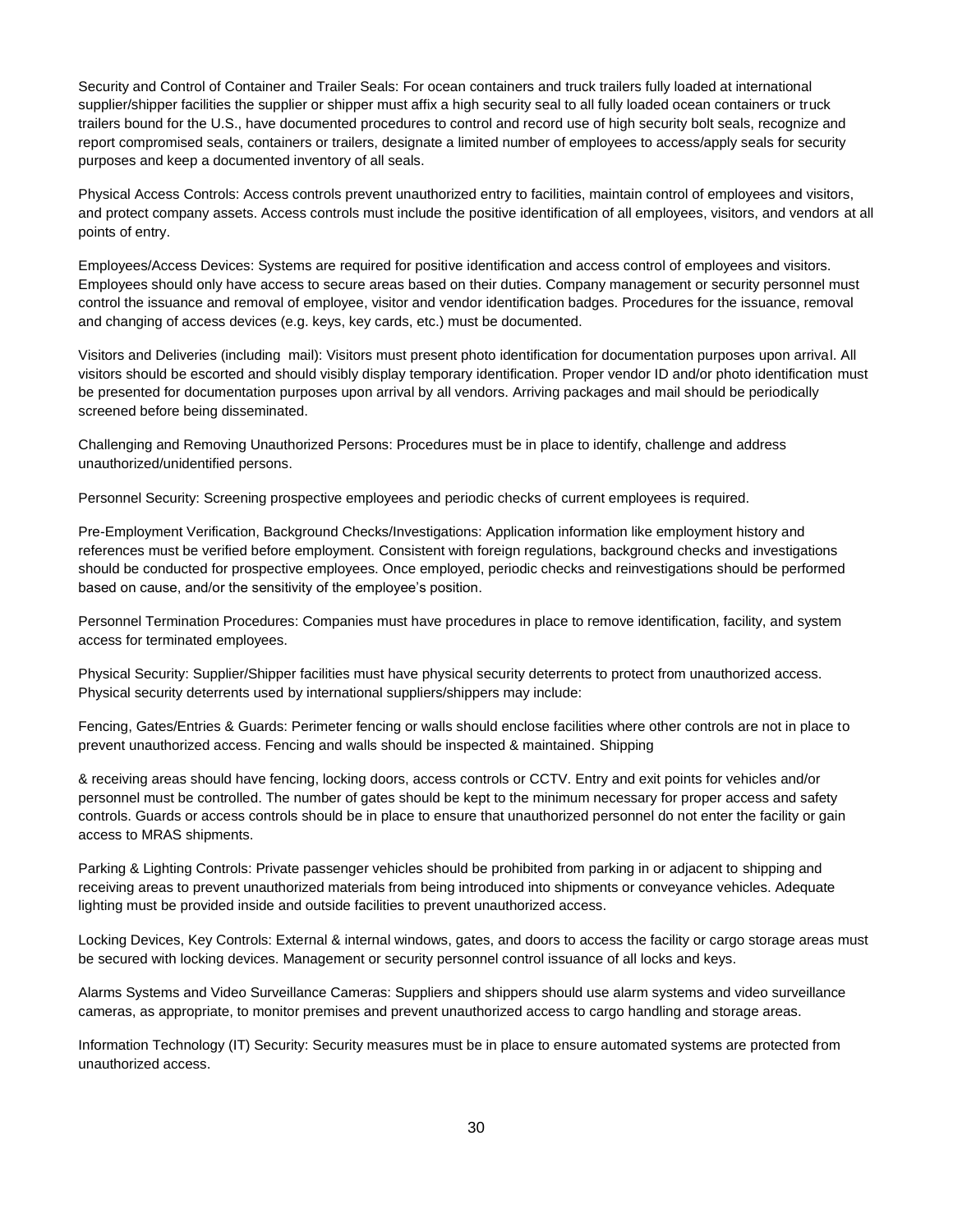Security and Control of Container and Trailer Seals: For ocean containers and truck trailers fully loaded at international supplier/shipper facilities the supplier or shipper must affix a high security seal to all fully loaded ocean containers or truck trailers bound for the U.S., have documented procedures to control and record use of high security bolt seals, recognize and report compromised seals, containers or trailers, designate a limited number of employees to access/apply seals for security purposes and keep a documented inventory of all seals.

Physical Access Controls: Access controls prevent unauthorized entry to facilities, maintain control of employees and visitors, and protect company assets. Access controls must include the positive identification of all employees, visitors, and vendors at all points of entry.

Employees/Access Devices: Systems are required for positive identification and access control of employees and visitors. Employees should only have access to secure areas based on their duties. Company management or security personnel must control the issuance and removal of employee, visitor and vendor identification badges. Procedures for the issuance, removal and changing of access devices (e.g. keys, key cards, etc.) must be documented.

Visitors and Deliveries (including mail): Visitors must present photo identification for documentation purposes upon arrival. All visitors should be escorted and should visibly display temporary identification. Proper vendor ID and/or photo identification must be presented for documentation purposes upon arrival by all vendors. Arriving packages and mail should be periodically screened before being disseminated.

Challenging and Removing Unauthorized Persons: Procedures must be in place to identify, challenge and address unauthorized/unidentified persons.

Personnel Security: Screening prospective employees and periodic checks of current employees is required.

Pre-Employment Verification, Background Checks/Investigations: Application information like employment history and references must be verified before employment. Consistent with foreign regulations, background checks and investigations should be conducted for prospective employees. Once employed, periodic checks and reinvestigations should be performed based on cause, and/or the sensitivity of the employee's position.

Personnel Termination Procedures: Companies must have procedures in place to remove identification, facility, and system access for terminated employees.

Physical Security: Supplier/Shipper facilities must have physical security deterrents to protect from unauthorized access. Physical security deterrents used by international suppliers/shippers may include:

Fencing, Gates/Entries & Guards: Perimeter fencing or walls should enclose facilities where other controls are not in place to prevent unauthorized access. Fencing and walls should be inspected & maintained. Shipping & receiving areas should have fencing, locking doors, access controls or CCTV. Entry and exit points for vehicles and/or personnel must be controlled. The number of gates should be kept to the minimum necessary for proper access and safety controls. Guards or access controls should be in place to ensure that unauthorized personnel do not enter the facility or gain access to MRAS shipments.

Parking & Lighting Controls: Private passenger vehicles should be prohibited from parking in or adjacent to shipping and receiving areas to prevent unauthorized materials from being introduced into shipments or conveyance vehicles. Adequate lighting must be provided inside and outside facilities to prevent unauthorized access.

Locking Devices, Key Controls: External & internal windows, gates, and doors to access the facility or cargo storage areas must be secured with locking devices. Management or security personnel control issuance of all locks and keys.

Alarms Systems and Video Surveillance Cameras: Suppliers and shippers should use alarm systems and video surveillance cameras, as appropriate, to monitor premises and prevent unauthorized access to cargo handling and storage areas.

Information Technology (IT) Security: Security measures must be in place to ensure automated systems are protected from unauthorized access.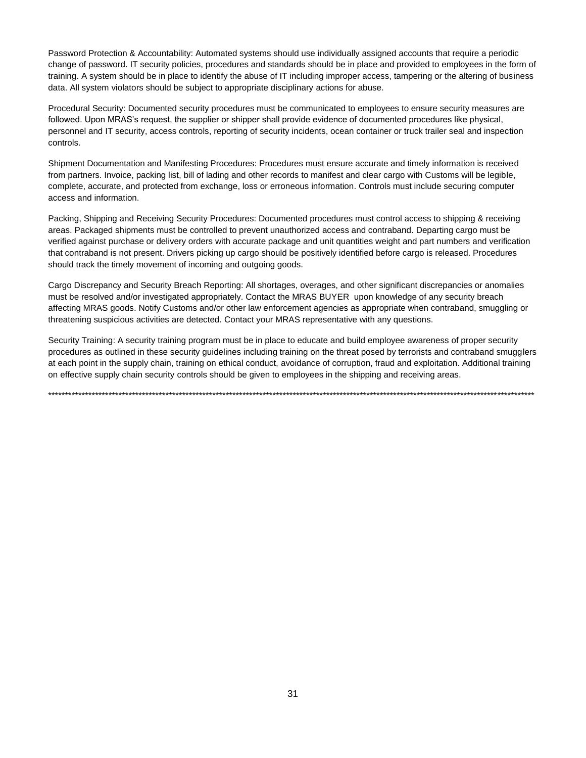Password Protection & Accountability: Automated systems should use individually assigned accounts that require a periodic change of password. IT security policies, procedures and standards should be in place and provided to employees in the form of training. A system should be in place to identify the abuse of IT including improper access, tampering or the altering of business data. All system violators should be subject to appropriate disciplinary actions for abuse.

Procedural Security: Documented security procedures must be communicated to employees to ensure security measures are followed. Upon MRAS's request, the supplier or shipper shall provide evidence of documented procedures like physical, personnel and IT security, access controls, reporting of security incidents, ocean container or truck trailer seal and inspection controls.

Shipment Documentation and Manifesting Procedures: Procedures must ensure accurate and timely information is received from partners. Invoice, packing list, bill of lading and other records to manifest and clear cargo with Customs will be legible, complete, accurate, and protected from exchange, loss or erroneous information. Controls must include securing computer access and information.

Packing, Shipping and Receiving Security Procedures: Documented procedures must control access to shipping & receiving areas. Packaged shipments must be controlled to prevent unauthorized access and contraband. Departing cargo must be verified against purchase or delivery orders with accurate package and unit quantities weight and part numbers and verification that contraband is not present. Drivers picking up cargo should be positively identified before cargo is released. Procedures should track the timely movement of incoming and outgoing goods.

Cargo Discrepancy and Security Breach Reporting: All shortages, overages, and other significant discrepancies or anomalies must be resolved and/or investigated appropriately. Contact the MRAS BUYER upon knowledge of any security breach affecting MRAS goods. Notify Customs and/or other law enforcement agencies as appropriate when contraband, smuggling or threatening suspicious activities are detected. Contact your MRAS representative with any questions.

Security Training: A security training program must be in place to educate and build employee awareness of proper security procedures as outlined in these security guidelines including training on the threat posed by terrorists and contraband smugglers at each point in the supply chain, training on ethical conduct, avoidance of corruption, fraud and exploitation. Additional training on effective supply chain security controls should be given to employees in the shipping and receiving areas.

******************************************************************************************************************************************